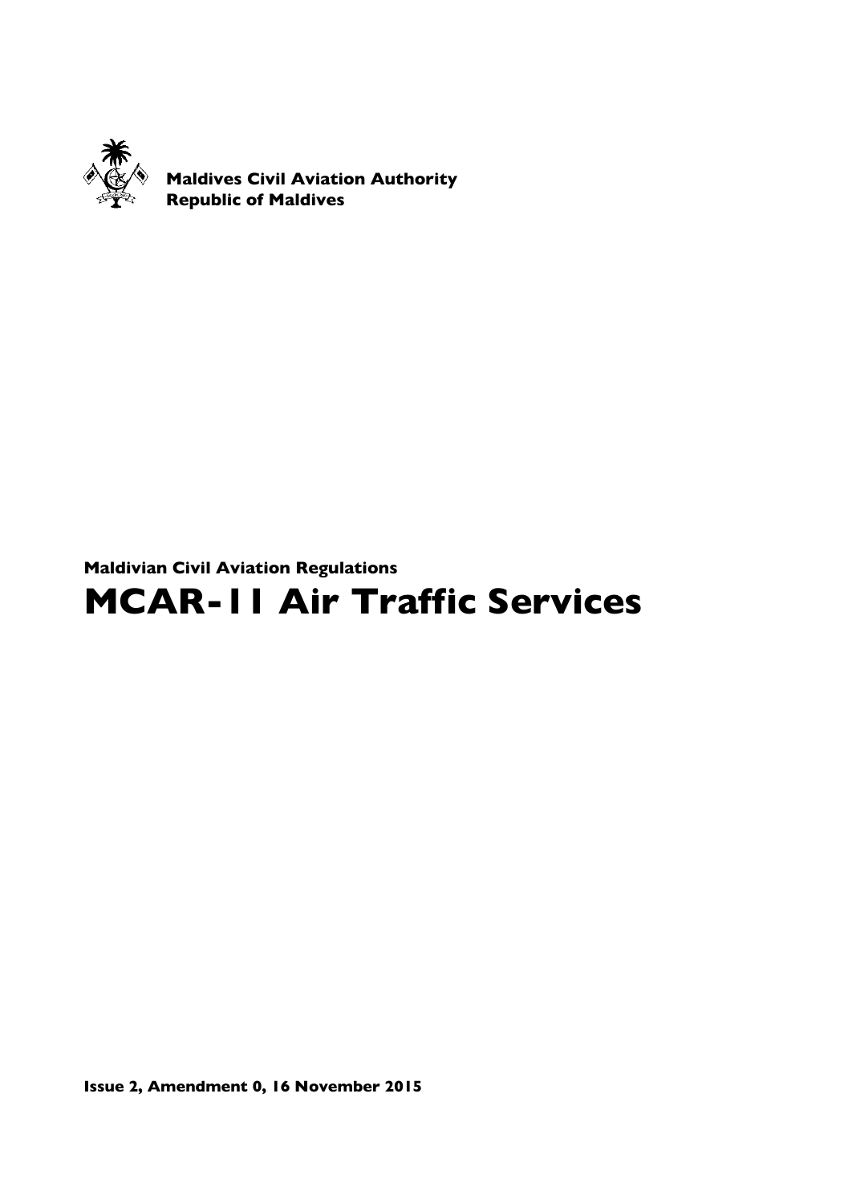**Maldives Civil Aviation Authority**
**Republic of Maldives**

**Maldivian Civil Aviation Regulations**

# MCAR-11 Air Traffic Services

**Issue 2, Amendment 0, 16 November 2015**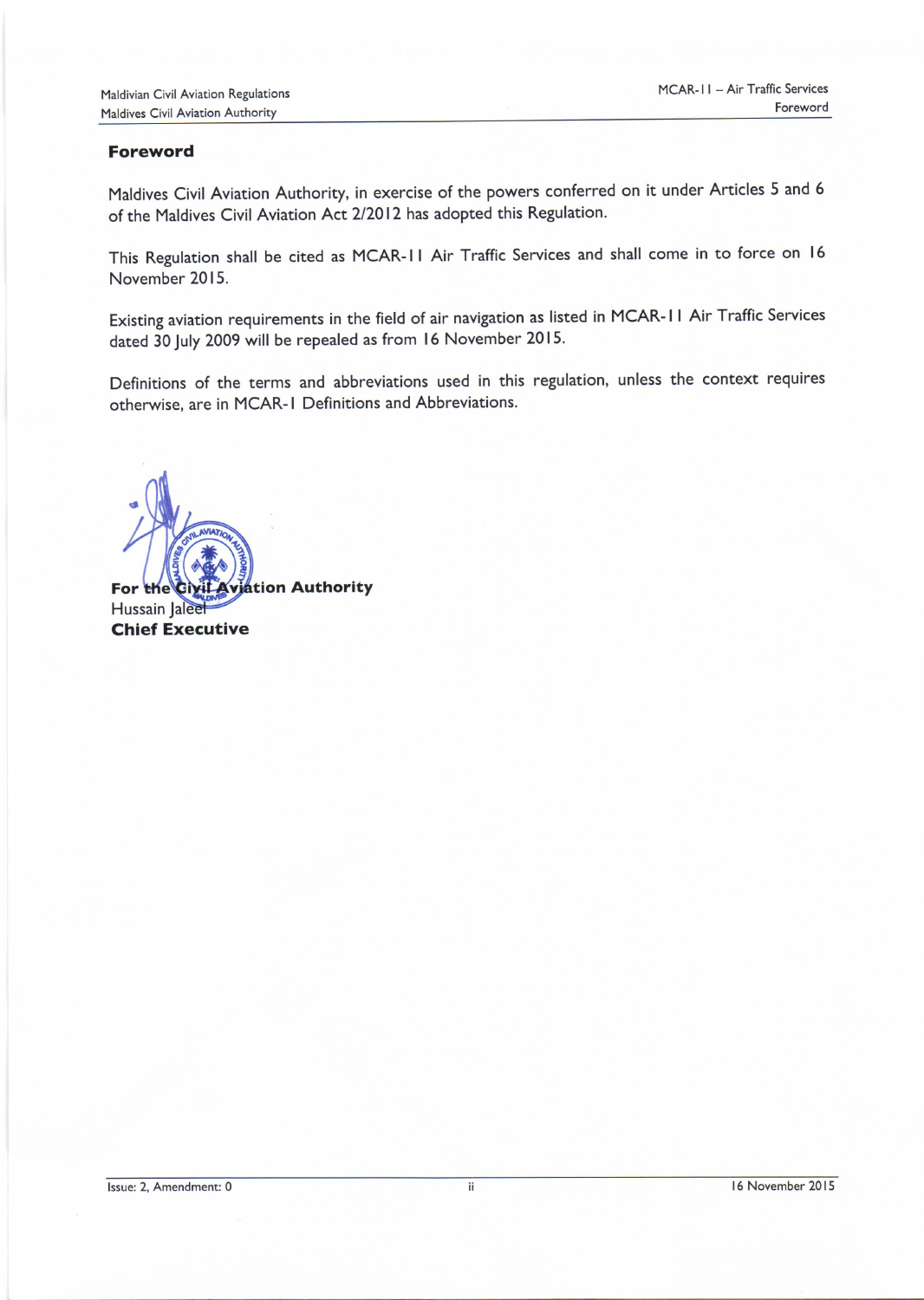## Foreword

Maldives Civil Aviation Authority, in exercise of the powers conferred on it under Articles 5 and 6 of the Maldives Civil Aviation Act 2/2012 has adopted this Regulation.

This Regulation shall be cited as MCAR-11 Air Traffic Services and shall come in to force on 16 November 2015.

Existing aviation requirements in the field of air navigation as listed in MCAR-11 Air Traffic Services dated 30 July 2009 will be repealed as from 16 November 2015.

Definitions of the terms and abbreviations used in this regulation, unless the context requires otherwise, are in MCAR-1 Definitions and Abbreviations.

**For the Civil Aviation Authority**
Hussain Jaleel
**Chief Executive**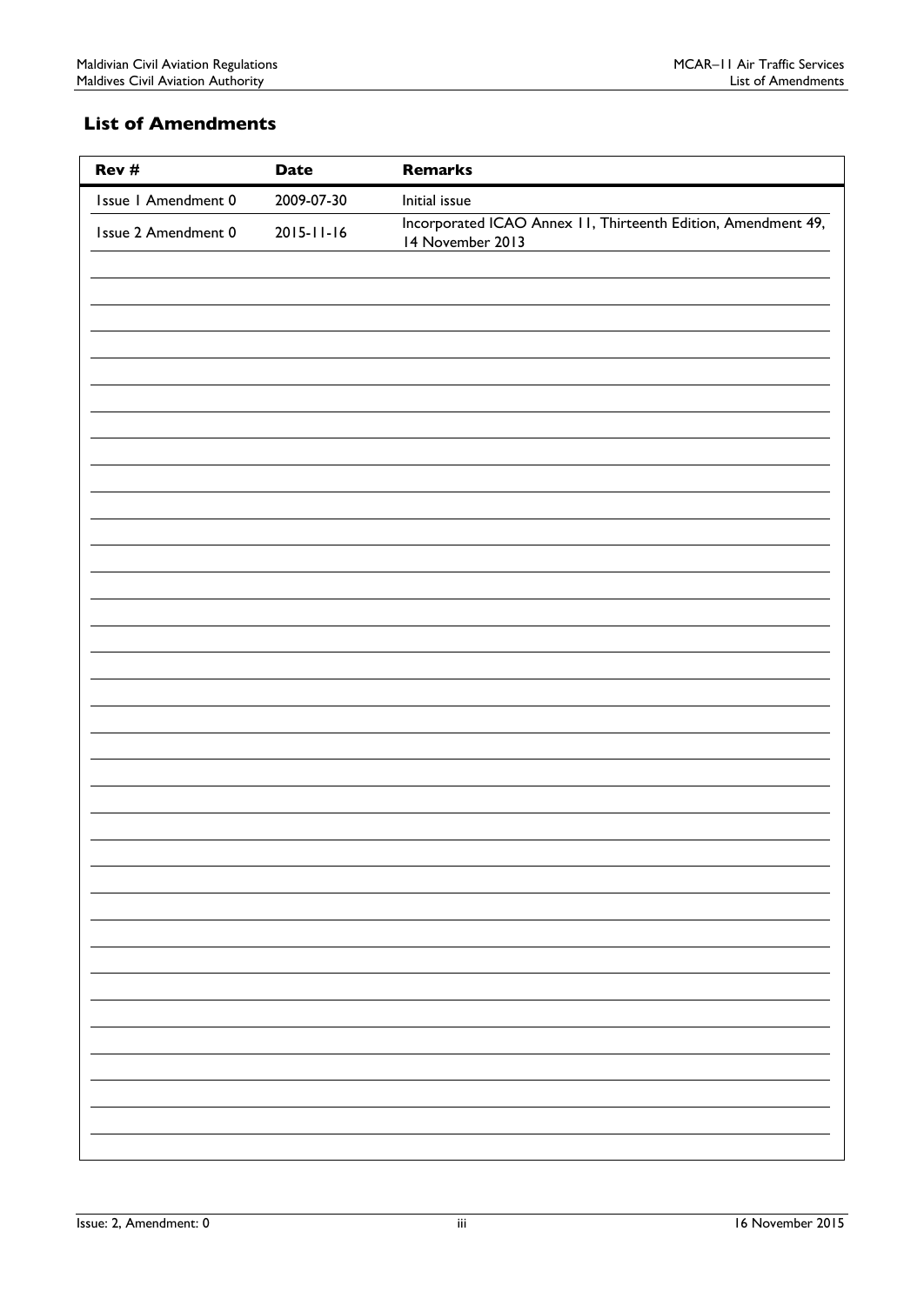## List of Amendments

| Rev # | Date | Remarks |
|---|---|---|
| Issue 1 Amendment 0 | 2009-07-30 | Initial issue |
| Issue 2 Amendment 0 | 2015-11-16 | Incorporated ICAO Annex 11, Thirteenth Edition, Amendment 49, 14 November 2013 |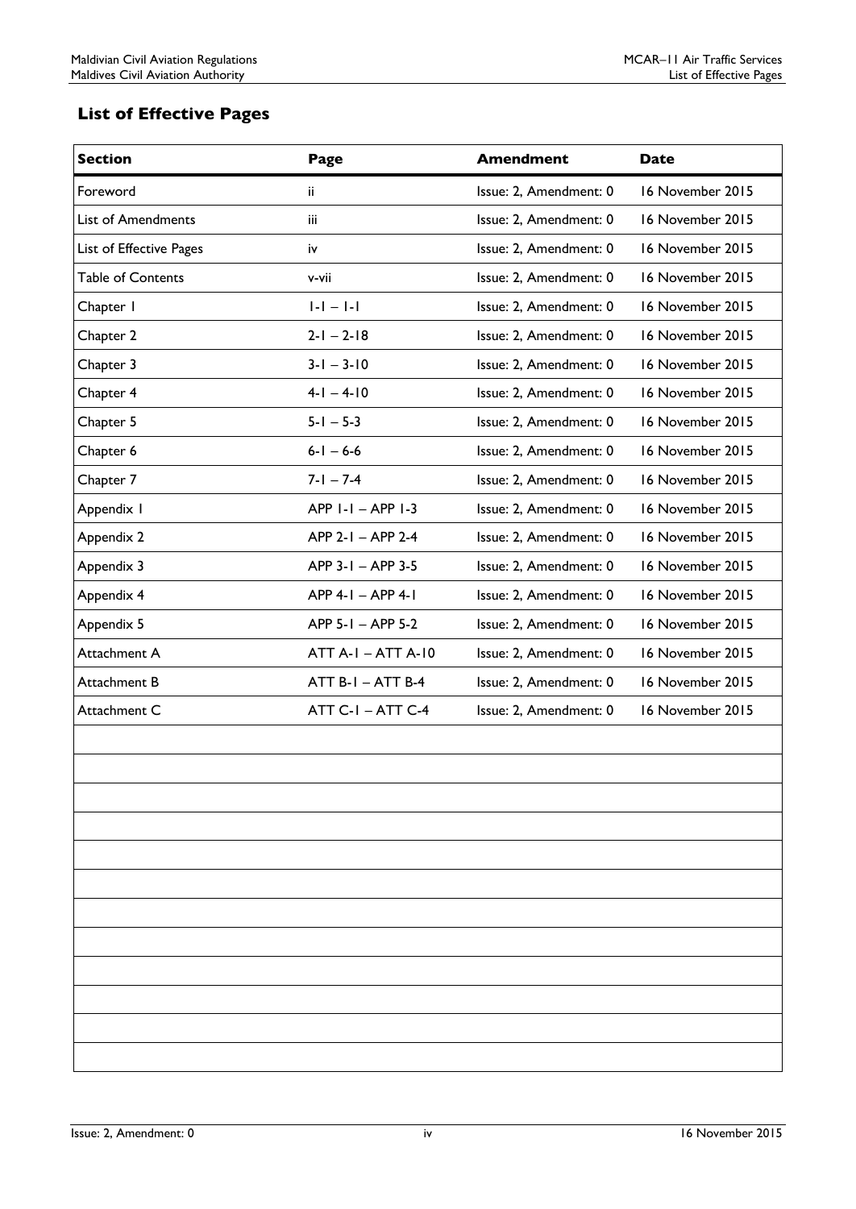## List of Effective Pages

| Section | Page | Amendment | Date |
|---|---|---|---|
| Foreword | ii | Issue: 2, Amendment: 0 | 16 November 2015 |
| List of Amendments | iii | Issue: 2, Amendment: 0 | 16 November 2015 |
| List of Effective Pages | iv | Issue: 2, Amendment: 0 | 16 November 2015 |
| Table of Contents | v-vii | Issue: 2, Amendment: 0 | 16 November 2015 |
| Chapter 1 | 1-1 – 1-1 | Issue: 2, Amendment: 0 | 16 November 2015 |
| Chapter 2 | 2-1 – 2-18 | Issue: 2, Amendment: 0 | 16 November 2015 |
| Chapter 3 | 3-1 – 3-10 | Issue: 2, Amendment: 0 | 16 November 2015 |
| Chapter 4 | 4-1 – 4-10 | Issue: 2, Amendment: 0 | 16 November 2015 |
| Chapter 5 | 5-1 – 5-3 | Issue: 2, Amendment: 0 | 16 November 2015 |
| Chapter 6 | 6-1 – 6-6 | Issue: 2, Amendment: 0 | 16 November 2015 |
| Chapter 7 | 7-1 – 7-4 | Issue: 2, Amendment: 0 | 16 November 2015 |
| Appendix 1 | APP 1-1 – APP 1-3 | Issue: 2, Amendment: 0 | 16 November 2015 |
| Appendix 2 | APP 2-1 – APP 2-4 | Issue: 2, Amendment: 0 | 16 November 2015 |
| Appendix 3 | APP 3-1 – APP 3-5 | Issue: 2, Amendment: 0 | 16 November 2015 |
| Appendix 4 | APP 4-1 – APP 4-1 | Issue: 2, Amendment: 0 | 16 November 2015 |
| Appendix 5 | APP 5-1 – APP 5-2 | Issue: 2, Amendment: 0 | 16 November 2015 |
| Attachment A | ATT A-1 – ATT A-10 | Issue: 2, Amendment: 0 | 16 November 2015 |
| Attachment B | ATT B-1 – ATT B-4 | Issue: 2, Amendment: 0 | 16 November 2015 |
| Attachment C | ATT C-1 – ATT C-4 | Issue: 2, Amendment: 0 | 16 November 2015 |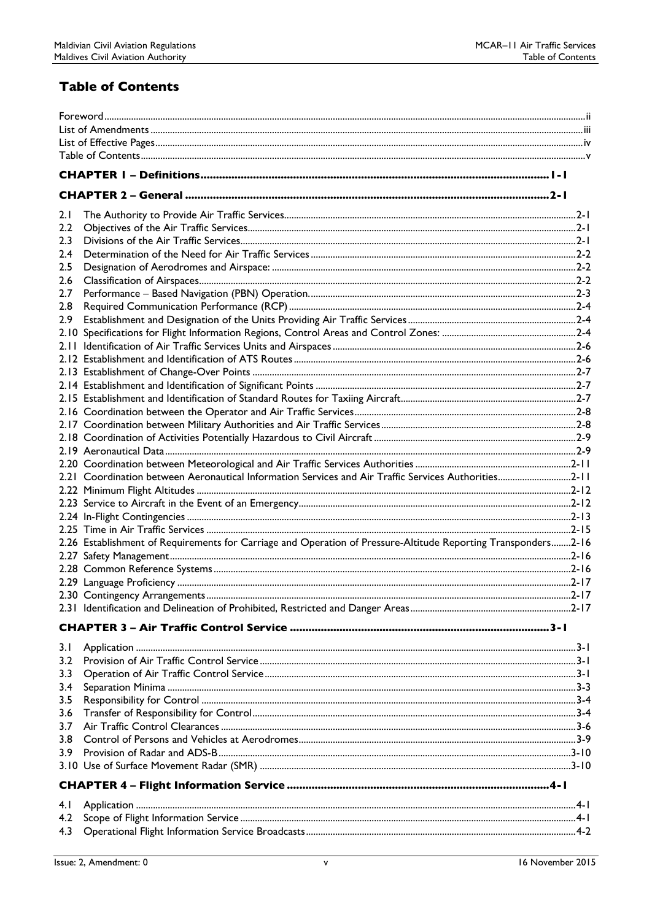## Table of Contents

Foreword ..... ii
List of Amendments ..... iii
List of Effective Pages ..... iv
Table of Contents ..... v

**CHAPTER 1 – Definitions ..... 1-1**

**CHAPTER 2 – General ..... 2-1**

2.1 The Authority to Provide Air Traffic Services ..... 2-1
2.2 Objectives of the Air Traffic Services ..... 2-1
2.3 Divisions of the Air Traffic Services ..... 2-1
2.4 Determination of the Need for Air Traffic Services ..... 2-2
2.5 Designation of Aerodromes and Airspace: ..... 2-2
2.6 Classification of Airspaces ..... 2-2
2.7 Performance – Based Navigation (PBN) Operation ..... 2-3
2.8 Required Communication Performance (RCP) ..... 2-4
2.9 Establishment and Designation of the Units Providing Air Traffic Services ..... 2-4
2.10 Specifications for Flight Information Regions, Control Areas and Control Zones: ..... 2-4
2.11 Identification of Air Traffic Services Units and Airspaces ..... 2-6
2.12 Establishment and Identification of ATS Routes ..... 2-6
2.13 Establishment of Change-Over Points ..... 2-7
2.14 Establishment and Identification of Significant Points ..... 2-7
2.15 Establishment and Identification of Standard Routes for Taxiing Aircraft ..... 2-7
2.16 Coordination between the Operator and Air Traffic Services ..... 2-8
2.17 Coordination between Military Authorities and Air Traffic Services ..... 2-8
2.18 Coordination of Activities Potentially Hazardous to Civil Aircraft ..... 2-9
2.19 Aeronautical Data ..... 2-9
2.20 Coordination between Meteorological and Air Traffic Services Authorities ..... 2-11
2.21 Coordination between Aeronautical Information Services and Air Traffic Services Authorities ..... 2-11
2.22 Minimum Flight Altitudes ..... 2-12
2.23 Service to Aircraft in the Event of an Emergency ..... 2-12
2.24 In-Flight Contingencies ..... 2-13
2.25 Time in Air Traffic Services ..... 2-15
2.26 Establishment of Requirements for Carriage and Operation of Pressure-Altitude Reporting Transponders ..... 2-16
2.27 Safety Management ..... 2-16
2.28 Common Reference Systems ..... 2-16
2.29 Language Proficiency ..... 2-17
2.30 Contingency Arrangements ..... 2-17
2.31 Identification and Delineation of Prohibited, Restricted and Danger Areas ..... 2-17

**CHAPTER 3 – Air Traffic Control Service ..... 3-1**

3.1 Application ..... 3-1
3.2 Provision of Air Traffic Control Service ..... 3-1
3.3 Operation of Air Traffic Control Service ..... 3-1
3.4 Separation Minima ..... 3-3
3.5 Responsibility for Control ..... 3-4
3.6 Transfer of Responsibility for Control ..... 3-4
3.7 Air Traffic Control Clearances ..... 3-6
3.8 Control of Persons and Vehicles at Aerodromes ..... 3-9
3.9 Provision of Radar and ADS-B ..... 3-10
3.10 Use of Surface Movement Radar (SMR) ..... 3-10

**CHAPTER 4 – Flight Information Service ..... 4-1**

4.1 Application ..... 4-1
4.2 Scope of Flight Information Service ..... 4-1
4.3 Operational Flight Information Service Broadcasts ..... 4-2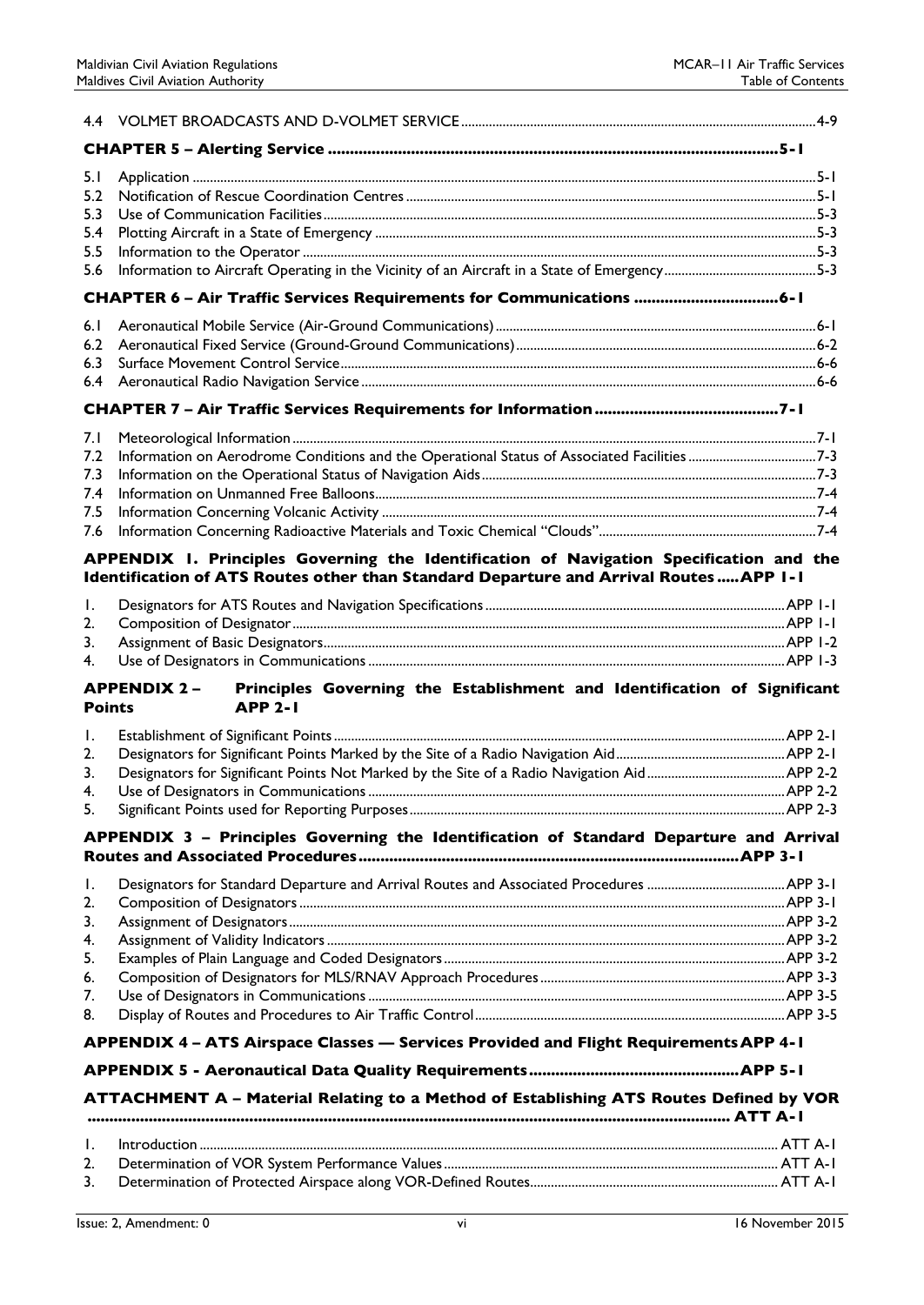4.4 VOLMET BROADCASTS AND D-VOLMET SERVICE ..... 4-9

**CHAPTER 5 – Alerting Service ..... 5-1**

5.1 Application ..... 5-1
5.2 Notification of Rescue Coordination Centres ..... 5-1
5.3 Use of Communication Facilities ..... 5-3
5.4 Plotting Aircraft in a State of Emergency ..... 5-3
5.5 Information to the Operator ..... 5-3
5.6 Information to Aircraft Operating in the Vicinity of an Aircraft in a State of Emergency ..... 5-3

**CHAPTER 6 – Air Traffic Services Requirements for Communications ..... 6-1**

6.1 Aeronautical Mobile Service (Air-Ground Communications) ..... 6-1
6.2 Aeronautical Fixed Service (Ground-Ground Communications) ..... 6-2
6.3 Surface Movement Control Service ..... 6-6
6.4 Aeronautical Radio Navigation Service ..... 6-6

**CHAPTER 7 – Air Traffic Services Requirements for Information ..... 7-1**

7.1 Meteorological Information ..... 7-1
7.2 Information on Aerodrome Conditions and the Operational Status of Associated Facilities ..... 7-3
7.3 Information on the Operational Status of Navigation Aids ..... 7-3
7.4 Information on Unmanned Free Balloons ..... 7-4
7.5 Information Concerning Volcanic Activity ..... 7-4
7.6 Information Concerning Radioactive Materials and Toxic Chemical "Clouds" ..... 7-4

**APPENDIX 1. Principles Governing the Identification of Navigation Specification and the Identification of ATS Routes other than Standard Departure and Arrival Routes ..... APP 1-1**

1. Designators for ATS Routes and Navigation Specifications ..... APP 1-1
2. Composition of Designator ..... APP 1-1
3. Assignment of Basic Designators ..... APP 1-2
4. Use of Designators in Communications ..... APP 1-3

**APPENDIX 2 – Principles Governing the Establishment and Identification of Significant Points ..... APP 2-1**

1. Establishment of Significant Points ..... APP 2-1
2. Designators for Significant Points Marked by the Site of a Radio Navigation Aid ..... APP 2-1
3. Designators for Significant Points Not Marked by the Site of a Radio Navigation Aid ..... APP 2-2
4. Use of Designators in Communications ..... APP 2-2
5. Significant Points used for Reporting Purposes ..... APP 2-3

**APPENDIX 3 – Principles Governing the Identification of Standard Departure and Arrival Routes and Associated Procedures ..... APP 3-1**

1. Designators for Standard Departure and Arrival Routes and Associated Procedures ..... APP 3-1
2. Composition of Designators ..... APP 3-1
3. Assignment of Designators ..... APP 3-2
4. Assignment of Validity Indicators ..... APP 3-2
5. Examples of Plain Language and Coded Designators ..... APP 3-2
6. Composition of Designators for MLS/RNAV Approach Procedures ..... APP 3-3
7. Use of Designators in Communications ..... APP 3-5
8. Display of Routes and Procedures to Air Traffic Control ..... APP 3-5

**APPENDIX 4 – ATS Airspace Classes — Services Provided and Flight Requirements ..... APP 4-1**

**APPENDIX 5 - Aeronautical Data Quality Requirements ..... APP 5-1**

**ATTACHMENT A – Material Relating to a Method of Establishing ATS Routes Defined by VOR ..... ATT A-1**

1. Introduction ..... ATT A-1
2. Determination of VOR System Performance Values ..... ATT A-1
3. Determination of Protected Airspace along VOR-Defined Routes ..... ATT A-1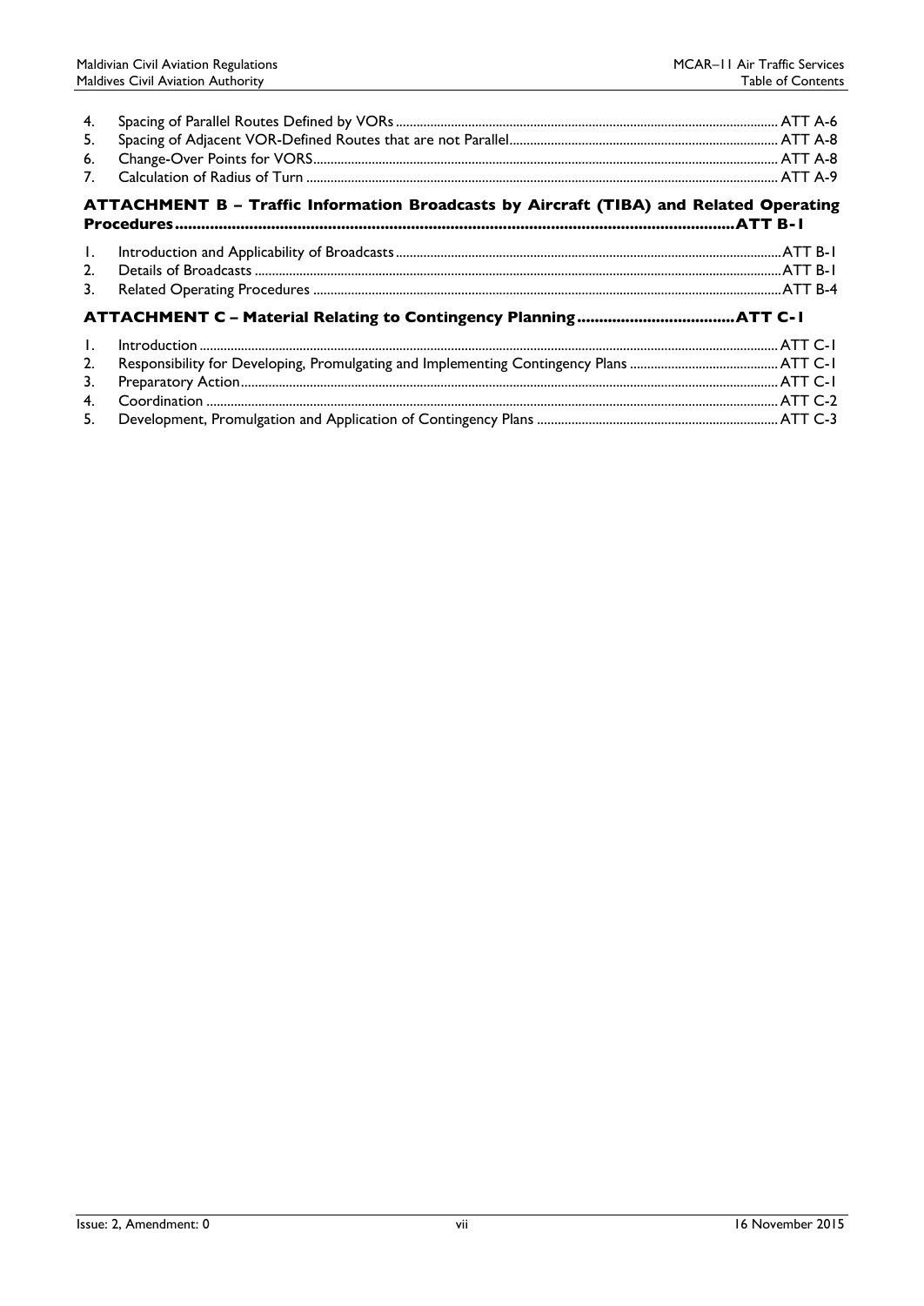4. Spacing of Parallel Routes Defined by VORs ............ ATT A-6
5. Spacing of Adjacent VOR-Defined Routes that are not Parallel ............ ATT A-8
6. Change-Over Points for VORS ............ ATT A-8
7. Calculation of Radius of Turn ............ ATT A-9

**ATTACHMENT B – Traffic Information Broadcasts by Aircraft (TIBA) and Related Operating Procedures ............ ATT B-1**

1. Introduction and Applicability of Broadcasts ............ ATT B-1
2. Details of Broadcasts ............ ATT B-1
3. Related Operating Procedures ............ ATT B-4

**ATTACHMENT C – Material Relating to Contingency Planning ............ ATT C-1**

1. Introduction ............ ATT C-1
2. Responsibility for Developing, Promulgating and Implementing Contingency Plans ............ ATT C-1
3. Preparatory Action ............ ATT C-1
4. Coordination ............ ATT C-2
5. Development, Promulgation and Application of Contingency Plans ............ ATT C-3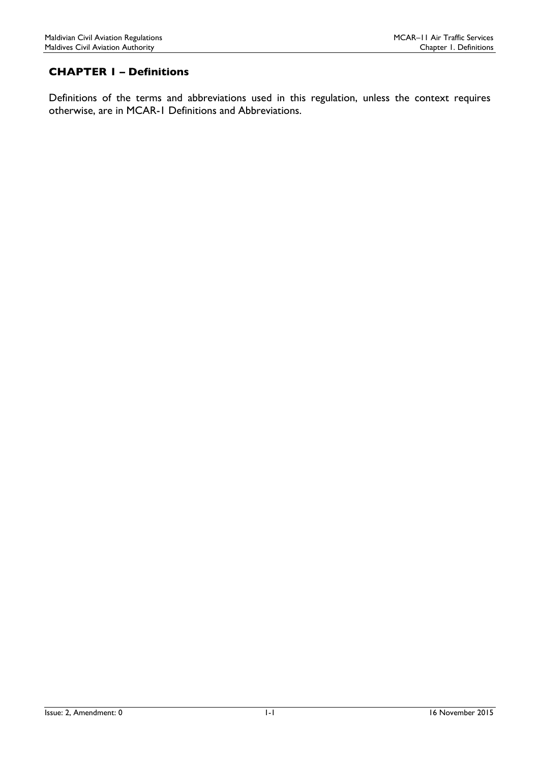## CHAPTER 1 – Definitions

Definitions of the terms and abbreviations used in this regulation, unless the context requires otherwise, are in MCAR-1 Definitions and Abbreviations.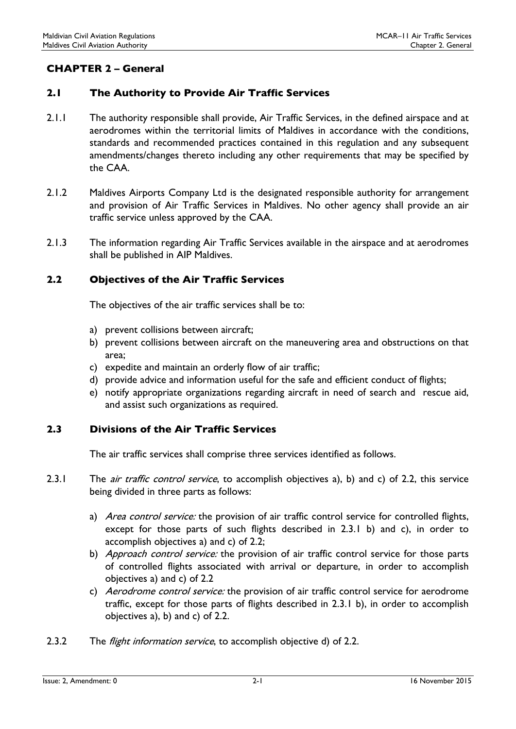# CHAPTER 2 – General

## 2.1 The Authority to Provide Air Traffic Services

2.1.1 The authority responsible shall provide, Air Traffic Services, in the defined airspace and at aerodromes within the territorial limits of Maldives in accordance with the conditions, standards and recommended practices contained in this regulation and any subsequent amendments/changes thereto including any other requirements that may be specified by the CAA.

2.1.2 Maldives Airports Company Ltd is the designated responsible authority for arrangement and provision of Air Traffic Services in Maldives. No other agency shall provide an air traffic service unless approved by the CAA.

2.1.3 The information regarding Air Traffic Services available in the airspace and at aerodromes shall be published in AIP Maldives.

## 2.2 Objectives of the Air Traffic Services

The objectives of the air traffic services shall be to:

a) prevent collisions between aircraft;
b) prevent collisions between aircraft on the maneuvering area and obstructions on that area;
c) expedite and maintain an orderly flow of air traffic;
d) provide advice and information useful for the safe and efficient conduct of flights;
e) notify appropriate organizations regarding aircraft in need of search and rescue aid, and assist such organizations as required.

## 2.3 Divisions of the Air Traffic Services

The air traffic services shall comprise three services identified as follows.

2.3.1 The *air traffic control service*, to accomplish objectives a), b) and c) of 2.2, this service being divided in three parts as follows:

a) *Area control service:* the provision of air traffic control service for controlled flights, except for those parts of such flights described in 2.3.1 b) and c), in order to accomplish objectives a) and c) of 2.2;
b) *Approach control service:* the provision of air traffic control service for those parts of controlled flights associated with arrival or departure, in order to accomplish objectives a) and c) of 2.2
c) *Aerodrome control service:* the provision of air traffic control service for aerodrome traffic, except for those parts of flights described in 2.3.1 b), in order to accomplish objectives a), b) and c) of 2.2.

2.3.2 The *flight information service*, to accomplish objective d) of 2.2.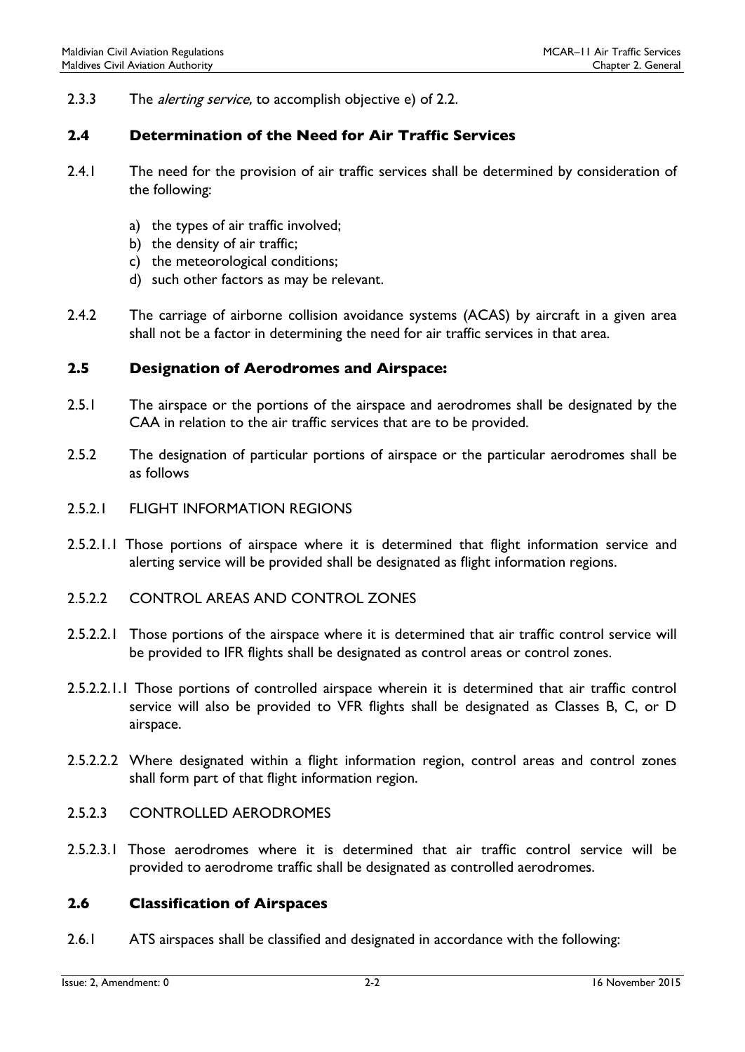2.3.3 The *alerting service,* to accomplish objective e) of 2.2.

## 2.4 Determination of the Need for Air Traffic Services

2.4.1 The need for the provision of air traffic services shall be determined by consideration of the following:

a) the types of air traffic involved;
b) the density of air traffic;
c) the meteorological conditions;
d) such other factors as may be relevant.

2.4.2 The carriage of airborne collision avoidance systems (ACAS) by aircraft in a given area shall not be a factor in determining the need for air traffic services in that area.

## 2.5 Designation of Aerodromes and Airspace:

2.5.1 The airspace or the portions of the airspace and aerodromes shall be designated by the CAA in relation to the air traffic services that are to be provided.

2.5.2 The designation of particular portions of airspace or the particular aerodromes shall be as follows

2.5.2.1 FLIGHT INFORMATION REGIONS

2.5.2.1.1 Those portions of airspace where it is determined that flight information service and alerting service will be provided shall be designated as flight information regions.

2.5.2.2 CONTROL AREAS AND CONTROL ZONES

2.5.2.2.1 Those portions of the airspace where it is determined that air traffic control service will be provided to IFR flights shall be designated as control areas or control zones.

2.5.2.2.1.1 Those portions of controlled airspace wherein it is determined that air traffic control service will also be provided to VFR flights shall be designated as Classes B, C, or D airspace.

2.5.2.2.2 Where designated within a flight information region, control areas and control zones shall form part of that flight information region.

2.5.2.3 CONTROLLED AERODROMES

2.5.2.3.1 Those aerodromes where it is determined that air traffic control service will be provided to aerodrome traffic shall be designated as controlled aerodromes.

## 2.6 Classification of Airspaces

2.6.1 ATS airspaces shall be classified and designated in accordance with the following: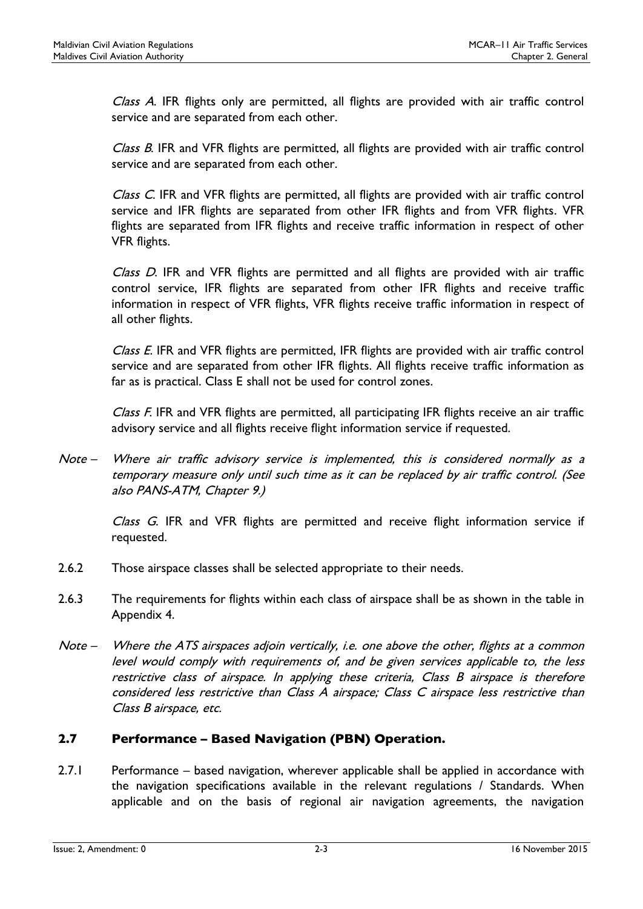*Class A*. IFR flights only are permitted, all flights are provided with air traffic control service and are separated from each other.

*Class B*. IFR and VFR flights are permitted, all flights are provided with air traffic control service and are separated from each other.

*Class C*. IFR and VFR flights are permitted, all flights are provided with air traffic control service and IFR flights are separated from other IFR flights and from VFR flights. VFR flights are separated from IFR flights and receive traffic information in respect of other VFR flights.

*Class D*. IFR and VFR flights are permitted and all flights are provided with air traffic control service, IFR flights are separated from other IFR flights and receive traffic information in respect of VFR flights, VFR flights receive traffic information in respect of all other flights.

*Class E*. IFR and VFR flights are permitted, IFR flights are provided with air traffic control service and are separated from other IFR flights. All flights receive traffic information as far as is practical. Class E shall not be used for control zones.

*Class F*. IFR and VFR flights are permitted, all participating IFR flights receive an air traffic advisory service and all flights receive flight information service if requested.

*Note – Where air traffic advisory service is implemented, this is considered normally as a temporary measure only until such time as it can be replaced by air traffic control. (See also PANS-ATM, Chapter 9.)*

*Class G*. IFR and VFR flights are permitted and receive flight information service if requested.

2.6.2 Those airspace classes shall be selected appropriate to their needs.

2.6.3 The requirements for flights within each class of airspace shall be as shown in the table in Appendix 4.

*Note – Where the ATS airspaces adjoin vertically, i.e. one above the other, flights at a common level would comply with requirements of, and be given services applicable to, the less restrictive class of airspace. In applying these criteria, Class B airspace is therefore considered less restrictive than Class A airspace; Class C airspace less restrictive than Class B airspace, etc.*

## 2.7 Performance – Based Navigation (PBN) Operation.

2.7.1 Performance – based navigation, wherever applicable shall be applied in accordance with the navigation specifications available in the relevant regulations / Standards. When applicable and on the basis of regional air navigation agreements, the navigation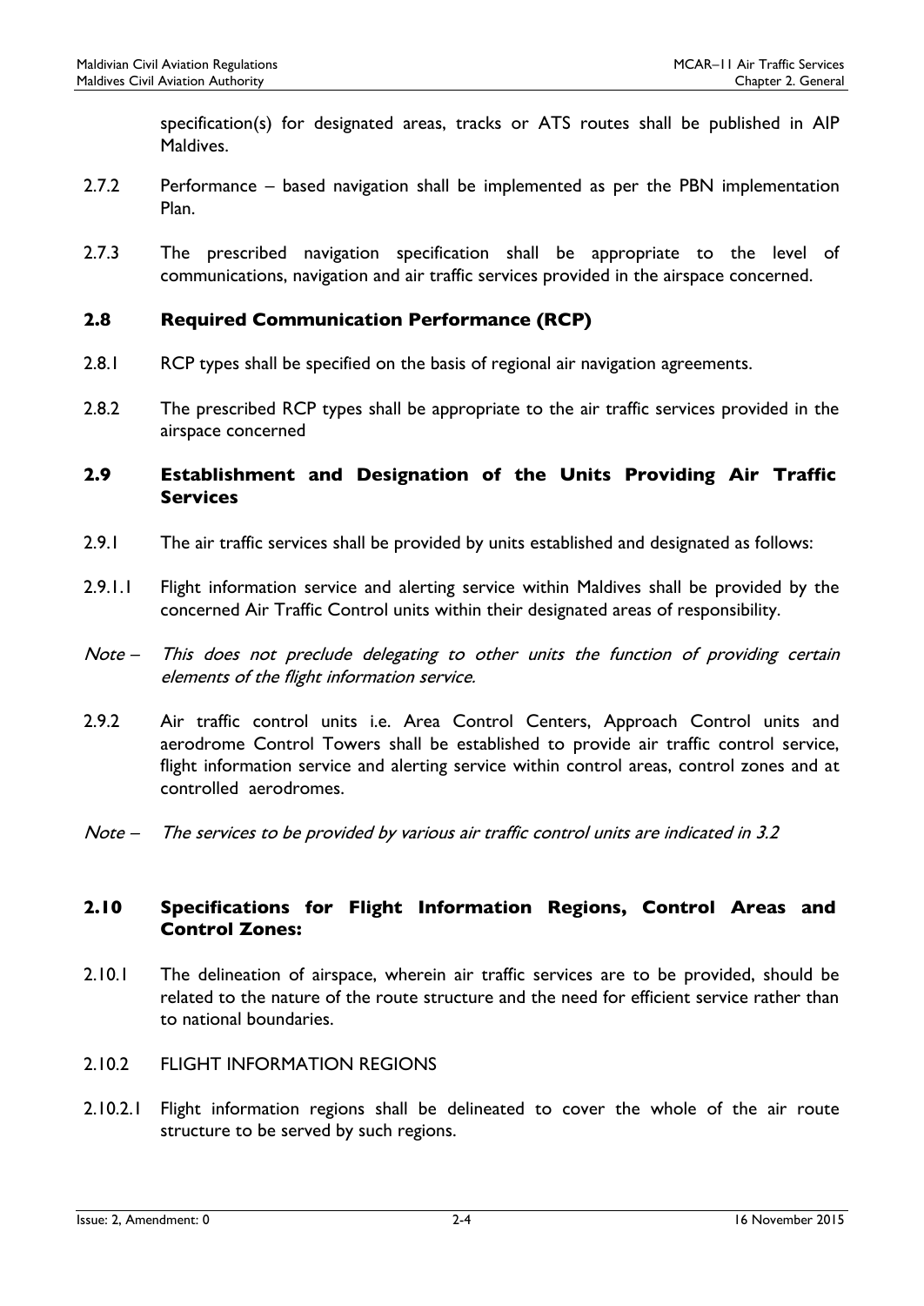specification(s) for designated areas, tracks or ATS routes shall be published in AIP Maldives.

2.7.2 Performance – based navigation shall be implemented as per the PBN implementation Plan.

2.7.3 The prescribed navigation specification shall be appropriate to the level of communications, navigation and air traffic services provided in the airspace concerned.

## 2.8 Required Communication Performance (RCP)

2.8.1 RCP types shall be specified on the basis of regional air navigation agreements.

2.8.2 The prescribed RCP types shall be appropriate to the air traffic services provided in the airspace concerned

## 2.9 Establishment and Designation of the Units Providing Air Traffic Services

2.9.1 The air traffic services shall be provided by units established and designated as follows:

2.9.1.1 Flight information service and alerting service within Maldives shall be provided by the concerned Air Traffic Control units within their designated areas of responsibility.

*Note – This does not preclude delegating to other units the function of providing certain elements of the flight information service.*

2.9.2 Air traffic control units i.e. Area Control Centers, Approach Control units and aerodrome Control Towers shall be established to provide air traffic control service, flight information service and alerting service within control areas, control zones and at controlled aerodromes.

*Note – The services to be provided by various air traffic control units are indicated in 3.2*

## 2.10 Specifications for Flight Information Regions, Control Areas and Control Zones:

2.10.1 The delineation of airspace, wherein air traffic services are to be provided, should be related to the nature of the route structure and the need for efficient service rather than to national boundaries.

2.10.2 FLIGHT INFORMATION REGIONS

2.10.2.1 Flight information regions shall be delineated to cover the whole of the air route structure to be served by such regions.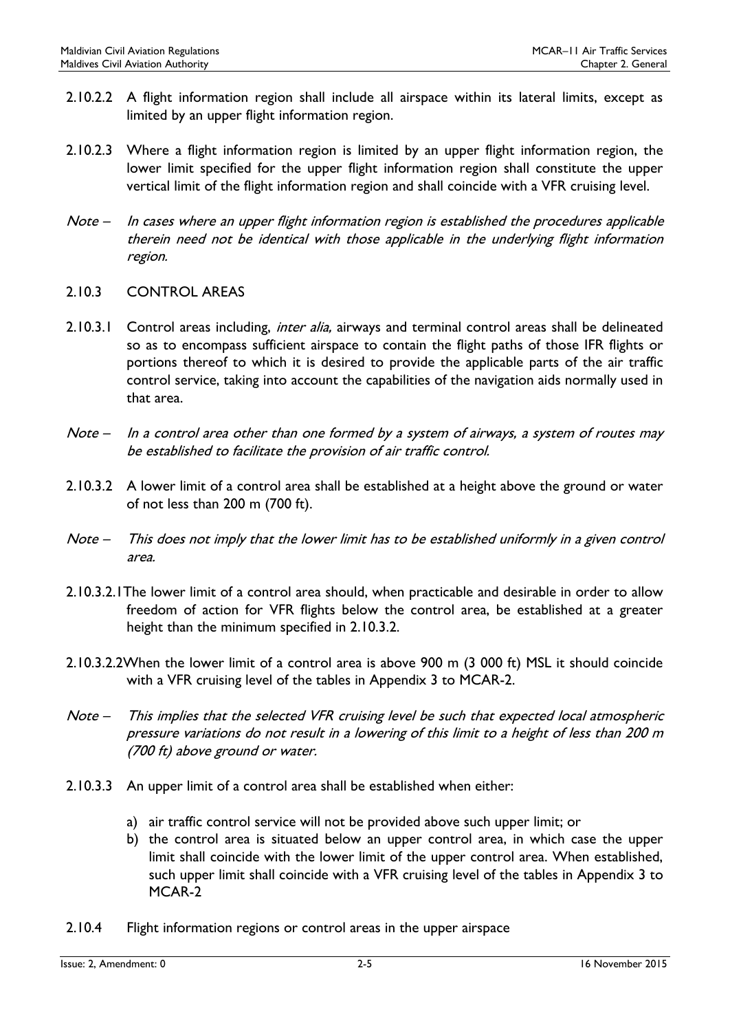2.10.2.2 A flight information region shall include all airspace within its lateral limits, except as limited by an upper flight information region.

2.10.2.3 Where a flight information region is limited by an upper flight information region, the lower limit specified for the upper flight information region shall constitute the upper vertical limit of the flight information region and shall coincide with a VFR cruising level.

*Note – In cases where an upper flight information region is established the procedures applicable therein need not be identical with those applicable in the underlying flight information region.*

### 2.10.3 CONTROL AREAS

2.10.3.1 Control areas including, *inter alia,* airways and terminal control areas shall be delineated so as to encompass sufficient airspace to contain the flight paths of those IFR flights or portions thereof to which it is desired to provide the applicable parts of the air traffic control service, taking into account the capabilities of the navigation aids normally used in that area.

*Note – In a control area other than one formed by a system of airways, a system of routes may be established to facilitate the provision of air traffic control.*

2.10.3.2 A lower limit of a control area shall be established at a height above the ground or water of not less than 200 m (700 ft).

*Note – This does not imply that the lower limit has to be established uniformly in a given control area.*

2.10.3.2.1 The lower limit of a control area should, when practicable and desirable in order to allow freedom of action for VFR flights below the control area, be established at a greater height than the minimum specified in 2.10.3.2.

2.10.3.2.2 When the lower limit of a control area is above 900 m (3 000 ft) MSL it should coincide with a VFR cruising level of the tables in Appendix 3 to MCAR-2.

*Note – This implies that the selected VFR cruising level be such that expected local atmospheric pressure variations do not result in a lowering of this limit to a height of less than 200 m (700 ft) above ground or water.*

2.10.3.3 An upper limit of a control area shall be established when either:

a) air traffic control service will not be provided above such upper limit; or
b) the control area is situated below an upper control area, in which case the upper limit shall coincide with the lower limit of the upper control area. When established, such upper limit shall coincide with a VFR cruising level of the tables in Appendix 3 to MCAR-2

### 2.10.4 Flight information regions or control areas in the upper airspace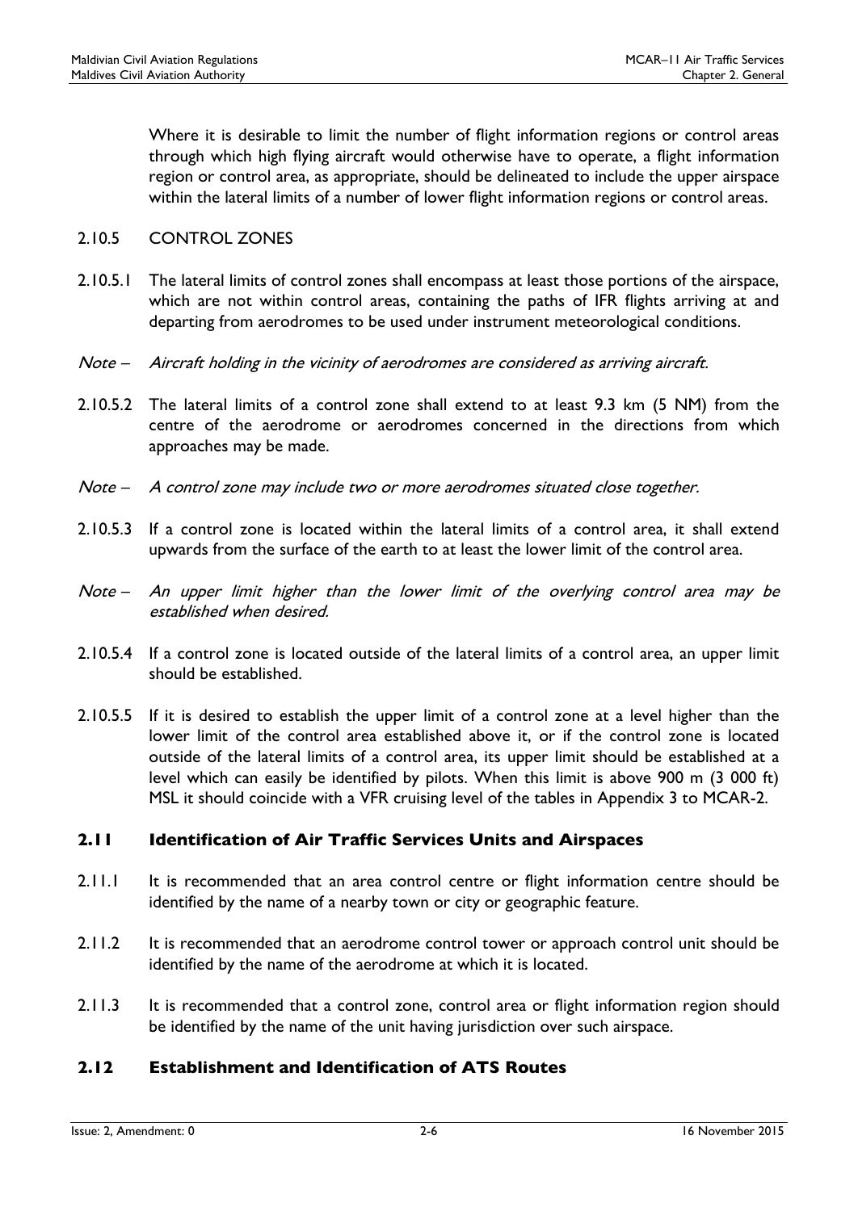Where it is desirable to limit the number of flight information regions or control areas through which high flying aircraft would otherwise have to operate, a flight information region or control area, as appropriate, should be delineated to include the upper airspace within the lateral limits of a number of lower flight information regions or control areas.

### 2.10.5 CONTROL ZONES

2.10.5.1 The lateral limits of control zones shall encompass at least those portions of the airspace, which are not within control areas, containing the paths of IFR flights arriving at and departing from aerodromes to be used under instrument meteorological conditions.

*Note – Aircraft holding in the vicinity of aerodromes are considered as arriving aircraft.*

2.10.5.2 The lateral limits of a control zone shall extend to at least 9.3 km (5 NM) from the centre of the aerodrome or aerodromes concerned in the directions from which approaches may be made.

*Note – A control zone may include two or more aerodromes situated close together.*

2.10.5.3 If a control zone is located within the lateral limits of a control area, it shall extend upwards from the surface of the earth to at least the lower limit of the control area.

*Note – An upper limit higher than the lower limit of the overlying control area may be established when desired.*

2.10.5.4 If a control zone is located outside of the lateral limits of a control area, an upper limit should be established.

2.10.5.5 If it is desired to establish the upper limit of a control zone at a level higher than the lower limit of the control area established above it, or if the control zone is located outside of the lateral limits of a control area, its upper limit should be established at a level which can easily be identified by pilots. When this limit is above 900 m (3 000 ft) MSL it should coincide with a VFR cruising level of the tables in Appendix 3 to MCAR-2.

## 2.11 Identification of Air Traffic Services Units and Airspaces

2.11.1 It is recommended that an area control centre or flight information centre should be identified by the name of a nearby town or city or geographic feature.

2.11.2 It is recommended that an aerodrome control tower or approach control unit should be identified by the name of the aerodrome at which it is located.

2.11.3 It is recommended that a control zone, control area or flight information region should be identified by the name of the unit having jurisdiction over such airspace.

## 2.12 Establishment and Identification of ATS Routes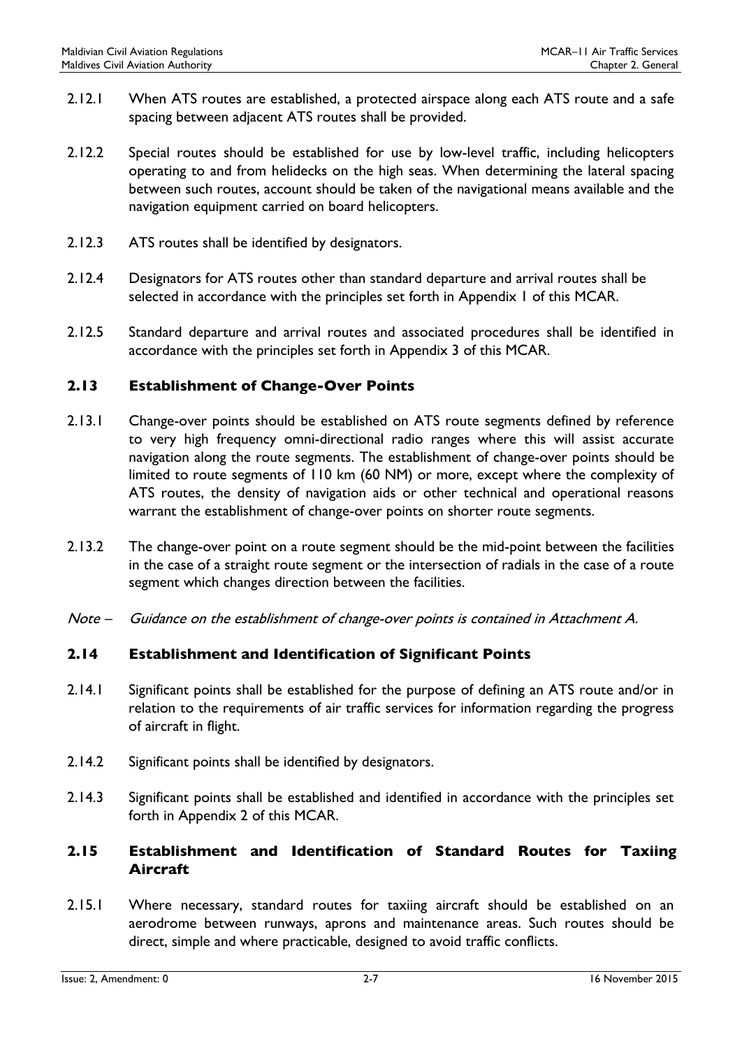2.12.1 When ATS routes are established, a protected airspace along each ATS route and a safe spacing between adjacent ATS routes shall be provided.

2.12.2 Special routes should be established for use by low-level traffic, including helicopters operating to and from helidecks on the high seas. When determining the lateral spacing between such routes, account should be taken of the navigational means available and the navigation equipment carried on board helicopters.

2.12.3 ATS routes shall be identified by designators.

2.12.4 Designators for ATS routes other than standard departure and arrival routes shall be selected in accordance with the principles set forth in Appendix 1 of this MCAR.

2.12.5 Standard departure and arrival routes and associated procedures shall be identified in accordance with the principles set forth in Appendix 3 of this MCAR.

## 2.13 Establishment of Change-Over Points

2.13.1 Change-over points should be established on ATS route segments defined by reference to very high frequency omni-directional radio ranges where this will assist accurate navigation along the route segments. The establishment of change-over points should be limited to route segments of 110 km (60 NM) or more, except where the complexity of ATS routes, the density of navigation aids or other technical and operational reasons warrant the establishment of change-over points on shorter route segments.

2.13.2 The change-over point on a route segment should be the mid-point between the facilities in the case of a straight route segment or the intersection of radials in the case of a route segment which changes direction between the facilities.

*Note – Guidance on the establishment of change-over points is contained in Attachment A.*

## 2.14 Establishment and Identification of Significant Points

2.14.1 Significant points shall be established for the purpose of defining an ATS route and/or in relation to the requirements of air traffic services for information regarding the progress of aircraft in flight.

2.14.2 Significant points shall be identified by designators.

2.14.3 Significant points shall be established and identified in accordance with the principles set forth in Appendix 2 of this MCAR.

## 2.15 Establishment and Identification of Standard Routes for Taxiing Aircraft

2.15.1 Where necessary, standard routes for taxiing aircraft should be established on an aerodrome between runways, aprons and maintenance areas. Such routes should be direct, simple and where practicable, designed to avoid traffic conflicts.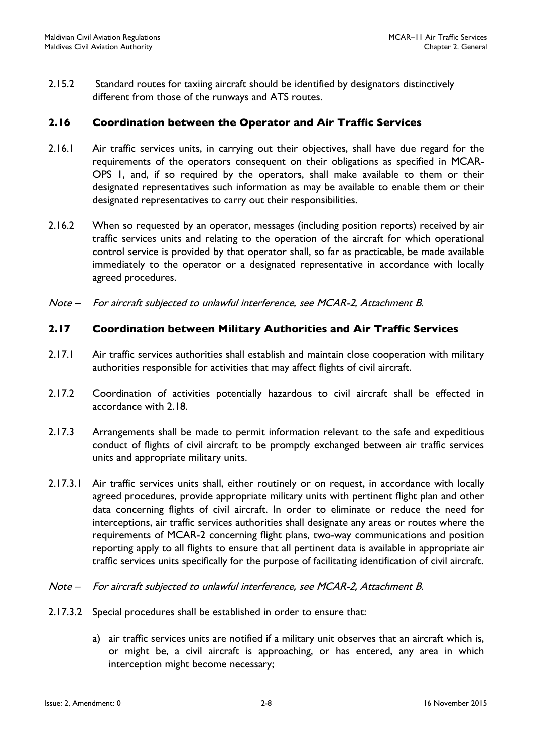2.15.2 Standard routes for taxiing aircraft should be identified by designators distinctively different from those of the runways and ATS routes.

## 2.16 Coordination between the Operator and Air Traffic Services

2.16.1 Air traffic services units, in carrying out their objectives, shall have due regard for the requirements of the operators consequent on their obligations as specified in MCAR-OPS 1, and, if so required by the operators, shall make available to them or their designated representatives such information as may be available to enable them or their designated representatives to carry out their responsibilities.

2.16.2 When so requested by an operator, messages (including position reports) received by air traffic services units and relating to the operation of the aircraft for which operational control service is provided by that operator shall, so far as practicable, be made available immediately to the operator or a designated representative in accordance with locally agreed procedures.

*Note – For aircraft subjected to unlawful interference, see MCAR-2, Attachment B.*

## 2.17 Coordination between Military Authorities and Air Traffic Services

2.17.1 Air traffic services authorities shall establish and maintain close cooperation with military authorities responsible for activities that may affect flights of civil aircraft.

2.17.2 Coordination of activities potentially hazardous to civil aircraft shall be effected in accordance with 2.18.

2.17.3 Arrangements shall be made to permit information relevant to the safe and expeditious conduct of flights of civil aircraft to be promptly exchanged between air traffic services units and appropriate military units.

2.17.3.1 Air traffic services units shall, either routinely or on request, in accordance with locally agreed procedures, provide appropriate military units with pertinent flight plan and other data concerning flights of civil aircraft. In order to eliminate or reduce the need for interceptions, air traffic services authorities shall designate any areas or routes where the requirements of MCAR-2 concerning flight plans, two-way communications and position reporting apply to all flights to ensure that all pertinent data is available in appropriate air traffic services units specifically for the purpose of facilitating identification of civil aircraft.

*Note – For aircraft subjected to unlawful interference, see MCAR-2, Attachment B.*

2.17.3.2 Special procedures shall be established in order to ensure that:

a) air traffic services units are notified if a military unit observes that an aircraft which is, or might be, a civil aircraft is approaching, or has entered, any area in which interception might become necessary;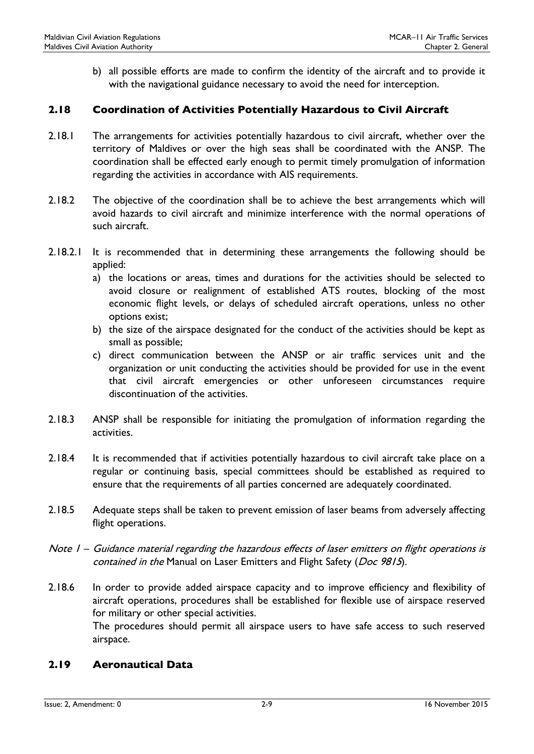b) all possible efforts are made to confirm the identity of the aircraft and to provide it with the navigational guidance necessary to avoid the need for interception.

## 2.18 Coordination of Activities Potentially Hazardous to Civil Aircraft

2.18.1 The arrangements for activities potentially hazardous to civil aircraft, whether over the territory of Maldives or over the high seas shall be coordinated with the ANSP. The coordination shall be effected early enough to permit timely promulgation of information regarding the activities in accordance with AIS requirements.

2.18.2 The objective of the coordination shall be to achieve the best arrangements which will avoid hazards to civil aircraft and minimize interference with the normal operations of such aircraft.

2.18.2.1 It is recommended that in determining these arrangements the following should be applied:

a) the locations or areas, times and durations for the activities should be selected to avoid closure or realignment of established ATS routes, blocking of the most economic flight levels, or delays of scheduled aircraft operations, unless no other options exist;
b) the size of the airspace designated for the conduct of the activities should be kept as small as possible;
c) direct communication between the ANSP or air traffic services unit and the organization or unit conducting the activities should be provided for use in the event that civil aircraft emergencies or other unforeseen circumstances require discontinuation of the activities.

2.18.3 ANSP shall be responsible for initiating the promulgation of information regarding the activities.

2.18.4 It is recommended that if activities potentially hazardous to civil aircraft take place on a regular or continuing basis, special committees should be established as required to ensure that the requirements of all parties concerned are adequately coordinated.

2.18.5 Adequate steps shall be taken to prevent emission of laser beams from adversely affecting flight operations.

*Note 1 – Guidance material regarding the hazardous effects of laser emitters on flight operations is contained in the* Manual on Laser Emitters and Flight Safety (*Doc 9815*).

2.18.6 In order to provide added airspace capacity and to improve efficiency and flexibility of aircraft operations, procedures shall be established for flexible use of airspace reserved for military or other special activities.
The procedures should permit all airspace users to have safe access to such reserved airspace.

## 2.19 Aeronautical Data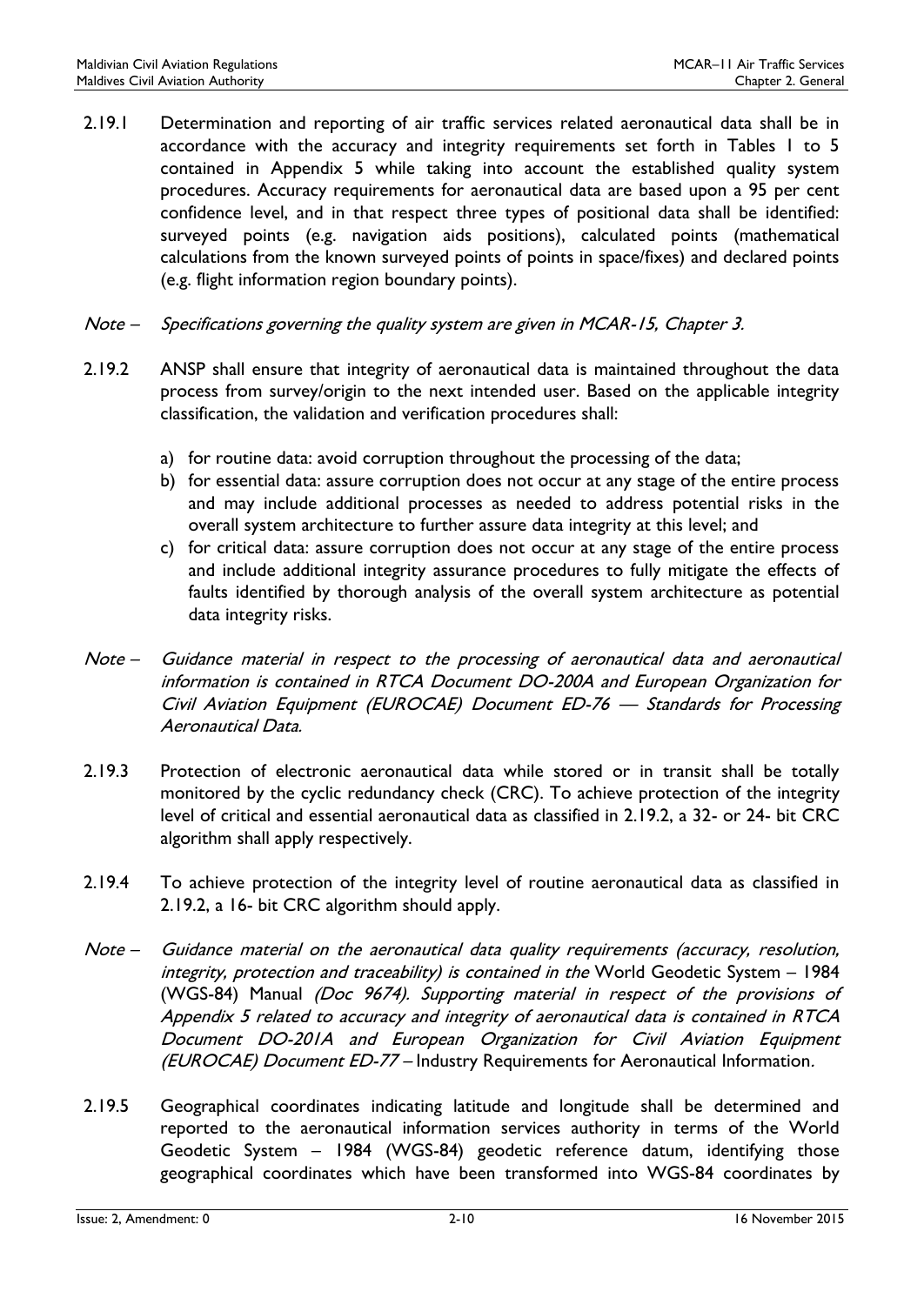2.19.1 Determination and reporting of air traffic services related aeronautical data shall be in accordance with the accuracy and integrity requirements set forth in Tables 1 to 5 contained in Appendix 5 while taking into account the established quality system procedures. Accuracy requirements for aeronautical data are based upon a 95 per cent confidence level, and in that respect three types of positional data shall be identified: surveyed points (e.g. navigation aids positions), calculated points (mathematical calculations from the known surveyed points of points in space/fixes) and declared points (e.g. flight information region boundary points).

*Note – Specifications governing the quality system are given in MCAR-15, Chapter 3.*

2.19.2 ANSP shall ensure that integrity of aeronautical data is maintained throughout the data process from survey/origin to the next intended user. Based on the applicable integrity classification, the validation and verification procedures shall:

a) for routine data: avoid corruption throughout the processing of the data;
b) for essential data: assure corruption does not occur at any stage of the entire process and may include additional processes as needed to address potential risks in the overall system architecture to further assure data integrity at this level; and
c) for critical data: assure corruption does not occur at any stage of the entire process and include additional integrity assurance procedures to fully mitigate the effects of faults identified by thorough analysis of the overall system architecture as potential data integrity risks.

*Note – Guidance material in respect to the processing of aeronautical data and aeronautical information is contained in RTCA Document DO-200A and European Organization for Civil Aviation Equipment (EUROCAE) Document ED-76 — Standards for Processing Aeronautical Data.*

2.19.3 Protection of electronic aeronautical data while stored or in transit shall be totally monitored by the cyclic redundancy check (CRC). To achieve protection of the integrity level of critical and essential aeronautical data as classified in 2.19.2, a 32- or 24- bit CRC algorithm shall apply respectively.

2.19.4 To achieve protection of the integrity level of routine aeronautical data as classified in 2.19.2, a 16- bit CRC algorithm should apply.

*Note – Guidance material on the aeronautical data quality requirements (accuracy, resolution, integrity, protection and traceability) is contained in the* World Geodetic System – 1984 (WGS-84) Manual *(Doc 9674). Supporting material in respect of the provisions of Appendix 5 related to accuracy and integrity of aeronautical data is contained in RTCA Document DO-201A and European Organization for Civil Aviation Equipment (EUROCAE) Document ED-77 –* Industry Requirements for Aeronautical Information.

2.19.5 Geographical coordinates indicating latitude and longitude shall be determined and reported to the aeronautical information services authority in terms of the World Geodetic System – 1984 (WGS-84) geodetic reference datum, identifying those geographical coordinates which have been transformed into WGS-84 coordinates by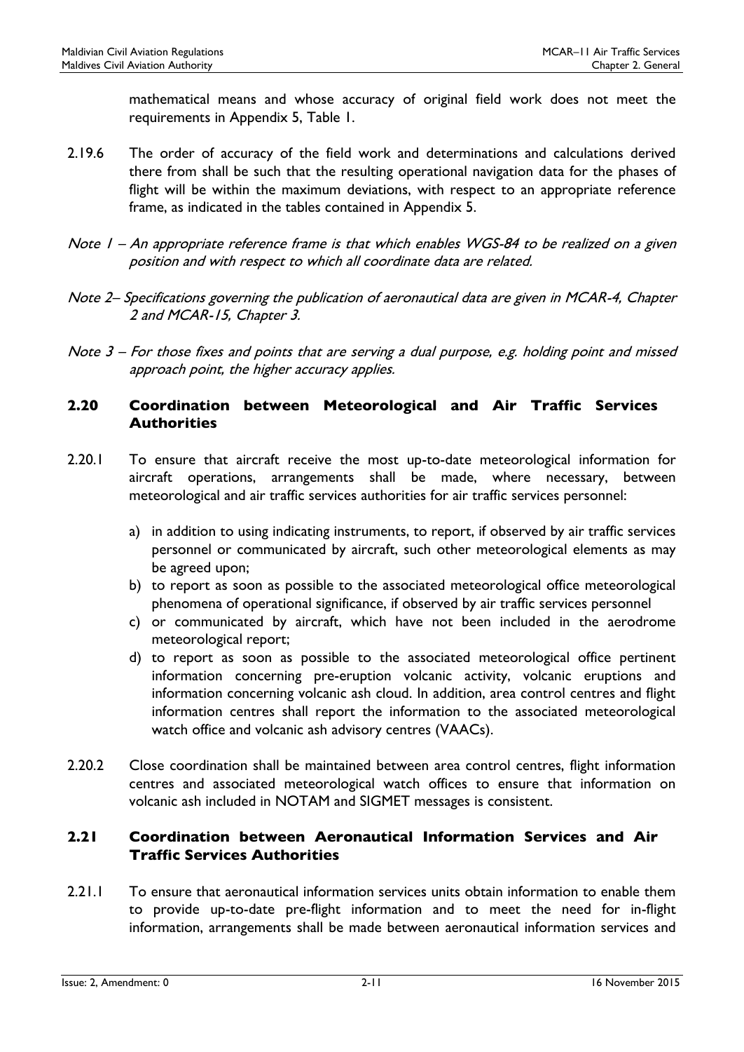mathematical means and whose accuracy of original field work does not meet the requirements in Appendix 5, Table 1.

2.19.6 The order of accuracy of the field work and determinations and calculations derived there from shall be such that the resulting operational navigation data for the phases of flight will be within the maximum deviations, with respect to an appropriate reference frame, as indicated in the tables contained in Appendix 5.

*Note 1 – An appropriate reference frame is that which enables WGS-84 to be realized on a given position and with respect to which all coordinate data are related.*

*Note 2– Specifications governing the publication of aeronautical data are given in MCAR-4, Chapter 2 and MCAR-15, Chapter 3.*

*Note 3 – For those fixes and points that are serving a dual purpose, e.g. holding point and missed approach point, the higher accuracy applies.*

## 2.20 Coordination between Meteorological and Air Traffic Services Authorities

2.20.1 To ensure that aircraft receive the most up-to-date meteorological information for aircraft operations, arrangements shall be made, where necessary, between meteorological and air traffic services authorities for air traffic services personnel:

a) in addition to using indicating instruments, to report, if observed by air traffic services personnel or communicated by aircraft, such other meteorological elements as may be agreed upon;
b) to report as soon as possible to the associated meteorological office meteorological phenomena of operational significance, if observed by air traffic services personnel
c) or communicated by aircraft, which have not been included in the aerodrome meteorological report;
d) to report as soon as possible to the associated meteorological office pertinent information concerning pre-eruption volcanic activity, volcanic eruptions and information concerning volcanic ash cloud. In addition, area control centres and flight information centres shall report the information to the associated meteorological watch office and volcanic ash advisory centres (VAACs).

2.20.2 Close coordination shall be maintained between area control centres, flight information centres and associated meteorological watch offices to ensure that information on volcanic ash included in NOTAM and SIGMET messages is consistent.

## 2.21 Coordination between Aeronautical Information Services and Air Traffic Services Authorities

2.21.1 To ensure that aeronautical information services units obtain information to enable them to provide up-to-date pre-flight information and to meet the need for in-flight information, arrangements shall be made between aeronautical information services and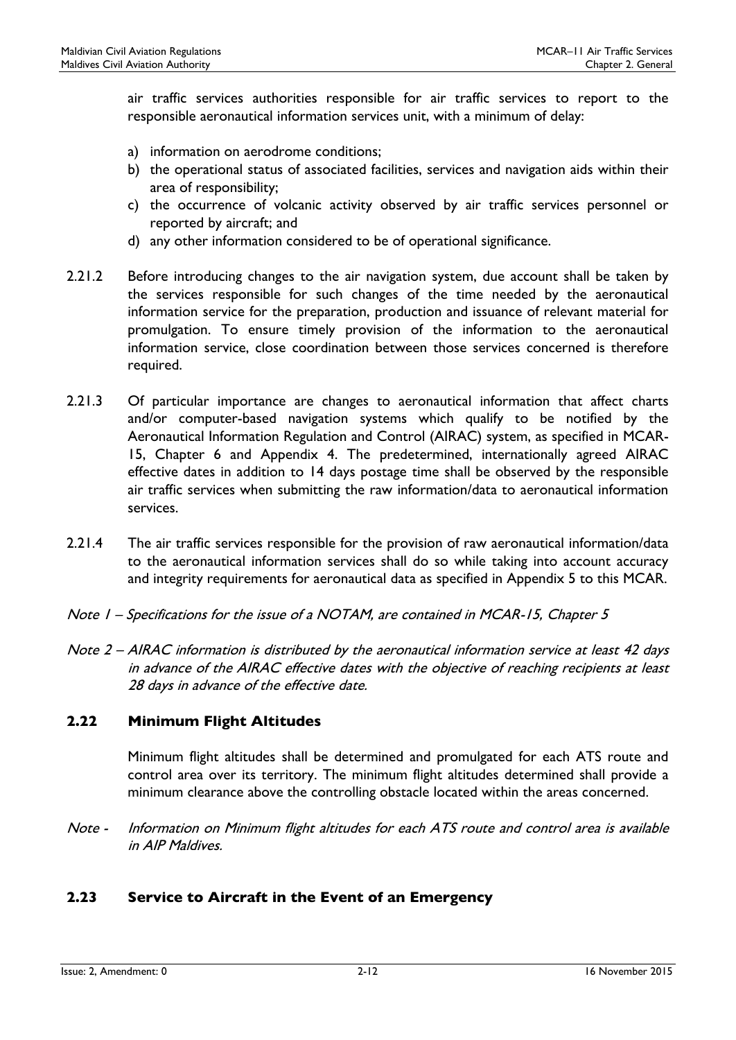air traffic services authorities responsible for air traffic services to report to the responsible aeronautical information services unit, with a minimum of delay:

a) information on aerodrome conditions;
b) the operational status of associated facilities, services and navigation aids within their area of responsibility;
c) the occurrence of volcanic activity observed by air traffic services personnel or reported by aircraft; and
d) any other information considered to be of operational significance.

2.21.2 Before introducing changes to the air navigation system, due account shall be taken by the services responsible for such changes of the time needed by the aeronautical information service for the preparation, production and issuance of relevant material for promulgation. To ensure timely provision of the information to the aeronautical information service, close coordination between those services concerned is therefore required.

2.21.3 Of particular importance are changes to aeronautical information that affect charts and/or computer-based navigation systems which qualify to be notified by the Aeronautical Information Regulation and Control (AIRAC) system, as specified in MCAR-15, Chapter 6 and Appendix 4. The predetermined, internationally agreed AIRAC effective dates in addition to 14 days postage time shall be observed by the responsible air traffic services when submitting the raw information/data to aeronautical information services.

2.21.4 The air traffic services responsible for the provision of raw aeronautical information/data to the aeronautical information services shall do so while taking into account accuracy and integrity requirements for aeronautical data as specified in Appendix 5 to this MCAR.

*Note 1 – Specifications for the issue of a NOTAM, are contained in MCAR-15, Chapter 5*

*Note 2 – AIRAC information is distributed by the aeronautical information service at least 42 days in advance of the AIRAC effective dates with the objective of reaching recipients at least 28 days in advance of the effective date.*

## 2.22 Minimum Flight Altitudes

Minimum flight altitudes shall be determined and promulgated for each ATS route and control area over its territory. The minimum flight altitudes determined shall provide a minimum clearance above the controlling obstacle located within the areas concerned.

*Note - Information on Minimum flight altitudes for each ATS route and control area is available in AIP Maldives.*

## 2.23 Service to Aircraft in the Event of an Emergency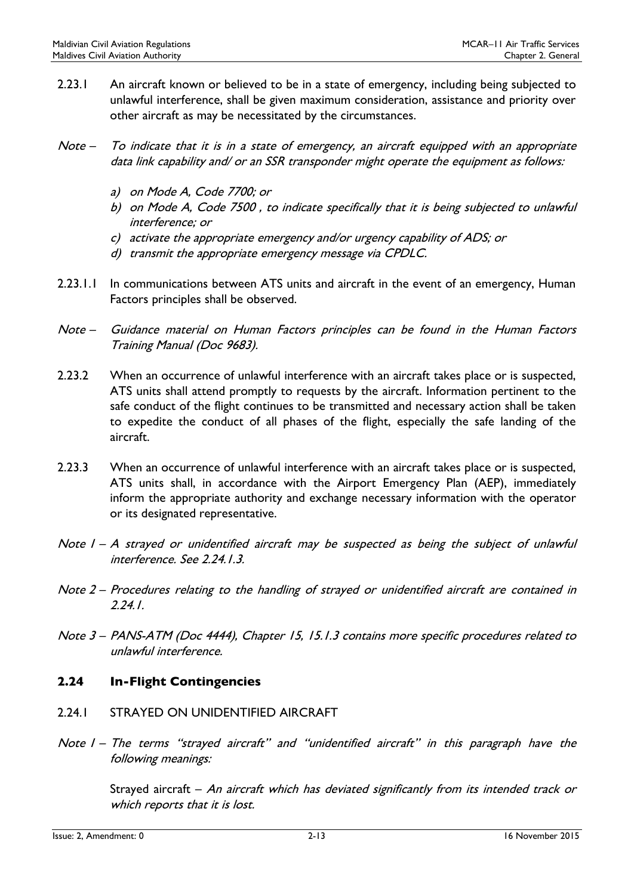2.23.1 An aircraft known or believed to be in a state of emergency, including being subjected to unlawful interference, shall be given maximum consideration, assistance and priority over other aircraft as may be necessitated by the circumstances.

*Note – To indicate that it is in a state of emergency, an aircraft equipped with an appropriate data link capability and/ or an SSR transponder might operate the equipment as follows:*

*a) on Mode A, Code 7700; or*
*b) on Mode A, Code 7500 , to indicate specifically that it is being subjected to unlawful interference; or*
*c) activate the appropriate emergency and/or urgency capability of ADS; or*
*d) transmit the appropriate emergency message via CPDLC.*

2.23.1.1 In communications between ATS units and aircraft in the event of an emergency, Human Factors principles shall be observed.

*Note – Guidance material on Human Factors principles can be found in the Human Factors Training Manual (Doc 9683).*

2.23.2 When an occurrence of unlawful interference with an aircraft takes place or is suspected, ATS units shall attend promptly to requests by the aircraft. Information pertinent to the safe conduct of the flight continues to be transmitted and necessary action shall be taken to expedite the conduct of all phases of the flight, especially the safe landing of the aircraft.

2.23.3 When an occurrence of unlawful interference with an aircraft takes place or is suspected, ATS units shall, in accordance with the Airport Emergency Plan (AEP), immediately inform the appropriate authority and exchange necessary information with the operator or its designated representative.

*Note 1 – A strayed or unidentified aircraft may be suspected as being the subject of unlawful interference. See 2.24.1.3.*

*Note 2 – Procedures relating to the handling of strayed or unidentified aircraft are contained in 2.24.1.*

*Note 3 – PANS-ATM (Doc 4444), Chapter 15, 15.1.3 contains more specific procedures related to unlawful interference.*

## 2.24 In-Flight Contingencies

2.24.1 STRAYED ON UNIDENTIFIED AIRCRAFT

*Note 1 – The terms "strayed aircraft" and "unidentified aircraft" in this paragraph have the following meanings:*

Strayed aircraft – *An aircraft which has deviated significantly from its intended track or which reports that it is lost.*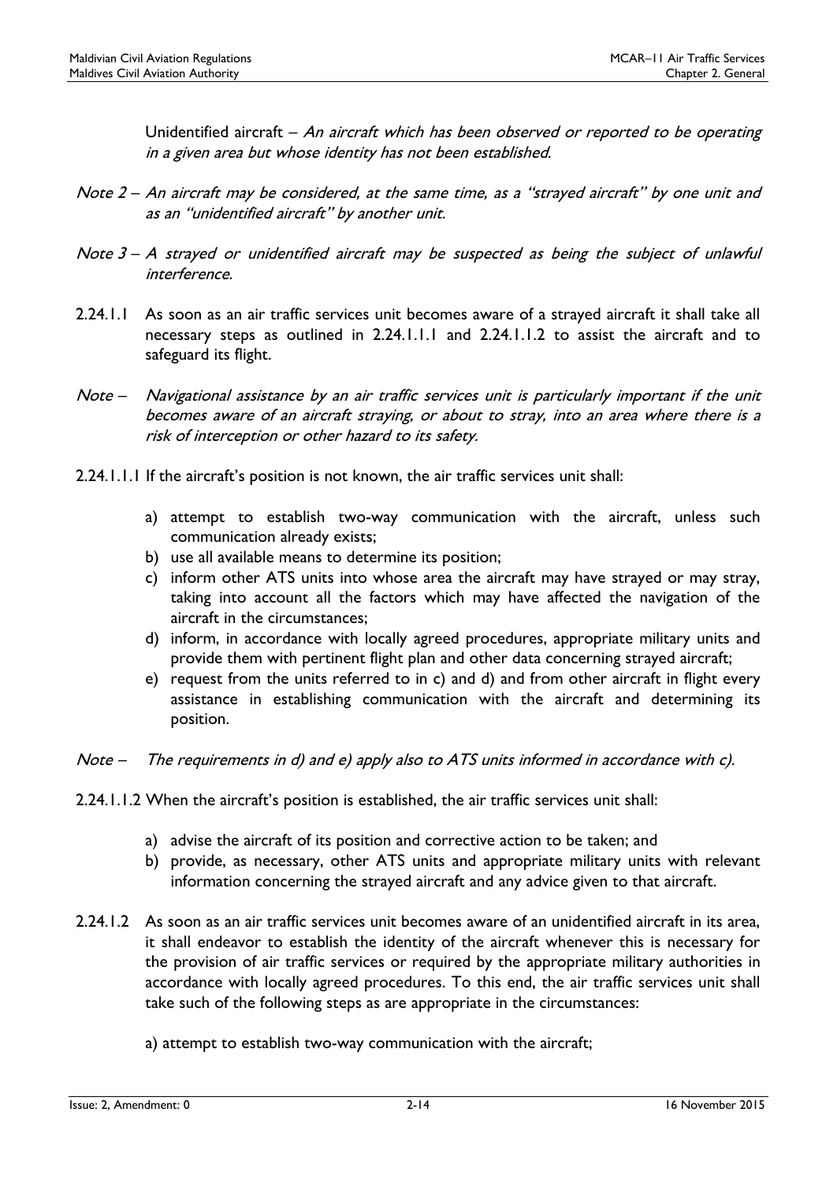Unidentified aircraft – *An aircraft which has been observed or reported to be operating in a given area but whose identity has not been established.*

*Note 2 – An aircraft may be considered, at the same time, as a "strayed aircraft" by one unit and as an "unidentified aircraft" by another unit.*

*Note 3 – A strayed or unidentified aircraft may be suspected as being the subject of unlawful interference.*

2.24.1.1 As soon as an air traffic services unit becomes aware of a strayed aircraft it shall take all necessary steps as outlined in 2.24.1.1.1 and 2.24.1.1.2 to assist the aircraft and to safeguard its flight.

*Note – Navigational assistance by an air traffic services unit is particularly important if the unit becomes aware of an aircraft straying, or about to stray, into an area where there is a risk of interception or other hazard to its safety.*

2.24.1.1.1 If the aircraft's position is not known, the air traffic services unit shall:

a) attempt to establish two-way communication with the aircraft, unless such communication already exists;
b) use all available means to determine its position;
c) inform other ATS units into whose area the aircraft may have strayed or may stray, taking into account all the factors which may have affected the navigation of the aircraft in the circumstances;
d) inform, in accordance with locally agreed procedures, appropriate military units and provide them with pertinent flight plan and other data concerning strayed aircraft;
e) request from the units referred to in c) and d) and from other aircraft in flight every assistance in establishing communication with the aircraft and determining its position.

*Note – The requirements in d) and e) apply also to ATS units informed in accordance with c).*

2.24.1.1.2 When the aircraft's position is established, the air traffic services unit shall:

a) advise the aircraft of its position and corrective action to be taken; and
b) provide, as necessary, other ATS units and appropriate military units with relevant information concerning the strayed aircraft and any advice given to that aircraft.

2.24.1.2 As soon as an air traffic services unit becomes aware of an unidentified aircraft in its area, it shall endeavor to establish the identity of the aircraft whenever this is necessary for the provision of air traffic services or required by the appropriate military authorities in accordance with locally agreed procedures. To this end, the air traffic services unit shall take such of the following steps as are appropriate in the circumstances:

a) attempt to establish two-way communication with the aircraft;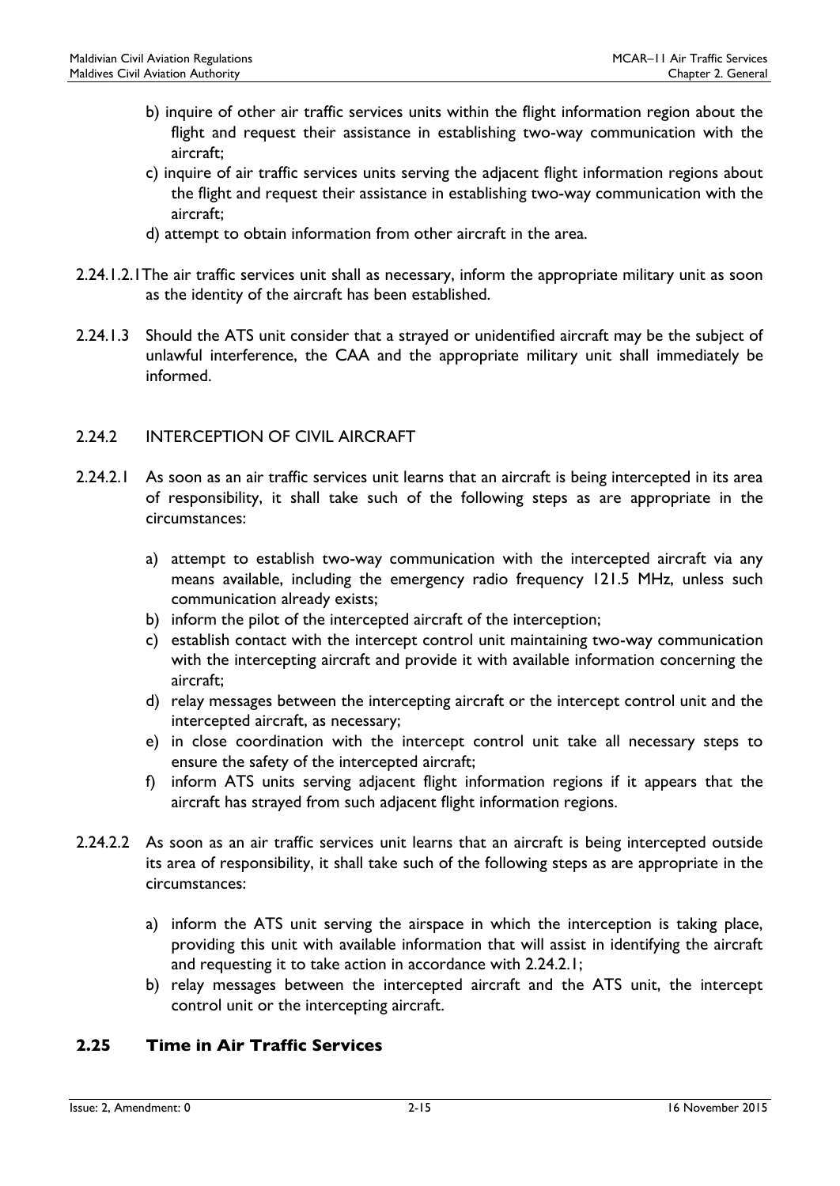b) inquire of other air traffic services units within the flight information region about the flight and request their assistance in establishing two-way communication with the aircraft;

c) inquire of air traffic services units serving the adjacent flight information regions about the flight and request their assistance in establishing two-way communication with the aircraft;

d) attempt to obtain information from other aircraft in the area.

2.24.1.2.1 The air traffic services unit shall as necessary, inform the appropriate military unit as soon as the identity of the aircraft has been established.

2.24.1.3 Should the ATS unit consider that a strayed or unidentified aircraft may be the subject of unlawful interference, the CAA and the appropriate military unit shall immediately be informed.

### 2.24.2 INTERCEPTION OF CIVIL AIRCRAFT

2.24.2.1 As soon as an air traffic services unit learns that an aircraft is being intercepted in its area of responsibility, it shall take such of the following steps as are appropriate in the circumstances:

a) attempt to establish two-way communication with the intercepted aircraft via any means available, including the emergency radio frequency 121.5 MHz, unless such communication already exists;

b) inform the pilot of the intercepted aircraft of the interception;

c) establish contact with the intercept control unit maintaining two-way communication with the intercepting aircraft and provide it with available information concerning the aircraft;

d) relay messages between the intercepting aircraft or the intercept control unit and the intercepted aircraft, as necessary;

e) in close coordination with the intercept control unit take all necessary steps to ensure the safety of the intercepted aircraft;

f) inform ATS units serving adjacent flight information regions if it appears that the aircraft has strayed from such adjacent flight information regions.

2.24.2.2 As soon as an air traffic services unit learns that an aircraft is being intercepted outside its area of responsibility, it shall take such of the following steps as are appropriate in the circumstances:

a) inform the ATS unit serving the airspace in which the interception is taking place, providing this unit with available information that will assist in identifying the aircraft and requesting it to take action in accordance with 2.24.2.1;

b) relay messages between the intercepted aircraft and the ATS unit, the intercept control unit or the intercepting aircraft.

## 2.25 Time in Air Traffic Services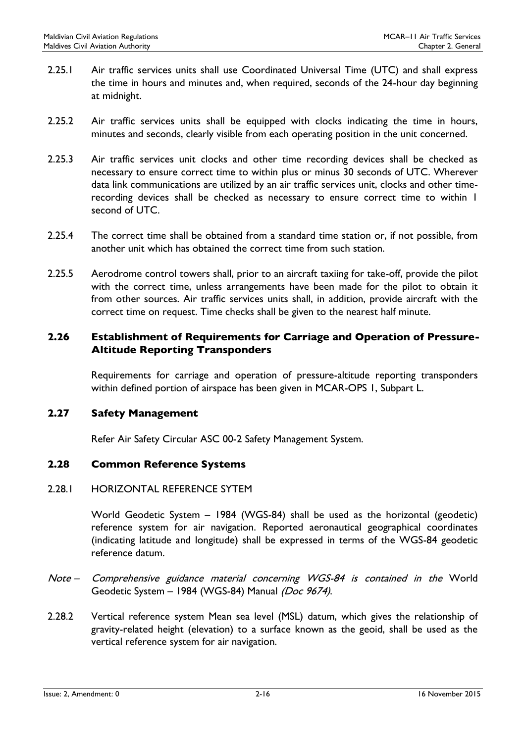2.25.1 Air traffic services units shall use Coordinated Universal Time (UTC) and shall express the time in hours and minutes and, when required, seconds of the 24-hour day beginning at midnight.

2.25.2 Air traffic services units shall be equipped with clocks indicating the time in hours, minutes and seconds, clearly visible from each operating position in the unit concerned.

2.25.3 Air traffic services unit clocks and other time recording devices shall be checked as necessary to ensure correct time to within plus or minus 30 seconds of UTC. Wherever data link communications are utilized by an air traffic services unit, clocks and other time-recording devices shall be checked as necessary to ensure correct time to within 1 second of UTC.

2.25.4 The correct time shall be obtained from a standard time station or, if not possible, from another unit which has obtained the correct time from such station.

2.25.5 Aerodrome control towers shall, prior to an aircraft taxiing for take-off, provide the pilot with the correct time, unless arrangements have been made for the pilot to obtain it from other sources. Air traffic services units shall, in addition, provide aircraft with the correct time on request. Time checks shall be given to the nearest half minute.

## 2.26 Establishment of Requirements for Carriage and Operation of Pressure-Altitude Reporting Transponders

Requirements for carriage and operation of pressure-altitude reporting transponders within defined portion of airspace has been given in MCAR-OPS 1, Subpart L.

## 2.27 Safety Management

Refer Air Safety Circular ASC 00-2 Safety Management System.

## 2.28 Common Reference Systems

2.28.1 HORIZONTAL REFERENCE SYTEM

World Geodetic System – 1984 (WGS-84) shall be used as the horizontal (geodetic) reference system for air navigation. Reported aeronautical geographical coordinates (indicating latitude and longitude) shall be expressed in terms of the WGS-84 geodetic reference datum.

*Note – Comprehensive guidance material concerning WGS-84 is contained in the* World Geodetic System – 1984 (WGS-84) Manual *(Doc 9674).*

2.28.2 Vertical reference system Mean sea level (MSL) datum, which gives the relationship of gravity-related height (elevation) to a surface known as the geoid, shall be used as the vertical reference system for air navigation.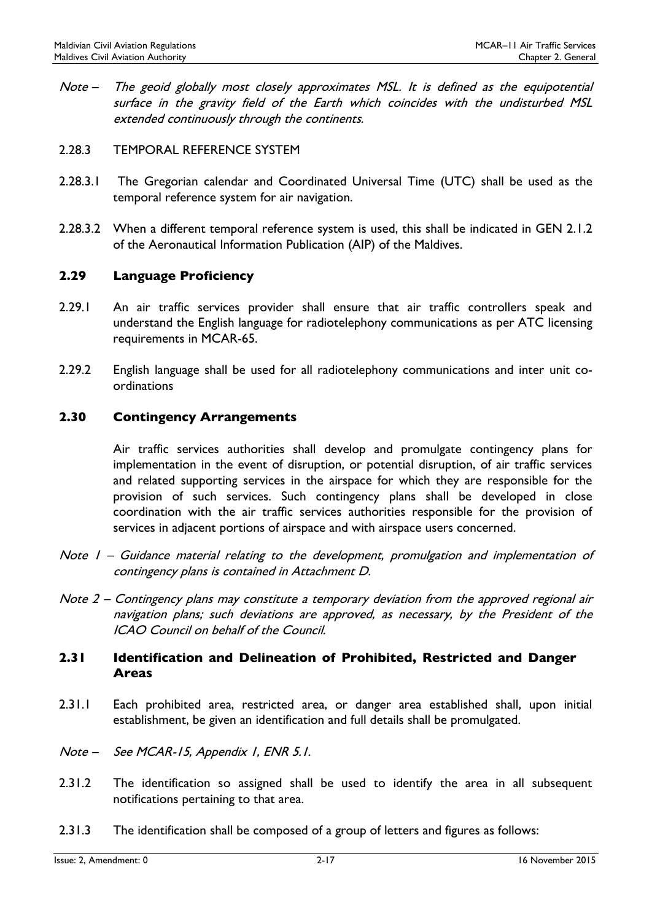*Note – The geoid globally most closely approximates MSL. It is defined as the equipotential surface in the gravity field of the Earth which coincides with the undisturbed MSL extended continuously through the continents.*

2.28.3 TEMPORAL REFERENCE SYSTEM

2.28.3.1 The Gregorian calendar and Coordinated Universal Time (UTC) shall be used as the temporal reference system for air navigation.

2.28.3.2 When a different temporal reference system is used, this shall be indicated in GEN 2.1.2 of the Aeronautical Information Publication (AIP) of the Maldives.

## 2.29 Language Proficiency

2.29.1 An air traffic services provider shall ensure that air traffic controllers speak and understand the English language for radiotelephony communications as per ATC licensing requirements in MCAR-65.

2.29.2 English language shall be used for all radiotelephony communications and inter unit co-ordinations

## 2.30 Contingency Arrangements

Air traffic services authorities shall develop and promulgate contingency plans for implementation in the event of disruption, or potential disruption, of air traffic services and related supporting services in the airspace for which they are responsible for the provision of such services. Such contingency plans shall be developed in close coordination with the air traffic services authorities responsible for the provision of services in adjacent portions of airspace and with airspace users concerned.

*Note 1 – Guidance material relating to the development, promulgation and implementation of contingency plans is contained in Attachment D.*

*Note 2 – Contingency plans may constitute a temporary deviation from the approved regional air navigation plans; such deviations are approved, as necessary, by the President of the ICAO Council on behalf of the Council.*

## 2.31 Identification and Delineation of Prohibited, Restricted and Danger Areas

2.31.1 Each prohibited area, restricted area, or danger area established shall, upon initial establishment, be given an identification and full details shall be promulgated.

*Note – See MCAR-15, Appendix 1, ENR 5.1.*

2.31.2 The identification so assigned shall be used to identify the area in all subsequent notifications pertaining to that area.

2.31.3 The identification shall be composed of a group of letters and figures as follows: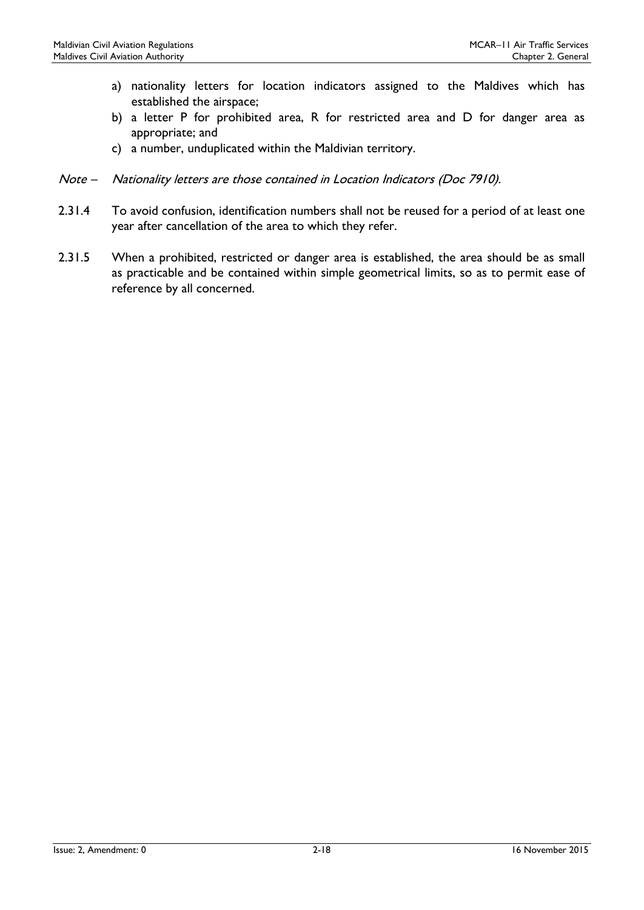a) nationality letters for location indicators assigned to the Maldives which has established the airspace;
b) a letter P for prohibited area, R for restricted area and D for danger area as appropriate; and
c) a number, unduplicated within the Maldivian territory.

*Note – Nationality letters are those contained in Location Indicators (Doc 7910).*

2.31.4 To avoid confusion, identification numbers shall not be reused for a period of at least one year after cancellation of the area to which they refer.

2.31.5 When a prohibited, restricted or danger area is established, the area should be as small as practicable and be contained within simple geometrical limits, so as to permit ease of reference by all concerned.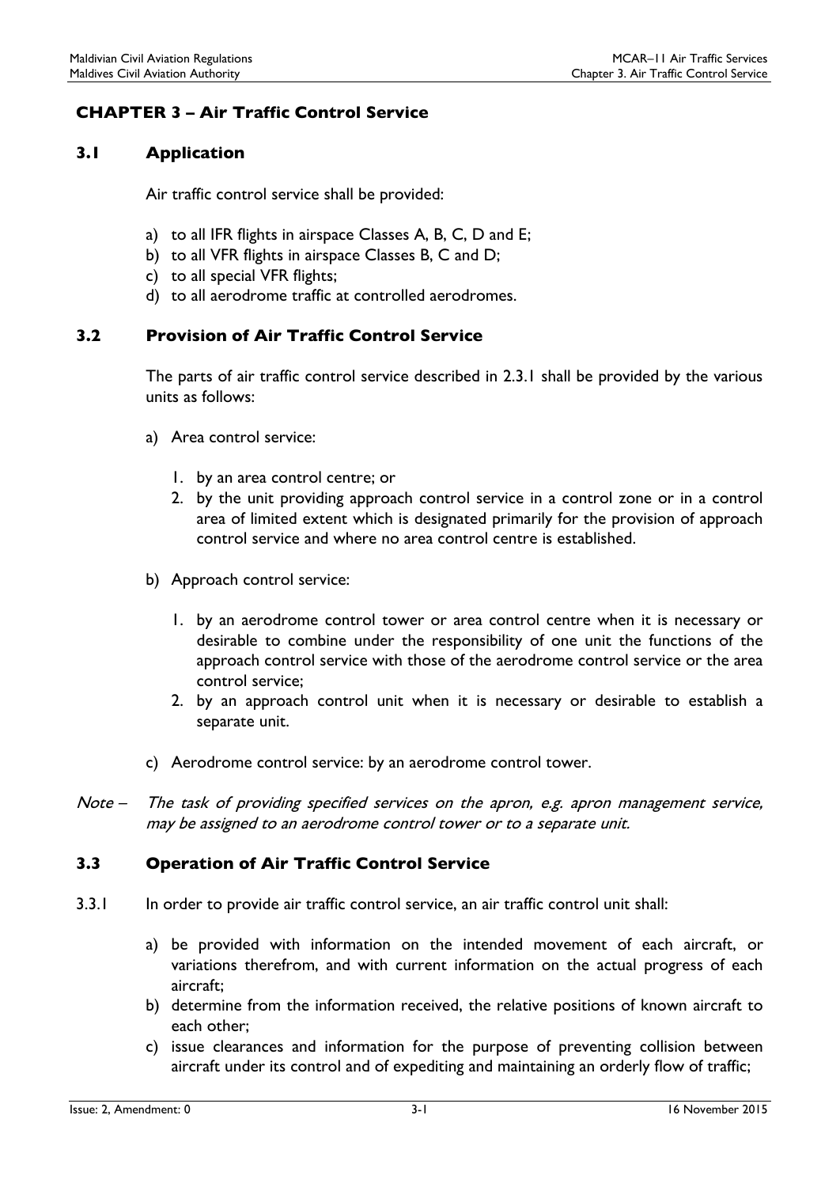## CHAPTER 3 – Air Traffic Control Service

### 3.1 Application

Air traffic control service shall be provided:

a) to all IFR flights in airspace Classes A, B, C, D and E;
b) to all VFR flights in airspace Classes B, C and D;
c) to all special VFR flights;
d) to all aerodrome traffic at controlled aerodromes.

### 3.2 Provision of Air Traffic Control Service

The parts of air traffic control service described in 2.3.1 shall be provided by the various units as follows:

a) Area control service:

   1. by an area control centre; or
   2. by the unit providing approach control service in a control zone or in a control area of limited extent which is designated primarily for the provision of approach control service and where no area control centre is established.

b) Approach control service:

   1. by an aerodrome control tower or area control centre when it is necessary or desirable to combine under the responsibility of one unit the functions of the approach control service with those of the aerodrome control service or the area control service;
   2. by an approach control unit when it is necessary or desirable to establish a separate unit.

c) Aerodrome control service: by an aerodrome control tower.

*Note – The task of providing specified services on the apron, e.g. apron management service, may be assigned to an aerodrome control tower or to a separate unit.*

### 3.3 Operation of Air Traffic Control Service

3.3.1 In order to provide air traffic control service, an air traffic control unit shall:

a) be provided with information on the intended movement of each aircraft, or variations therefrom, and with current information on the actual progress of each aircraft;
b) determine from the information received, the relative positions of known aircraft to each other;
c) issue clearances and information for the purpose of preventing collision between aircraft under its control and of expediting and maintaining an orderly flow of traffic;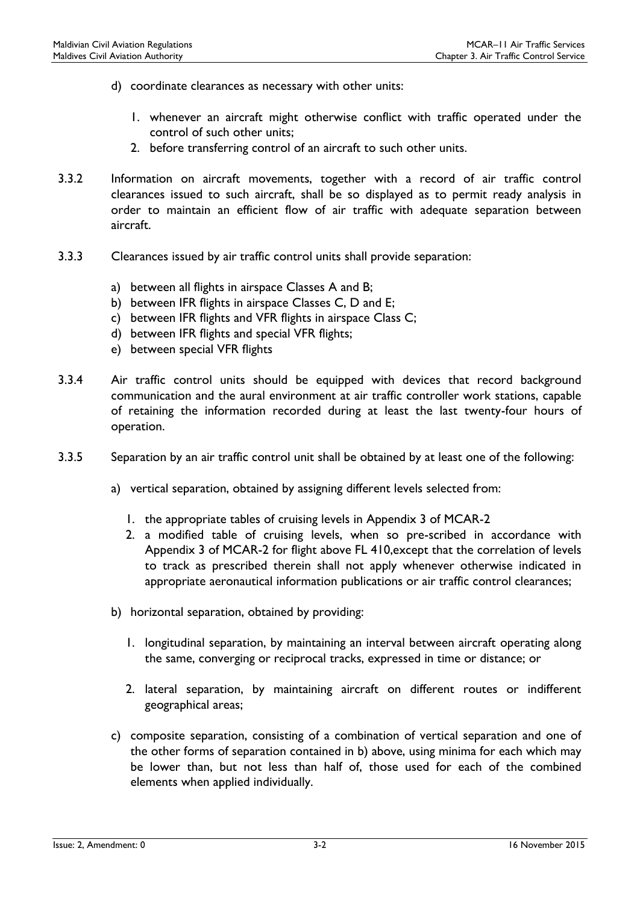d) coordinate clearances as necessary with other units:

   1. whenever an aircraft might otherwise conflict with traffic operated under the control of such other units;
   2. before transferring control of an aircraft to such other units.

3.3.2 Information on aircraft movements, together with a record of air traffic control clearances issued to such aircraft, shall be so displayed as to permit ready analysis in order to maintain an efficient flow of air traffic with adequate separation between aircraft.

3.3.3 Clearances issued by air traffic control units shall provide separation:

a) between all flights in airspace Classes A and B;
b) between IFR flights in airspace Classes C, D and E;
c) between IFR flights and VFR flights in airspace Class C;
d) between IFR flights and special VFR flights;
e) between special VFR flights

3.3.4 Air traffic control units should be equipped with devices that record background communication and the aural environment at air traffic controller work stations, capable of retaining the information recorded during at least the last twenty-four hours of operation.

3.3.5 Separation by an air traffic control unit shall be obtained by at least one of the following:

a) vertical separation, obtained by assigning different levels selected from:

   1. the appropriate tables of cruising levels in Appendix 3 of MCAR-2
   2. a modified table of cruising levels, when so pre-scribed in accordance with Appendix 3 of MCAR-2 for flight above FL 410,except that the correlation of levels to track as prescribed therein shall not apply whenever otherwise indicated in appropriate aeronautical information publications or air traffic control clearances;

b) horizontal separation, obtained by providing:

   1. longitudinal separation, by maintaining an interval between aircraft operating along the same, converging or reciprocal tracks, expressed in time or distance; or

   2. lateral separation, by maintaining aircraft on different routes or indifferent geographical areas;

c) composite separation, consisting of a combination of vertical separation and one of the other forms of separation contained in b) above, using minima for each which may be lower than, but not less than half of, those used for each of the combined elements when applied individually.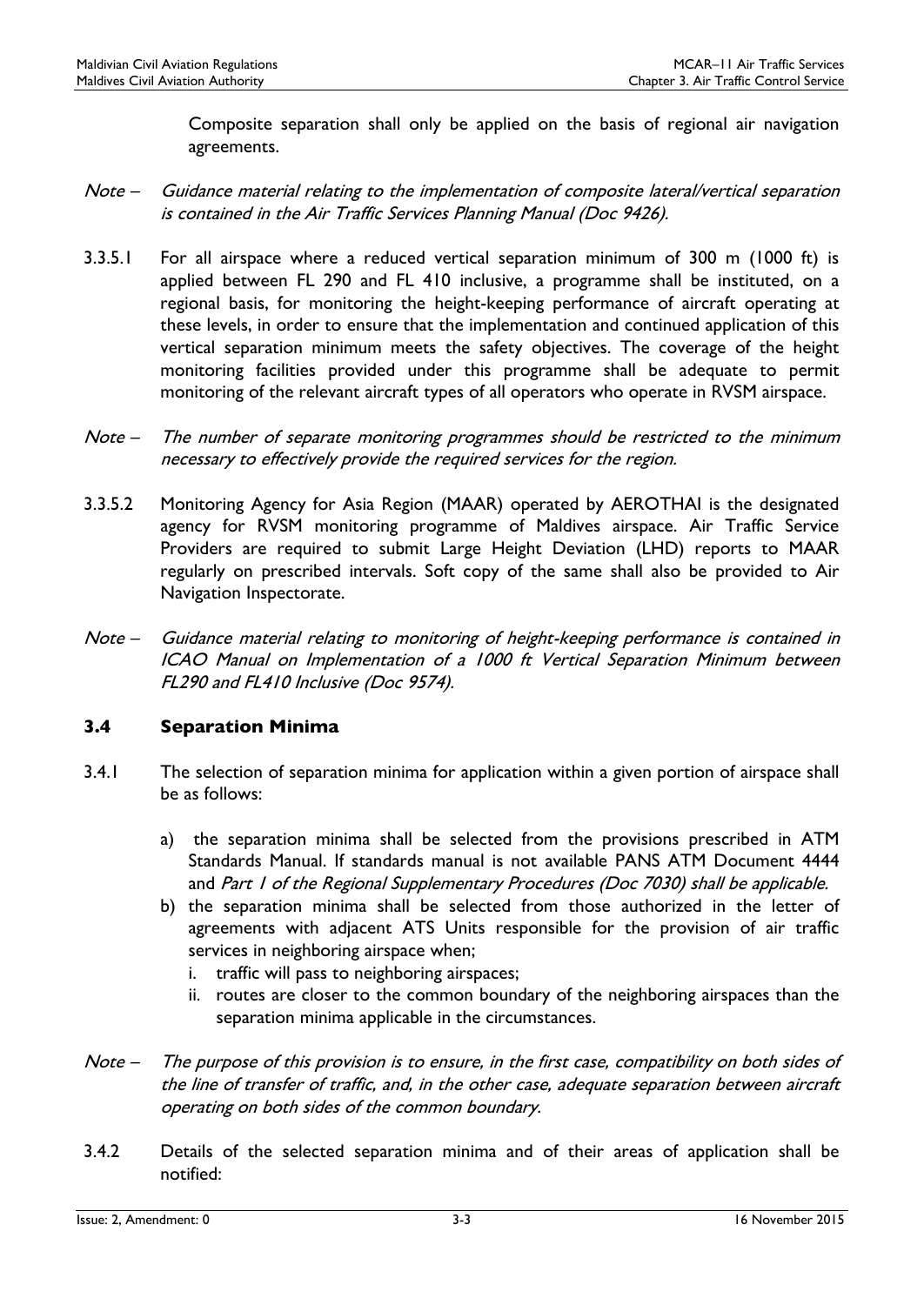Composite separation shall only be applied on the basis of regional air navigation agreements.

*Note – Guidance material relating to the implementation of composite lateral/vertical separation is contained in the Air Traffic Services Planning Manual (Doc 9426).*

3.3.5.1 For all airspace where a reduced vertical separation minimum of 300 m (1000 ft) is applied between FL 290 and FL 410 inclusive, a programme shall be instituted, on a regional basis, for monitoring the height-keeping performance of aircraft operating at these levels, in order to ensure that the implementation and continued application of this vertical separation minimum meets the safety objectives. The coverage of the height monitoring facilities provided under this programme shall be adequate to permit monitoring of the relevant aircraft types of all operators who operate in RVSM airspace.

*Note – The number of separate monitoring programmes should be restricted to the minimum necessary to effectively provide the required services for the region.*

3.3.5.2 Monitoring Agency for Asia Region (MAAR) operated by AEROTHAI is the designated agency for RVSM monitoring programme of Maldives airspace. Air Traffic Service Providers are required to submit Large Height Deviation (LHD) reports to MAAR regularly on prescribed intervals. Soft copy of the same shall also be provided to Air Navigation Inspectorate.

*Note – Guidance material relating to monitoring of height-keeping performance is contained in ICAO Manual on Implementation of a 1000 ft Vertical Separation Minimum between FL290 and FL410 Inclusive (Doc 9574).*

### 3.4 Separation Minima

3.4.1 The selection of separation minima for application within a given portion of airspace shall be as follows:

a) the separation minima shall be selected from the provisions prescribed in ATM Standards Manual. If standards manual is not available PANS ATM Document 4444 and *Part 1 of the Regional Supplementary Procedures (Doc 7030) shall be applicable.*

b) the separation minima shall be selected from those authorized in the letter of agreements with adjacent ATS Units responsible for the provision of air traffic services in neighboring airspace when;
   i. traffic will pass to neighboring airspaces;
   ii. routes are closer to the common boundary of the neighboring airspaces than the separation minima applicable in the circumstances.

*Note – The purpose of this provision is to ensure, in the first case, compatibility on both sides of the line of transfer of traffic, and, in the other case, adequate separation between aircraft operating on both sides of the common boundary.*

3.4.2 Details of the selected separation minima and of their areas of application shall be notified: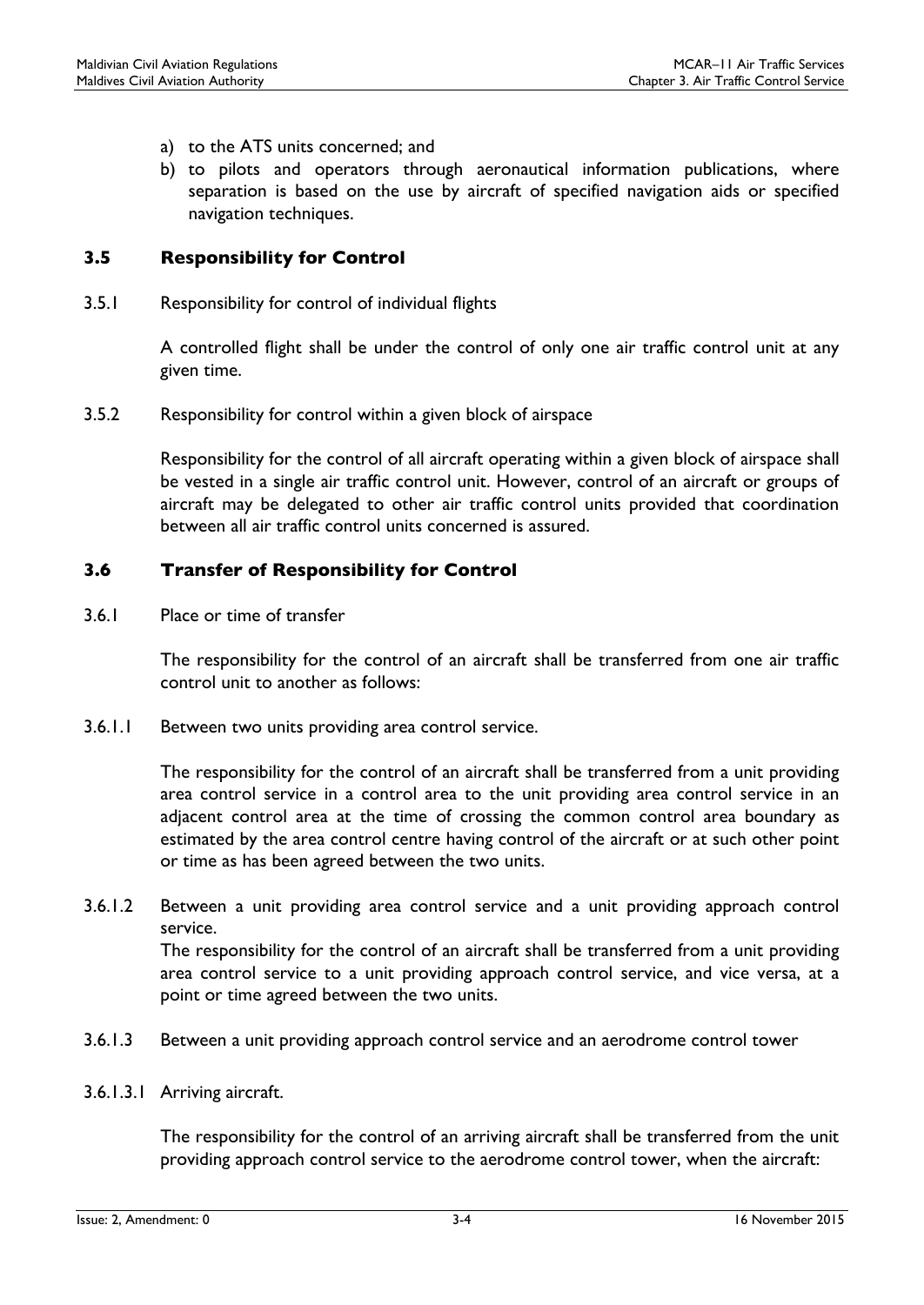a) to the ATS units concerned; and
b) to pilots and operators through aeronautical information publications, where separation is based on the use by aircraft of specified navigation aids or specified navigation techniques.

## 3.5 Responsibility for Control

3.5.1 Responsibility for control of individual flights

A controlled flight shall be under the control of only one air traffic control unit at any given time.

3.5.2 Responsibility for control within a given block of airspace

Responsibility for the control of all aircraft operating within a given block of airspace shall be vested in a single air traffic control unit. However, control of an aircraft or groups of aircraft may be delegated to other air traffic control units provided that coordination between all air traffic control units concerned is assured.

## 3.6 Transfer of Responsibility for Control

3.6.1 Place or time of transfer

The responsibility for the control of an aircraft shall be transferred from one air traffic control unit to another as follows:

3.6.1.1 Between two units providing area control service.

The responsibility for the control of an aircraft shall be transferred from a unit providing area control service in a control area to the unit providing area control service in an adjacent control area at the time of crossing the common control area boundary as estimated by the area control centre having control of the aircraft or at such other point or time as has been agreed between the two units.

3.6.1.2 Between a unit providing area control service and a unit providing approach control service.

The responsibility for the control of an aircraft shall be transferred from a unit providing area control service to a unit providing approach control service, and vice versa, at a point or time agreed between the two units.

3.6.1.3 Between a unit providing approach control service and an aerodrome control tower

3.6.1.3.1 Arriving aircraft.

The responsibility for the control of an arriving aircraft shall be transferred from the unit providing approach control service to the aerodrome control tower, when the aircraft: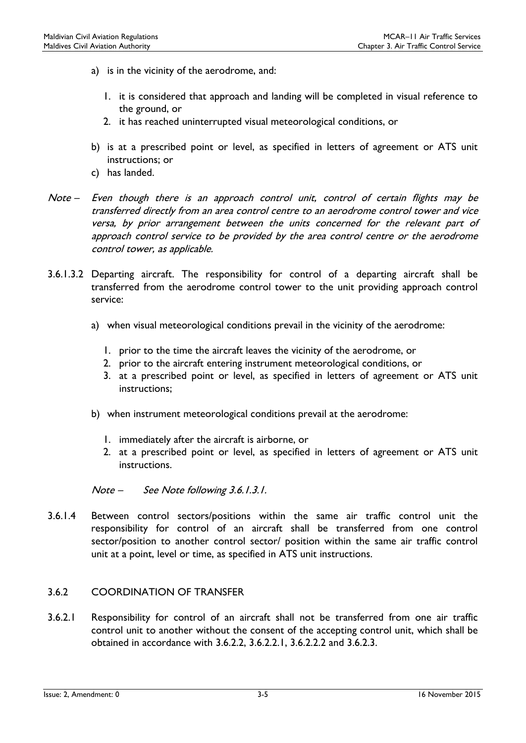a) is in the vicinity of the aerodrome, and:

   1. it is considered that approach and landing will be completed in visual reference to the ground, or
   2. it has reached uninterrupted visual meteorological conditions, or

b) is at a prescribed point or level, as specified in letters of agreement or ATS unit instructions; or
c) has landed.

*Note – Even though there is an approach control unit, control of certain flights may be transferred directly from an area control centre to an aerodrome control tower and vice versa, by prior arrangement between the units concerned for the relevant part of approach control service to be provided by the area control centre or the aerodrome control tower, as applicable.*

3.6.1.3.2 Departing aircraft. The responsibility for control of a departing aircraft shall be transferred from the aerodrome control tower to the unit providing approach control service:

a) when visual meteorological conditions prevail in the vicinity of the aerodrome:

   1. prior to the time the aircraft leaves the vicinity of the aerodrome, or
   2. prior to the aircraft entering instrument meteorological conditions, or
   3. at a prescribed point or level, as specified in letters of agreement or ATS unit instructions;

b) when instrument meteorological conditions prevail at the aerodrome:

   1. immediately after the aircraft is airborne, or
   2. at a prescribed point or level, as specified in letters of agreement or ATS unit instructions.

*Note – See Note following 3.6.1.3.1.*

3.6.1.4 Between control sectors/positions within the same air traffic control unit the responsibility for control of an aircraft shall be transferred from one control sector/position to another control sector/ position within the same air traffic control unit at a point, level or time, as specified in ATS unit instructions.

### 3.6.2 COORDINATION OF TRANSFER

3.6.2.1 Responsibility for control of an aircraft shall not be transferred from one air traffic control unit to another without the consent of the accepting control unit, which shall be obtained in accordance with 3.6.2.2, 3.6.2.2.1, 3.6.2.2.2 and 3.6.2.3.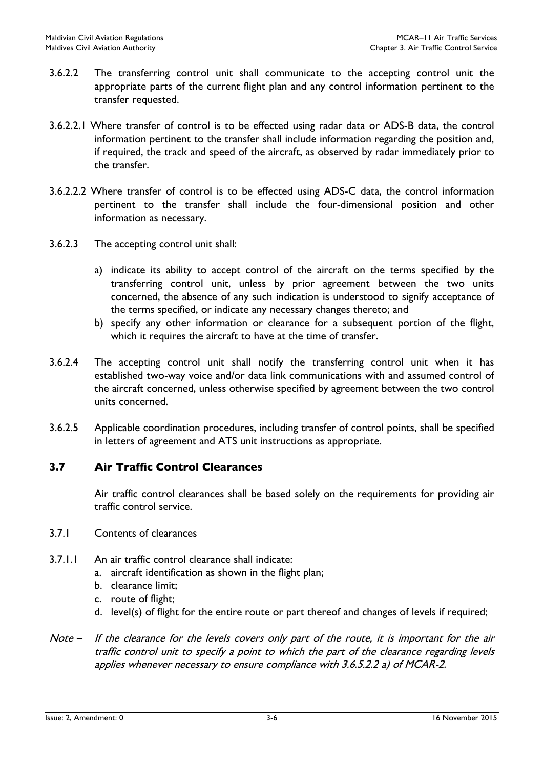3.6.2.2 The transferring control unit shall communicate to the accepting control unit the appropriate parts of the current flight plan and any control information pertinent to the transfer requested.

3.6.2.2.1 Where transfer of control is to be effected using radar data or ADS-B data, the control information pertinent to the transfer shall include information regarding the position and, if required, the track and speed of the aircraft, as observed by radar immediately prior to the transfer.

3.6.2.2.2 Where transfer of control is to be effected using ADS-C data, the control information pertinent to the transfer shall include the four-dimensional position and other information as necessary.

3.6.2.3 The accepting control unit shall:

a) indicate its ability to accept control of the aircraft on the terms specified by the transferring control unit, unless by prior agreement between the two units concerned, the absence of any such indication is understood to signify acceptance of the terms specified, or indicate any necessary changes thereto; and
b) specify any other information or clearance for a subsequent portion of the flight, which it requires the aircraft to have at the time of transfer.

3.6.2.4 The accepting control unit shall notify the transferring control unit when it has established two-way voice and/or data link communications with and assumed control of the aircraft concerned, unless otherwise specified by agreement between the two control units concerned.

3.6.2.5 Applicable coordination procedures, including transfer of control points, shall be specified in letters of agreement and ATS unit instructions as appropriate.

## 3.7 Air Traffic Control Clearances

Air traffic control clearances shall be based solely on the requirements for providing air traffic control service.

3.7.1 Contents of clearances

3.7.1.1 An air traffic control clearance shall indicate:

a. aircraft identification as shown in the flight plan;
b. clearance limit;
c. route of flight;
d. level(s) of flight for the entire route or part thereof and changes of levels if required;

*Note – If the clearance for the levels covers only part of the route, it is important for the air traffic control unit to specify a point to which the part of the clearance regarding levels applies whenever necessary to ensure compliance with 3.6.5.2.2 a) of MCAR-2.*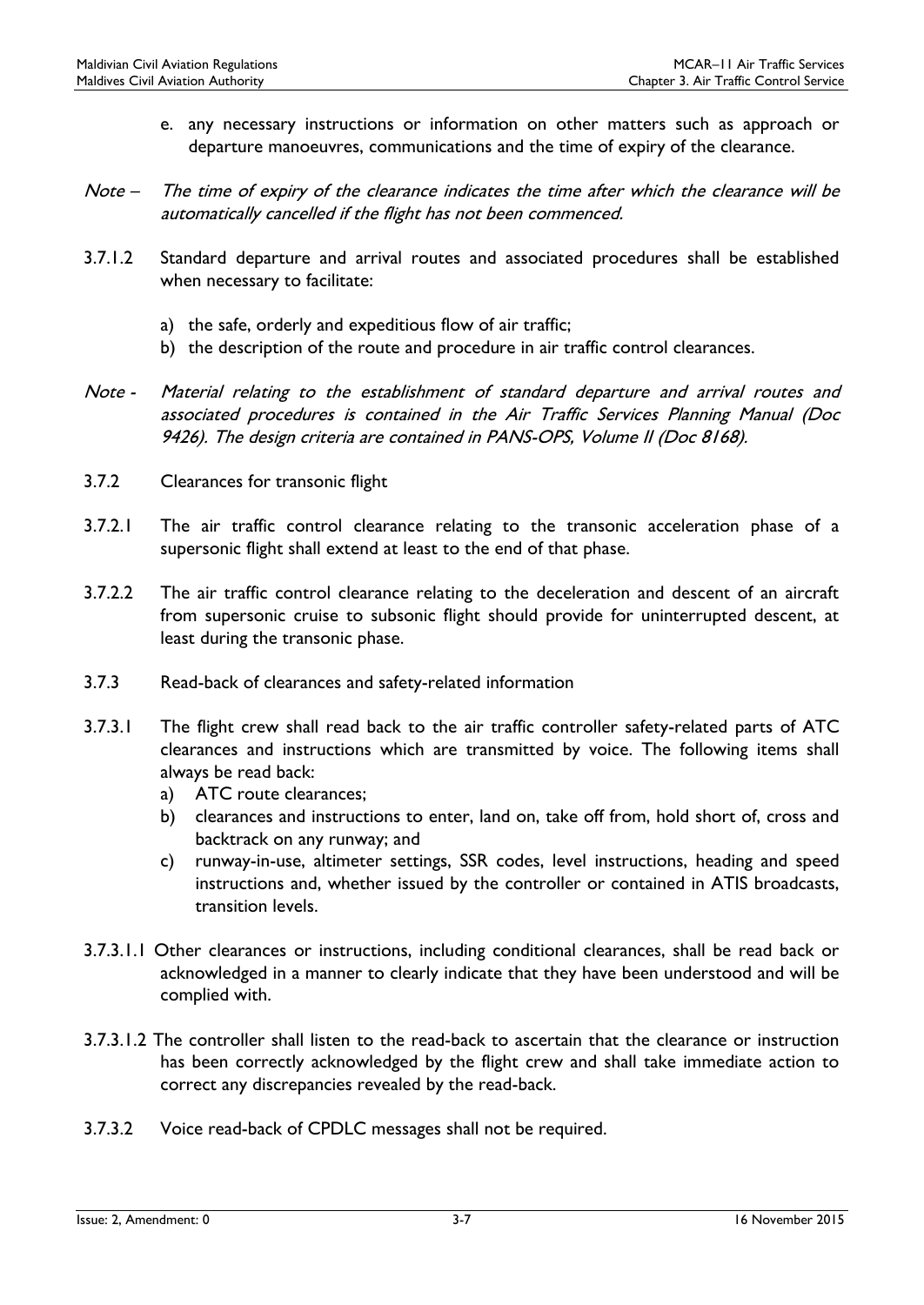e. any necessary instructions or information on other matters such as approach or departure manoeuvres, communications and the time of expiry of the clearance.

*Note – The time of expiry of the clearance indicates the time after which the clearance will be automatically cancelled if the flight has not been commenced.*

3.7.1.2 Standard departure and arrival routes and associated procedures shall be established when necessary to facilitate:

a) the safe, orderly and expeditious flow of air traffic;
b) the description of the route and procedure in air traffic control clearances.

*Note - Material relating to the establishment of standard departure and arrival routes and associated procedures is contained in the Air Traffic Services Planning Manual (Doc 9426). The design criteria are contained in PANS-OPS, Volume II (Doc 8168).*

3.7.2 Clearances for transonic flight

3.7.2.1 The air traffic control clearance relating to the transonic acceleration phase of a supersonic flight shall extend at least to the end of that phase.

3.7.2.2 The air traffic control clearance relating to the deceleration and descent of an aircraft from supersonic cruise to subsonic flight should provide for uninterrupted descent, at least during the transonic phase.

3.7.3 Read-back of clearances and safety-related information

3.7.3.1 The flight crew shall read back to the air traffic controller safety-related parts of ATC clearances and instructions which are transmitted by voice. The following items shall always be read back:

a) ATC route clearances;
b) clearances and instructions to enter, land on, take off from, hold short of, cross and backtrack on any runway; and
c) runway-in-use, altimeter settings, SSR codes, level instructions, heading and speed instructions and, whether issued by the controller or contained in ATIS broadcasts, transition levels.

3.7.3.1.1 Other clearances or instructions, including conditional clearances, shall be read back or acknowledged in a manner to clearly indicate that they have been understood and will be complied with.

3.7.3.1.2 The controller shall listen to the read-back to ascertain that the clearance or instruction has been correctly acknowledged by the flight crew and shall take immediate action to correct any discrepancies revealed by the read-back.

3.7.3.2 Voice read-back of CPDLC messages shall not be required.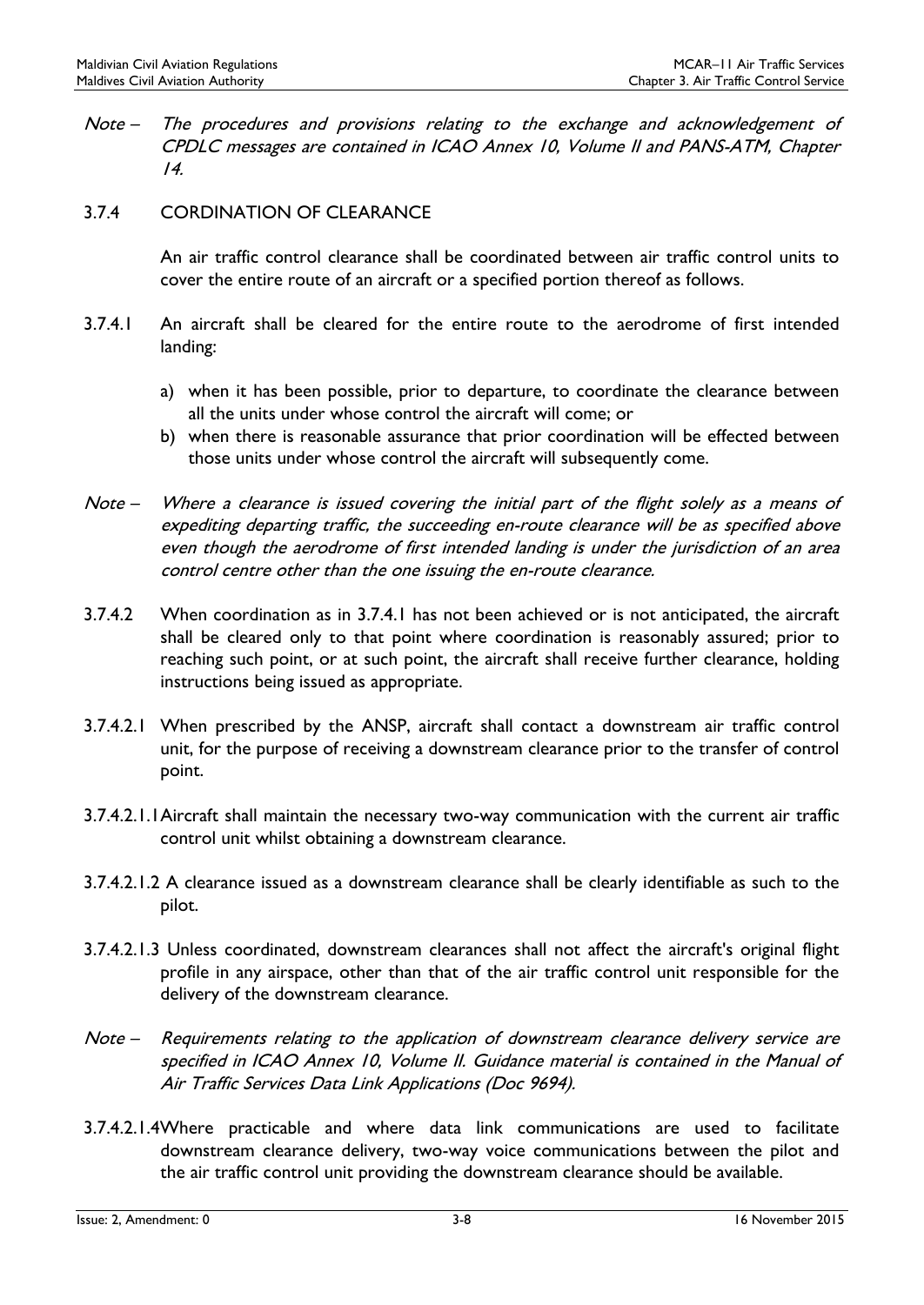*Note – The procedures and provisions relating to the exchange and acknowledgement of CPDLC messages are contained in ICAO Annex 10, Volume II and PANS-ATM, Chapter 14.*

### 3.7.4 CORDINATION OF CLEARANCE

An air traffic control clearance shall be coordinated between air traffic control units to cover the entire route of an aircraft or a specified portion thereof as follows.

3.7.4.1 An aircraft shall be cleared for the entire route to the aerodrome of first intended landing:

a) when it has been possible, prior to departure, to coordinate the clearance between all the units under whose control the aircraft will come; or
b) when there is reasonable assurance that prior coordination will be effected between those units under whose control the aircraft will subsequently come.

*Note – Where a clearance is issued covering the initial part of the flight solely as a means of expediting departing traffic, the succeeding en-route clearance will be as specified above even though the aerodrome of first intended landing is under the jurisdiction of an area control centre other than the one issuing the en-route clearance.*

3.7.4.2 When coordination as in 3.7.4.1 has not been achieved or is not anticipated, the aircraft shall be cleared only to that point where coordination is reasonably assured; prior to reaching such point, or at such point, the aircraft shall receive further clearance, holding instructions being issued as appropriate.

3.7.4.2.1 When prescribed by the ANSP, aircraft shall contact a downstream air traffic control unit, for the purpose of receiving a downstream clearance prior to the transfer of control point.

3.7.4.2.1.1 Aircraft shall maintain the necessary two-way communication with the current air traffic control unit whilst obtaining a downstream clearance.

3.7.4.2.1.2 A clearance issued as a downstream clearance shall be clearly identifiable as such to the pilot.

3.7.4.2.1.3 Unless coordinated, downstream clearances shall not affect the aircraft's original flight profile in any airspace, other than that of the air traffic control unit responsible for the delivery of the downstream clearance.

*Note – Requirements relating to the application of downstream clearance delivery service are specified in ICAO Annex 10, Volume II. Guidance material is contained in the Manual of Air Traffic Services Data Link Applications (Doc 9694).*

3.7.4.2.1.4 Where practicable and where data link communications are used to facilitate downstream clearance delivery, two-way voice communications between the pilot and the air traffic control unit providing the downstream clearance should be available.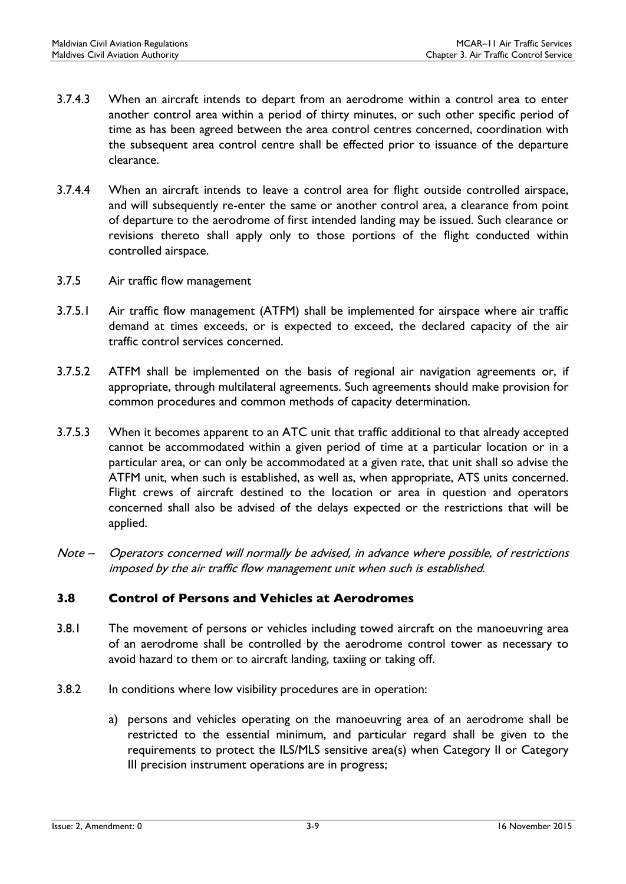3.7.4.3 When an aircraft intends to depart from an aerodrome within a control area to enter another control area within a period of thirty minutes, or such other specific period of time as has been agreed between the area control centres concerned, coordination with the subsequent area control centre shall be effected prior to issuance of the departure clearance.

3.7.4.4 When an aircraft intends to leave a control area for flight outside controlled airspace, and will subsequently re-enter the same or another control area, a clearance from point of departure to the aerodrome of first intended landing may be issued. Such clearance or revisions thereto shall apply only to those portions of the flight conducted within controlled airspace.

3.7.5 Air traffic flow management

3.7.5.1 Air traffic flow management (ATFM) shall be implemented for airspace where air traffic demand at times exceeds, or is expected to exceed, the declared capacity of the air traffic control services concerned.

3.7.5.2 ATFM shall be implemented on the basis of regional air navigation agreements or, if appropriate, through multilateral agreements. Such agreements should make provision for common procedures and common methods of capacity determination.

3.7.5.3 When it becomes apparent to an ATC unit that traffic additional to that already accepted cannot be accommodated within a given period of time at a particular location or in a particular area, or can only be accommodated at a given rate, that unit shall so advise the ATFM unit, when such is established, as well as, when appropriate, ATS units concerned. Flight crews of aircraft destined to the location or area in question and operators concerned shall also be advised of the delays expected or the restrictions that will be applied.

*Note – Operators concerned will normally be advised, in advance where possible, of restrictions imposed by the air traffic flow management unit when such is established.*

### 3.8 Control of Persons and Vehicles at Aerodromes

3.8.1 The movement of persons or vehicles including towed aircraft on the manoeuvring area of an aerodrome shall be controlled by the aerodrome control tower as necessary to avoid hazard to them or to aircraft landing, taxiing or taking off.

3.8.2 In conditions where low visibility procedures are in operation:

a) persons and vehicles operating on the manoeuvring area of an aerodrome shall be restricted to the essential minimum, and particular regard shall be given to the requirements to protect the ILS/MLS sensitive area(s) when Category II or Category III precision instrument operations are in progress;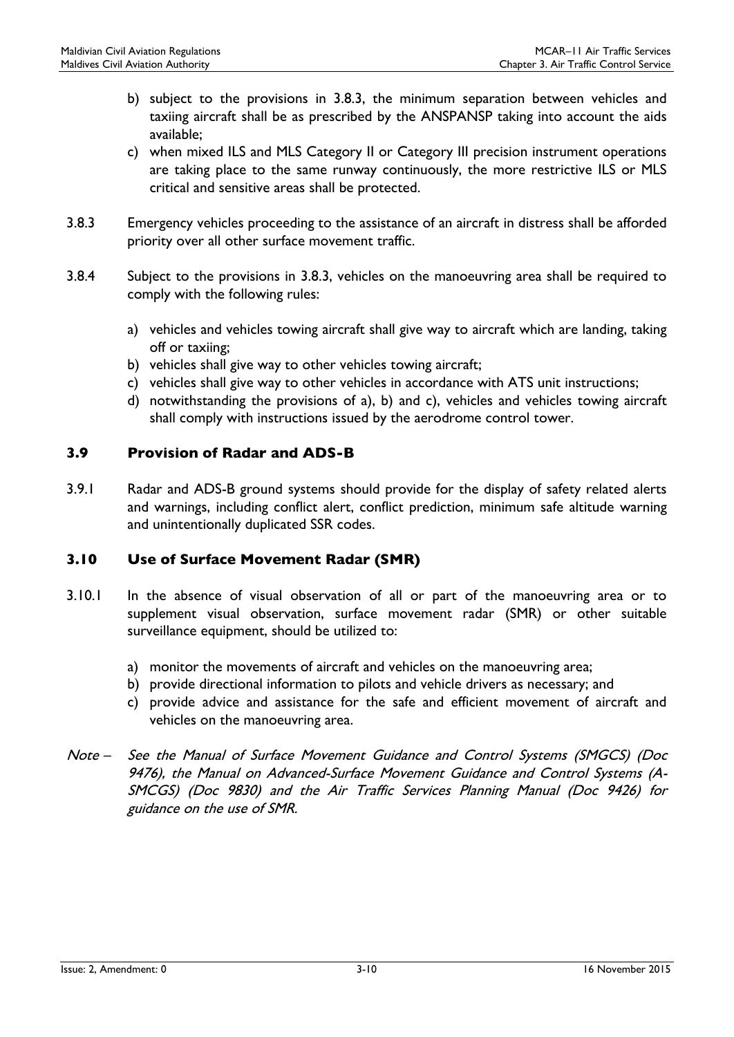b) subject to the provisions in 3.8.3, the minimum separation between vehicles and taxiing aircraft shall be as prescribed by the ANSPANSP taking into account the aids available;

c) when mixed ILS and MLS Category II or Category III precision instrument operations are taking place to the same runway continuously, the more restrictive ILS or MLS critical and sensitive areas shall be protected.

3.8.3 Emergency vehicles proceeding to the assistance of an aircraft in distress shall be afforded priority over all other surface movement traffic.

3.8.4 Subject to the provisions in 3.8.3, vehicles on the manoeuvring area shall be required to comply with the following rules:

a) vehicles and vehicles towing aircraft shall give way to aircraft which are landing, taking off or taxiing;
b) vehicles shall give way to other vehicles towing aircraft;
c) vehicles shall give way to other vehicles in accordance with ATS unit instructions;
d) notwithstanding the provisions of a), b) and c), vehicles and vehicles towing aircraft shall comply with instructions issued by the aerodrome control tower.

## 3.9 Provision of Radar and ADS-B

3.9.1 Radar and ADS-B ground systems should provide for the display of safety related alerts and warnings, including conflict alert, conflict prediction, minimum safe altitude warning and unintentionally duplicated SSR codes.

## 3.10 Use of Surface Movement Radar (SMR)

3.10.1 In the absence of visual observation of all or part of the manoeuvring area or to supplement visual observation, surface movement radar (SMR) or other suitable surveillance equipment, should be utilized to:

a) monitor the movements of aircraft and vehicles on the manoeuvring area;
b) provide directional information to pilots and vehicle drivers as necessary; and
c) provide advice and assistance for the safe and efficient movement of aircraft and vehicles on the manoeuvring area.

*Note – See the Manual of Surface Movement Guidance and Control Systems (SMGCS) (Doc 9476), the Manual on Advanced-Surface Movement Guidance and Control Systems (A-SMCGS) (Doc 9830) and the Air Traffic Services Planning Manual (Doc 9426) for guidance on the use of SMR.*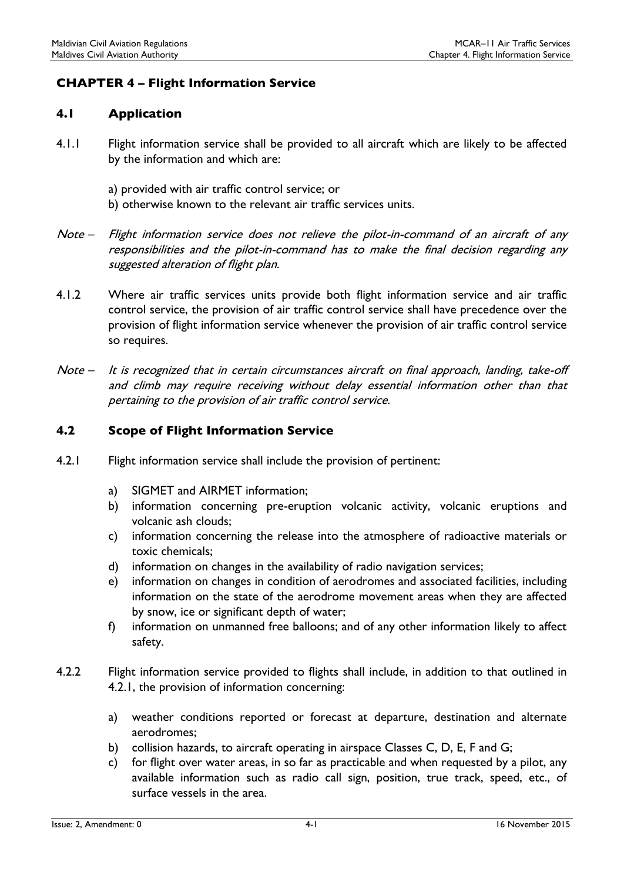## CHAPTER 4 – Flight Information Service

### 4.1 Application

4.1.1 Flight information service shall be provided to all aircraft which are likely to be affected by the information and which are:

a) provided with air traffic control service; or
b) otherwise known to the relevant air traffic services units.

*Note – Flight information service does not relieve the pilot-in-command of an aircraft of any responsibilities and the pilot-in-command has to make the final decision regarding any suggested alteration of flight plan.*

4.1.2 Where air traffic services units provide both flight information service and air traffic control service, the provision of air traffic control service shall have precedence over the provision of flight information service whenever the provision of air traffic control service so requires.

*Note – It is recognized that in certain circumstances aircraft on final approach, landing, take-off and climb may require receiving without delay essential information other than that pertaining to the provision of air traffic control service.*

### 4.2 Scope of Flight Information Service

4.2.1 Flight information service shall include the provision of pertinent:

a) SIGMET and AIRMET information;
b) information concerning pre-eruption volcanic activity, volcanic eruptions and volcanic ash clouds;
c) information concerning the release into the atmosphere of radioactive materials or toxic chemicals;
d) information on changes in the availability of radio navigation services;
e) information on changes in condition of aerodromes and associated facilities, including information on the state of the aerodrome movement areas when they are affected by snow, ice or significant depth of water;
f) information on unmanned free balloons; and of any other information likely to affect safety.

4.2.2 Flight information service provided to flights shall include, in addition to that outlined in 4.2.1, the provision of information concerning:

a) weather conditions reported or forecast at departure, destination and alternate aerodromes;
b) collision hazards, to aircraft operating in airspace Classes C, D, E, F and G;
c) for flight over water areas, in so far as practicable and when requested by a pilot, any available information such as radio call sign, position, true track, speed, etc., of surface vessels in the area.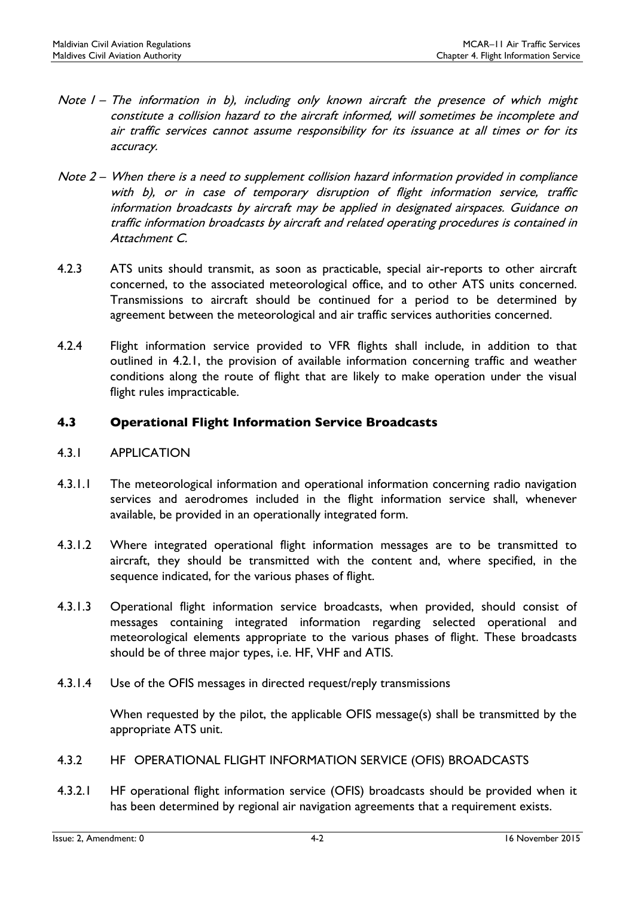*Note 1 – The information in b), including only known aircraft the presence of which might constitute a collision hazard to the aircraft informed, will sometimes be incomplete and air traffic services cannot assume responsibility for its issuance at all times or for its accuracy.*

*Note 2 – When there is a need to supplement collision hazard information provided in compliance with b), or in case of temporary disruption of flight information service, traffic information broadcasts by aircraft may be applied in designated airspaces. Guidance on traffic information broadcasts by aircraft and related operating procedures is contained in Attachment C.*

4.2.3 ATS units should transmit, as soon as practicable, special air-reports to other aircraft concerned, to the associated meteorological office, and to other ATS units concerned. Transmissions to aircraft should be continued for a period to be determined by agreement between the meteorological and air traffic services authorities concerned.

4.2.4 Flight information service provided to VFR flights shall include, in addition to that outlined in 4.2.1, the provision of available information concerning traffic and weather conditions along the route of flight that are likely to make operation under the visual flight rules impracticable.

## 4.3 Operational Flight Information Service Broadcasts

4.3.1 APPLICATION

4.3.1.1 The meteorological information and operational information concerning radio navigation services and aerodromes included in the flight information service shall, whenever available, be provided in an operationally integrated form.

4.3.1.2 Where integrated operational flight information messages are to be transmitted to aircraft, they should be transmitted with the content and, where specified, in the sequence indicated, for the various phases of flight.

4.3.1.3 Operational flight information service broadcasts, when provided, should consist of messages containing integrated information regarding selected operational and meteorological elements appropriate to the various phases of flight. These broadcasts should be of three major types, i.e. HF, VHF and ATIS.

4.3.1.4 Use of the OFIS messages in directed request/reply transmissions

When requested by the pilot, the applicable OFIS message(s) shall be transmitted by the appropriate ATS unit.

4.3.2 HF OPERATIONAL FLIGHT INFORMATION SERVICE (OFIS) BROADCASTS

4.3.2.1 HF operational flight information service (OFIS) broadcasts should be provided when it has been determined by regional air navigation agreements that a requirement exists.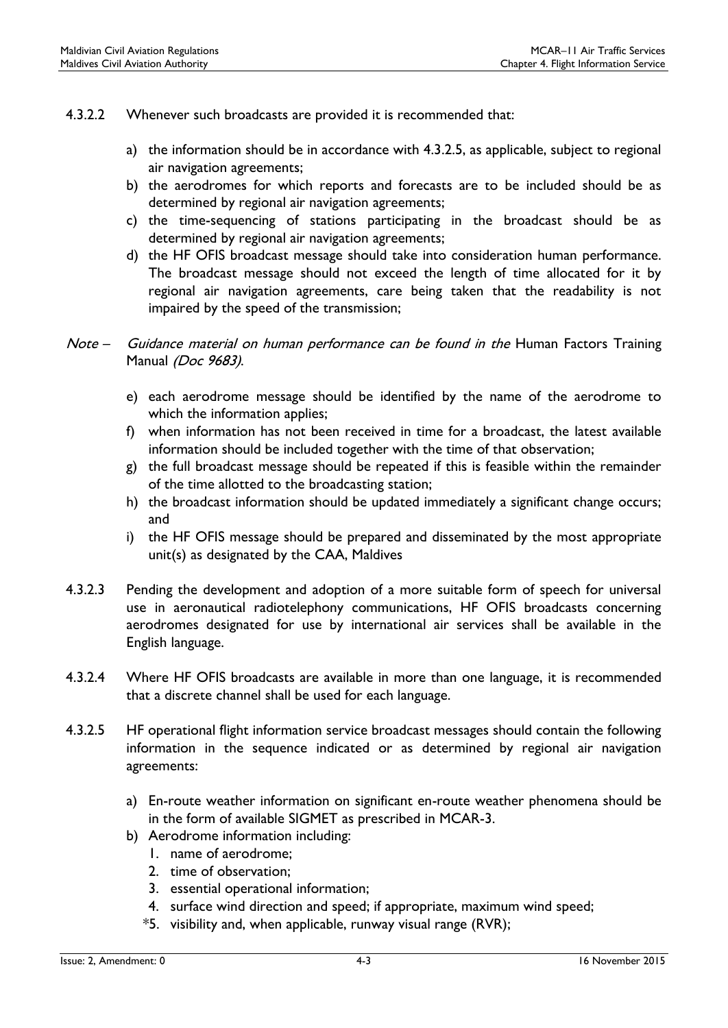4.3.2.2 Whenever such broadcasts are provided it is recommended that:

a) the information should be in accordance with 4.3.2.5, as applicable, subject to regional air navigation agreements;
b) the aerodromes for which reports and forecasts are to be included should be as determined by regional air navigation agreements;
c) the time-sequencing of stations participating in the broadcast should be as determined by regional air navigation agreements;
d) the HF OFIS broadcast message should take into consideration human performance. The broadcast message should not exceed the length of time allocated for it by regional air navigation agreements, care being taken that the readability is not impaired by the speed of the transmission;

*Note – Guidance material on human performance can be found in the* Human Factors Training Manual *(Doc 9683).*

e) each aerodrome message should be identified by the name of the aerodrome to which the information applies;
f) when information has not been received in time for a broadcast, the latest available information should be included together with the time of that observation;
g) the full broadcast message should be repeated if this is feasible within the remainder of the time allotted to the broadcasting station;
h) the broadcast information should be updated immediately a significant change occurs; and
i) the HF OFIS message should be prepared and disseminated by the most appropriate unit(s) as designated by the CAA, Maldives

4.3.2.3 Pending the development and adoption of a more suitable form of speech for universal use in aeronautical radiotelephony communications, HF OFIS broadcasts concerning aerodromes designated for use by international air services shall be available in the English language.

4.3.2.4 Where HF OFIS broadcasts are available in more than one language, it is recommended that a discrete channel shall be used for each language.

4.3.2.5 HF operational flight information service broadcast messages should contain the following information in the sequence indicated or as determined by regional air navigation agreements:

a) En-route weather information on significant en-route weather phenomena should be in the form of available SIGMET as prescribed in MCAR-3.
b) Aerodrome information including:
   1. name of aerodrome;
   2. time of observation;
   3. essential operational information;
   4. surface wind direction and speed; if appropriate, maximum wind speed;
   *5. visibility and, when applicable, runway visual range (RVR);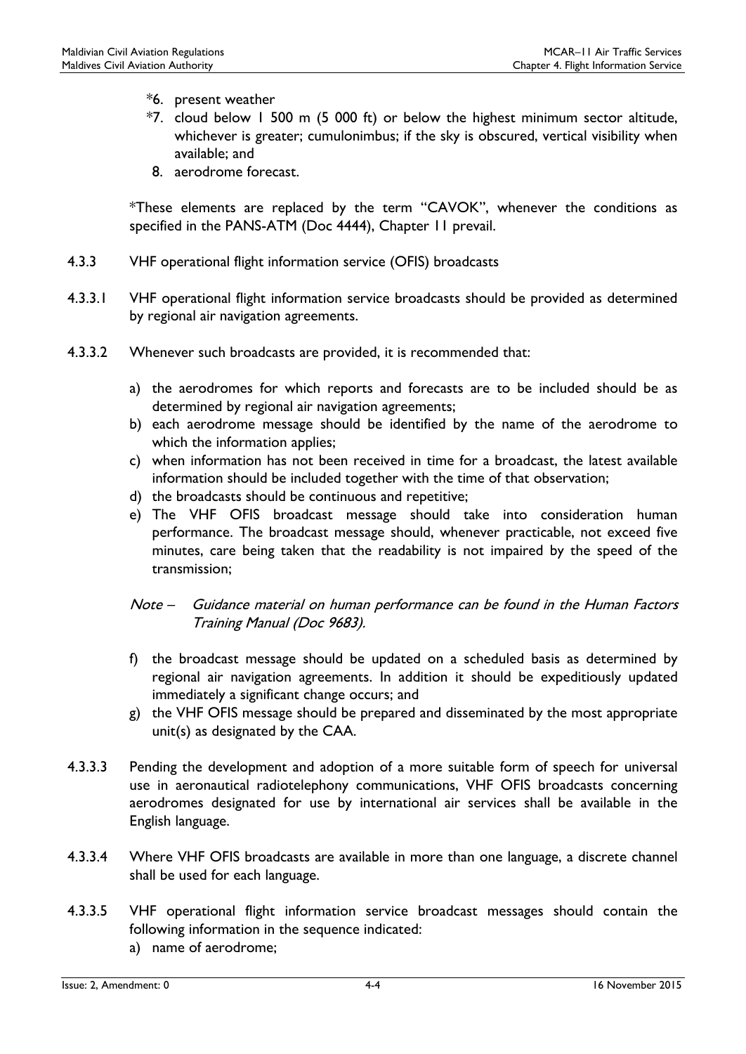*6. present weather

*7. cloud below 1 500 m (5 000 ft) or below the highest minimum sector altitude, whichever is greater; cumulonimbus; if the sky is obscured, vertical visibility when available; and

8. aerodrome forecast.

*These elements are replaced by the term "CAVOK", whenever the conditions as specified in the PANS-ATM (Doc 4444), Chapter 11 prevail.

4.3.3 VHF operational flight information service (OFIS) broadcasts

4.3.3.1 VHF operational flight information service broadcasts should be provided as determined by regional air navigation agreements.

4.3.3.2 Whenever such broadcasts are provided, it is recommended that:

a) the aerodromes for which reports and forecasts are to be included should be as determined by regional air navigation agreements;
b) each aerodrome message should be identified by the name of the aerodrome to which the information applies;
c) when information has not been received in time for a broadcast, the latest available information should be included together with the time of that observation;
d) the broadcasts should be continuous and repetitive;
e) The VHF OFIS broadcast message should take into consideration human performance. The broadcast message should, whenever practicable, not exceed five minutes, care being taken that the readability is not impaired by the speed of the transmission;

*Note – Guidance material on human performance can be found in the Human Factors Training Manual (Doc 9683).*

f) the broadcast message should be updated on a scheduled basis as determined by regional air navigation agreements. In addition it should be expeditiously updated immediately a significant change occurs; and
g) the VHF OFIS message should be prepared and disseminated by the most appropriate unit(s) as designated by the CAA.

4.3.3.3 Pending the development and adoption of a more suitable form of speech for universal use in aeronautical radiotelephony communications, VHF OFIS broadcasts concerning aerodromes designated for use by international air services shall be available in the English language.

4.3.3.4 Where VHF OFIS broadcasts are available in more than one language, a discrete channel shall be used for each language.

4.3.3.5 VHF operational flight information service broadcast messages should contain the following information in the sequence indicated:

a) name of aerodrome;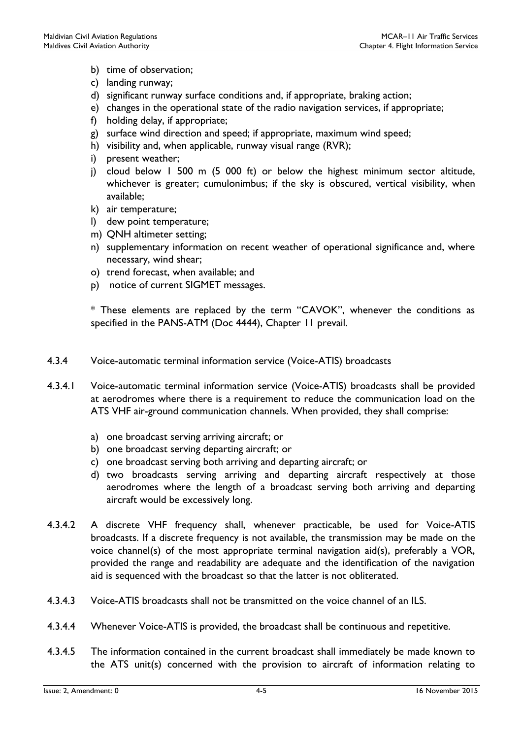b) time of observation;
c) landing runway;
d) significant runway surface conditions and, if appropriate, braking action;
e) changes in the operational state of the radio navigation services, if appropriate;
f) holding delay, if appropriate;
g) surface wind direction and speed; if appropriate, maximum wind speed;
h) visibility and, when applicable, runway visual range (RVR);
i) present weather;
j) cloud below 1 500 m (5 000 ft) or below the highest minimum sector altitude, whichever is greater; cumulonimbus; if the sky is obscured, vertical visibility, when available;
k) air temperature;
l) dew point temperature;
m) QNH altimeter setting;
n) supplementary information on recent weather of operational significance and, where necessary, wind shear;
o) trend forecast, when available; and
p) notice of current SIGMET messages.

* These elements are replaced by the term "CAVOK", whenever the conditions as specified in the PANS-ATM (Doc 4444), Chapter 11 prevail.

4.3.4 Voice-automatic terminal information service (Voice-ATIS) broadcasts

4.3.4.1 Voice-automatic terminal information service (Voice-ATIS) broadcasts shall be provided at aerodromes where there is a requirement to reduce the communication load on the ATS VHF air-ground communication channels. When provided, they shall comprise:

a) one broadcast serving arriving aircraft; or
b) one broadcast serving departing aircraft; or
c) one broadcast serving both arriving and departing aircraft; or
d) two broadcasts serving arriving and departing aircraft respectively at those aerodromes where the length of a broadcast serving both arriving and departing aircraft would be excessively long.

4.3.4.2 A discrete VHF frequency shall, whenever practicable, be used for Voice-ATIS broadcasts. If a discrete frequency is not available, the transmission may be made on the voice channel(s) of the most appropriate terminal navigation aid(s), preferably a VOR, provided the range and readability are adequate and the identification of the navigation aid is sequenced with the broadcast so that the latter is not obliterated.

4.3.4.3 Voice-ATIS broadcasts shall not be transmitted on the voice channel of an ILS.

4.3.4.4 Whenever Voice-ATIS is provided, the broadcast shall be continuous and repetitive.

4.3.4.5 The information contained in the current broadcast shall immediately be made known to the ATS unit(s) concerned with the provision to aircraft of information relating to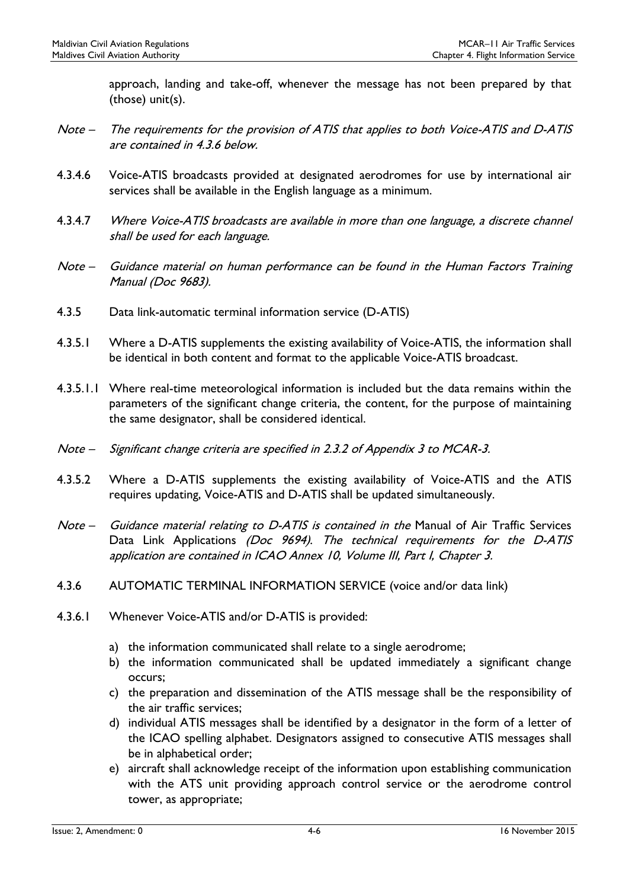approach, landing and take-off, whenever the message has not been prepared by that (those) unit(s).

*Note – The requirements for the provision of ATIS that applies to both Voice-ATIS and D-ATIS are contained in 4.3.6 below.*

4.3.4.6 Voice-ATIS broadcasts provided at designated aerodromes for use by international air services shall be available in the English language as a minimum.

4.3.4.7 *Where Voice-ATIS broadcasts are available in more than one language, a discrete channel shall be used for each language.*

*Note – Guidance material on human performance can be found in the Human Factors Training Manual (Doc 9683).*

4.3.5 Data link-automatic terminal information service (D-ATIS)

4.3.5.1 Where a D-ATIS supplements the existing availability of Voice-ATIS, the information shall be identical in both content and format to the applicable Voice-ATIS broadcast.

4.3.5.1.1 Where real-time meteorological information is included but the data remains within the parameters of the significant change criteria, the content, for the purpose of maintaining the same designator, shall be considered identical.

*Note – Significant change criteria are specified in 2.3.2 of Appendix 3 to MCAR-3.*

4.3.5.2 Where a D-ATIS supplements the existing availability of Voice-ATIS and the ATIS requires updating, Voice-ATIS and D-ATIS shall be updated simultaneously.

*Note – Guidance material relating to D-ATIS is contained in the* Manual of Air Traffic Services Data Link Applications *(Doc 9694). The technical requirements for the D-ATIS application are contained in ICAO Annex 10, Volume III, Part I, Chapter 3.*

4.3.6 AUTOMATIC TERMINAL INFORMATION SERVICE (voice and/or data link)

4.3.6.1 Whenever Voice-ATIS and/or D-ATIS is provided:

a) the information communicated shall relate to a single aerodrome;
b) the information communicated shall be updated immediately a significant change occurs;
c) the preparation and dissemination of the ATIS message shall be the responsibility of the air traffic services;
d) individual ATIS messages shall be identified by a designator in the form of a letter of the ICAO spelling alphabet. Designators assigned to consecutive ATIS messages shall be in alphabetical order;
e) aircraft shall acknowledge receipt of the information upon establishing communication with the ATS unit providing approach control service or the aerodrome control tower, as appropriate;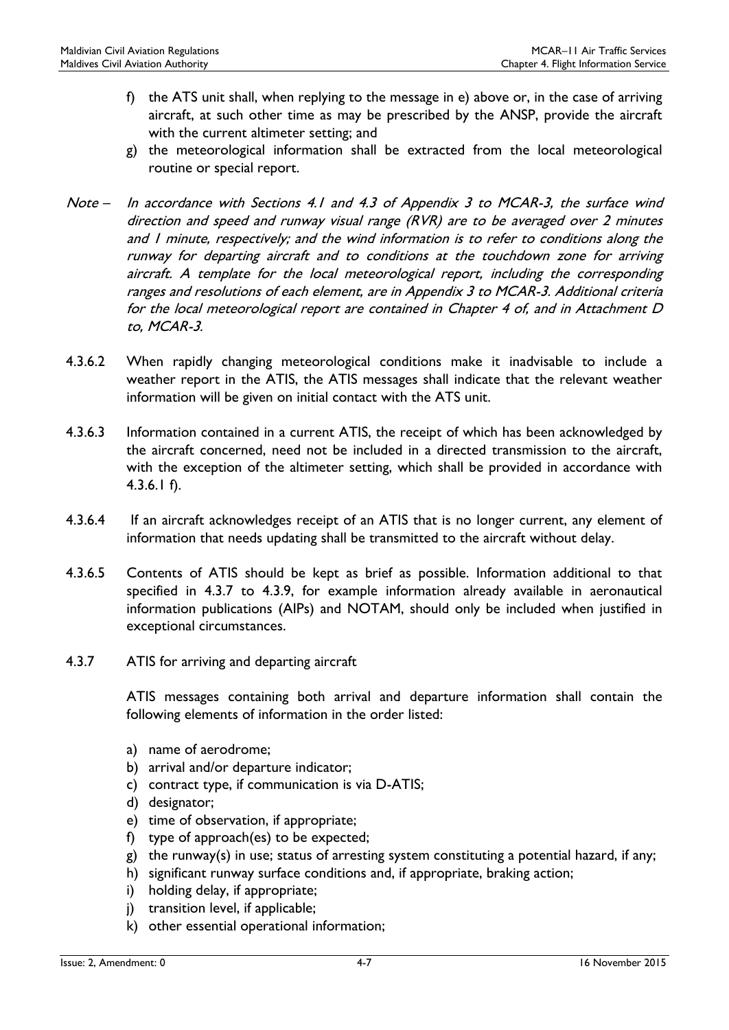f) the ATS unit shall, when replying to the message in e) above or, in the case of arriving aircraft, at such other time as may be prescribed by the ANSP, provide the aircraft with the current altimeter setting; and

g) the meteorological information shall be extracted from the local meteorological routine or special report.

*Note – In accordance with Sections 4.1 and 4.3 of Appendix 3 to MCAR-3, the surface wind direction and speed and runway visual range (RVR) are to be averaged over 2 minutes and 1 minute, respectively; and the wind information is to refer to conditions along the runway for departing aircraft and to conditions at the touchdown zone for arriving aircraft. A template for the local meteorological report, including the corresponding ranges and resolutions of each element, are in Appendix 3 to MCAR-3. Additional criteria for the local meteorological report are contained in Chapter 4 of, and in Attachment D to, MCAR-3.*

4.3.6.2 When rapidly changing meteorological conditions make it inadvisable to include a weather report in the ATIS, the ATIS messages shall indicate that the relevant weather information will be given on initial contact with the ATS unit.

4.3.6.3 Information contained in a current ATIS, the receipt of which has been acknowledged by the aircraft concerned, need not be included in a directed transmission to the aircraft, with the exception of the altimeter setting, which shall be provided in accordance with 4.3.6.1 f).

4.3.6.4 If an aircraft acknowledges receipt of an ATIS that is no longer current, any element of information that needs updating shall be transmitted to the aircraft without delay.

4.3.6.5 Contents of ATIS should be kept as brief as possible. Information additional to that specified in 4.3.7 to 4.3.9, for example information already available in aeronautical information publications (AIPs) and NOTAM, should only be included when justified in exceptional circumstances.

4.3.7 ATIS for arriving and departing aircraft

ATIS messages containing both arrival and departure information shall contain the following elements of information in the order listed:

a) name of aerodrome;
b) arrival and/or departure indicator;
c) contract type, if communication is via D-ATIS;
d) designator;
e) time of observation, if appropriate;
f) type of approach(es) to be expected;
g) the runway(s) in use; status of arresting system constituting a potential hazard, if any;
h) significant runway surface conditions and, if appropriate, braking action;
i) holding delay, if appropriate;
j) transition level, if applicable;
k) other essential operational information;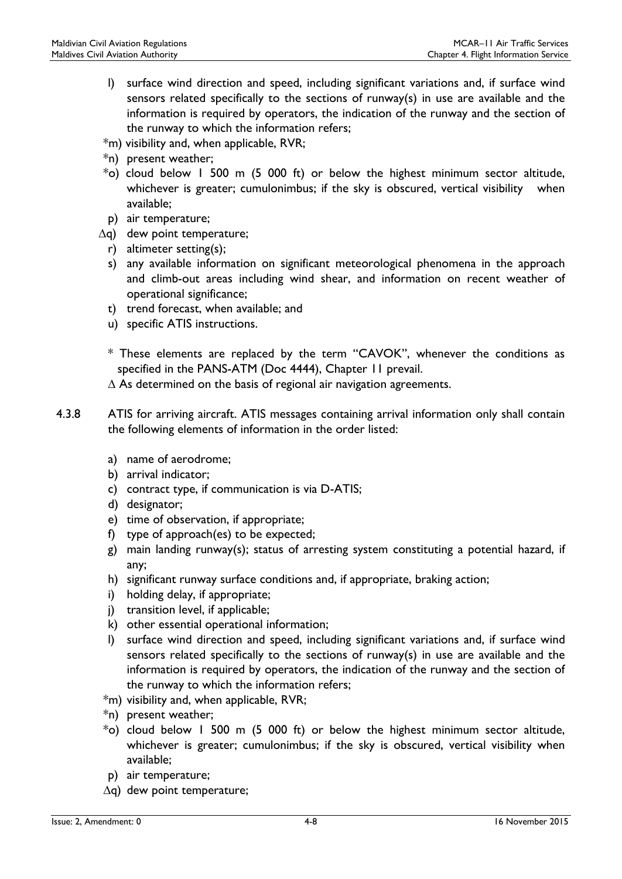- l) surface wind direction and speed, including significant variations and, if surface wind sensors related specifically to the sections of runway(s) in use are available and the information is required by operators, the indication of the runway and the section of the runway to which the information refers;
- *m) visibility and, when applicable, RVR;
- *n) present weather;
- *o) cloud below 1 500 m (5 000 ft) or below the highest minimum sector altitude, whichever is greater; cumulonimbus; if the sky is obscured, vertical visibility when available;
- p) air temperature;
- ∆q) dew point temperature;
- r) altimeter setting(s);
- s) any available information on significant meteorological phenomena in the approach and climb-out areas including wind shear, and information on recent weather of operational significance;
- t) trend forecast, when available; and
- u) specific ATIS instructions.

\* These elements are replaced by the term "CAVOK", whenever the conditions as specified in the PANS-ATM (Doc 4444), Chapter 11 prevail.

∆ As determined on the basis of regional air navigation agreements.

4.3.8 ATIS for arriving aircraft. ATIS messages containing arrival information only shall contain the following elements of information in the order listed:

- a) name of aerodrome;
- b) arrival indicator;
- c) contract type, if communication is via D-ATIS;
- d) designator;
- e) time of observation, if appropriate;
- f) type of approach(es) to be expected;
- g) main landing runway(s); status of arresting system constituting a potential hazard, if any;
- h) significant runway surface conditions and, if appropriate, braking action;
- i) holding delay, if appropriate;
- j) transition level, if applicable;
- k) other essential operational information;
- l) surface wind direction and speed, including significant variations and, if surface wind sensors related specifically to the sections of runway(s) in use are available and the information is required by operators, the indication of the runway and the section of the runway to which the information refers;
- *m) visibility and, when applicable, RVR;
- *n) present weather;
- *o) cloud below 1 500 m (5 000 ft) or below the highest minimum sector altitude, whichever is greater; cumulonimbus; if the sky is obscured, vertical visibility when available;
- p) air temperature;
- ∆q) dew point temperature;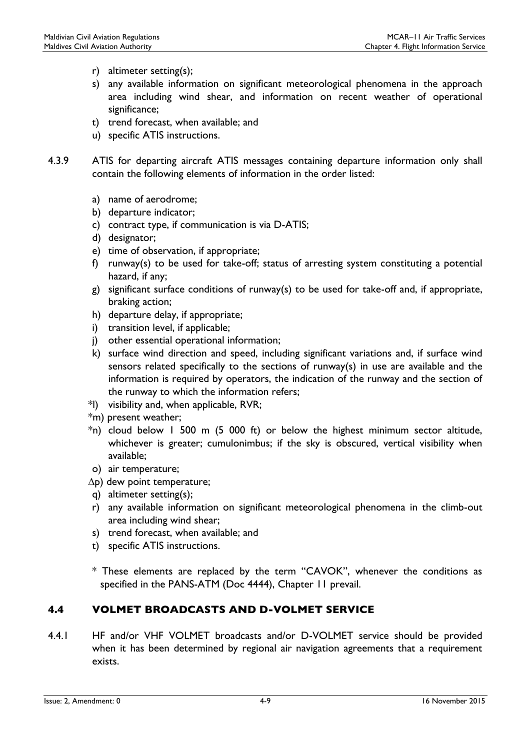r) altimeter setting(s);
s) any available information on significant meteorological phenomena in the approach area including wind shear, and information on recent weather of operational significance;
t) trend forecast, when available; and
u) specific ATIS instructions.

4.3.9 ATIS for departing aircraft ATIS messages containing departure information only shall contain the following elements of information in the order listed:

a) name of aerodrome;
b) departure indicator;
c) contract type, if communication is via D-ATIS;
d) designator;
e) time of observation, if appropriate;
f) runway(s) to be used for take-off; status of arresting system constituting a potential hazard, if any;
g) significant surface conditions of runway(s) to be used for take-off and, if appropriate, braking action;
h) departure delay, if appropriate;
i) transition level, if applicable;
j) other essential operational information;
k) surface wind direction and speed, including significant variations and, if surface wind sensors related specifically to the sections of runway(s) in use are available and the information is required by operators, the indication of the runway and the section of the runway to which the information refers;

*l) visibility and, when applicable, RVR;
*m) present weather;
*n) cloud below 1 500 m (5 000 ft) or below the highest minimum sector altitude, whichever is greater; cumulonimbus; if the sky is obscured, vertical visibility when available;
o) air temperature;
∆p) dew point temperature;
q) altimeter setting(s);
r) any available information on significant meteorological phenomena in the climb-out area including wind shear;
s) trend forecast, when available; and
t) specific ATIS instructions.

\* These elements are replaced by the term "CAVOK", whenever the conditions as specified in the PANS-ATM (Doc 4444), Chapter 11 prevail.

## 4.4 VOLMET BROADCASTS AND D-VOLMET SERVICE

4.4.1 HF and/or VHF VOLMET broadcasts and/or D-VOLMET service should be provided when it has been determined by regional air navigation agreements that a requirement exists.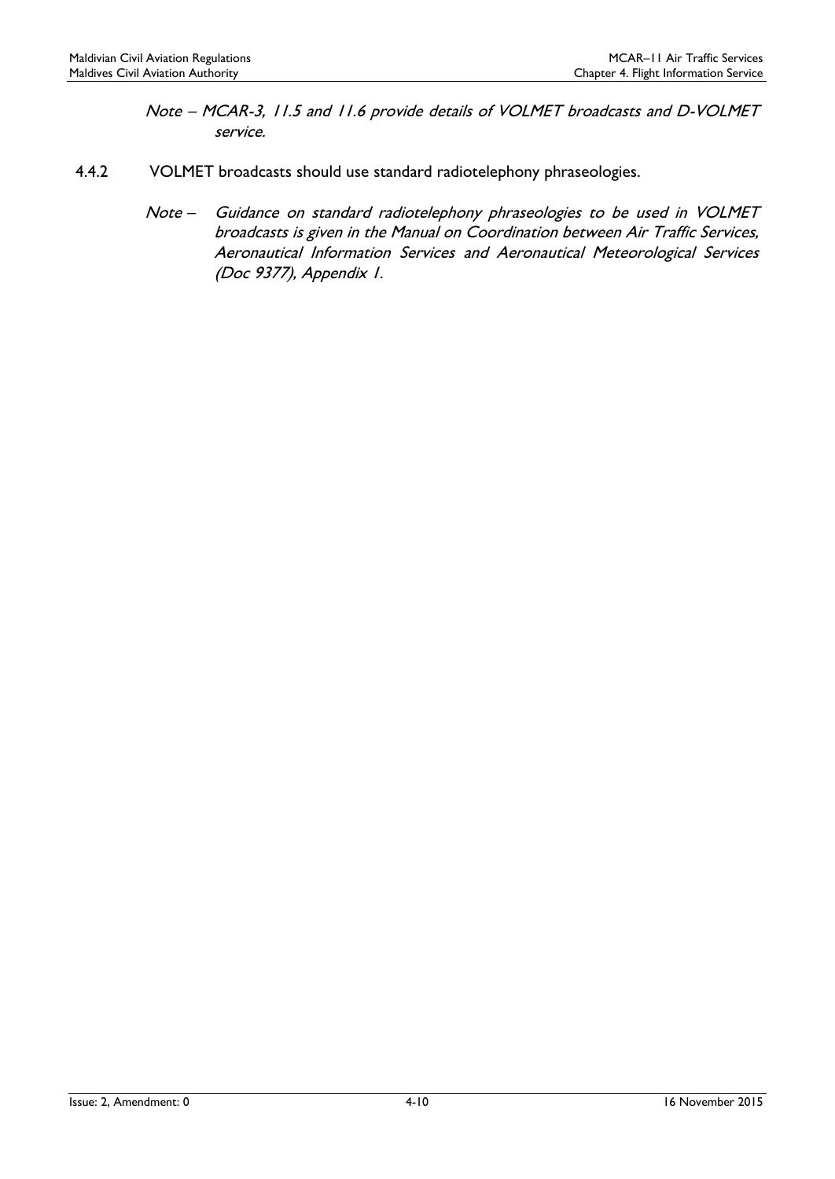*Note – MCAR-3, 11.5 and 11.6 provide details of VOLMET broadcasts and D-VOLMET service.*

4.4.2 VOLMET broadcasts should use standard radiotelephony phraseologies.

*Note – Guidance on standard radiotelephony phraseologies to be used in VOLMET broadcasts is given in the Manual on Coordination between Air Traffic Services, Aeronautical Information Services and Aeronautical Meteorological Services (Doc 9377), Appendix 1.*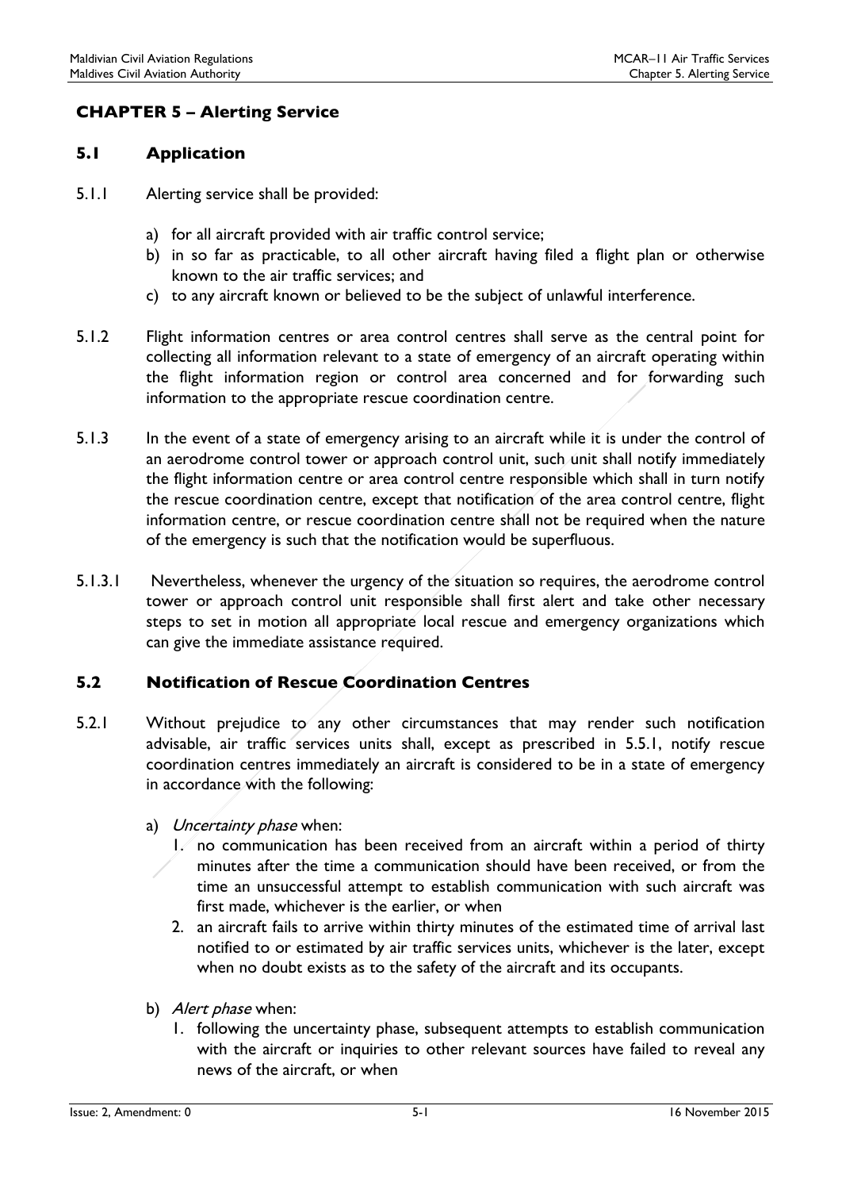## CHAPTER 5 – Alerting Service

### 5.1 Application

5.1.1 Alerting service shall be provided:

a) for all aircraft provided with air traffic control service;
b) in so far as practicable, to all other aircraft having filed a flight plan or otherwise known to the air traffic services; and
c) to any aircraft known or believed to be the subject of unlawful interference.

5.1.2 Flight information centres or area control centres shall serve as the central point for collecting all information relevant to a state of emergency of an aircraft operating within the flight information region or control area concerned and for forwarding such information to the appropriate rescue coordination centre.

5.1.3 In the event of a state of emergency arising to an aircraft while it is under the control of an aerodrome control tower or approach control unit, such unit shall notify immediately the flight information centre or area control centre responsible which shall in turn notify the rescue coordination centre, except that notification of the area control centre, flight information centre, or rescue coordination centre shall not be required when the nature of the emergency is such that the notification would be superfluous.

5.1.3.1 Nevertheless, whenever the urgency of the situation so requires, the aerodrome control tower or approach control unit responsible shall first alert and take other necessary steps to set in motion all appropriate local rescue and emergency organizations which can give the immediate assistance required.

### 5.2 Notification of Rescue Coordination Centres

5.2.1 Without prejudice to any other circumstances that may render such notification advisable, air traffic services units shall, except as prescribed in 5.5.1, notify rescue coordination centres immediately an aircraft is considered to be in a state of emergency in accordance with the following:

a) *Uncertainty phase* when:
   1. no communication has been received from an aircraft within a period of thirty minutes after the time a communication should have been received, or from the time an unsuccessful attempt to establish communication with such aircraft was first made, whichever is the earlier, or when
   2. an aircraft fails to arrive within thirty minutes of the estimated time of arrival last notified to or estimated by air traffic services units, whichever is the later, except when no doubt exists as to the safety of the aircraft and its occupants.

b) *Alert phase* when:
   1. following the uncertainty phase, subsequent attempts to establish communication with the aircraft or inquiries to other relevant sources have failed to reveal any news of the aircraft, or when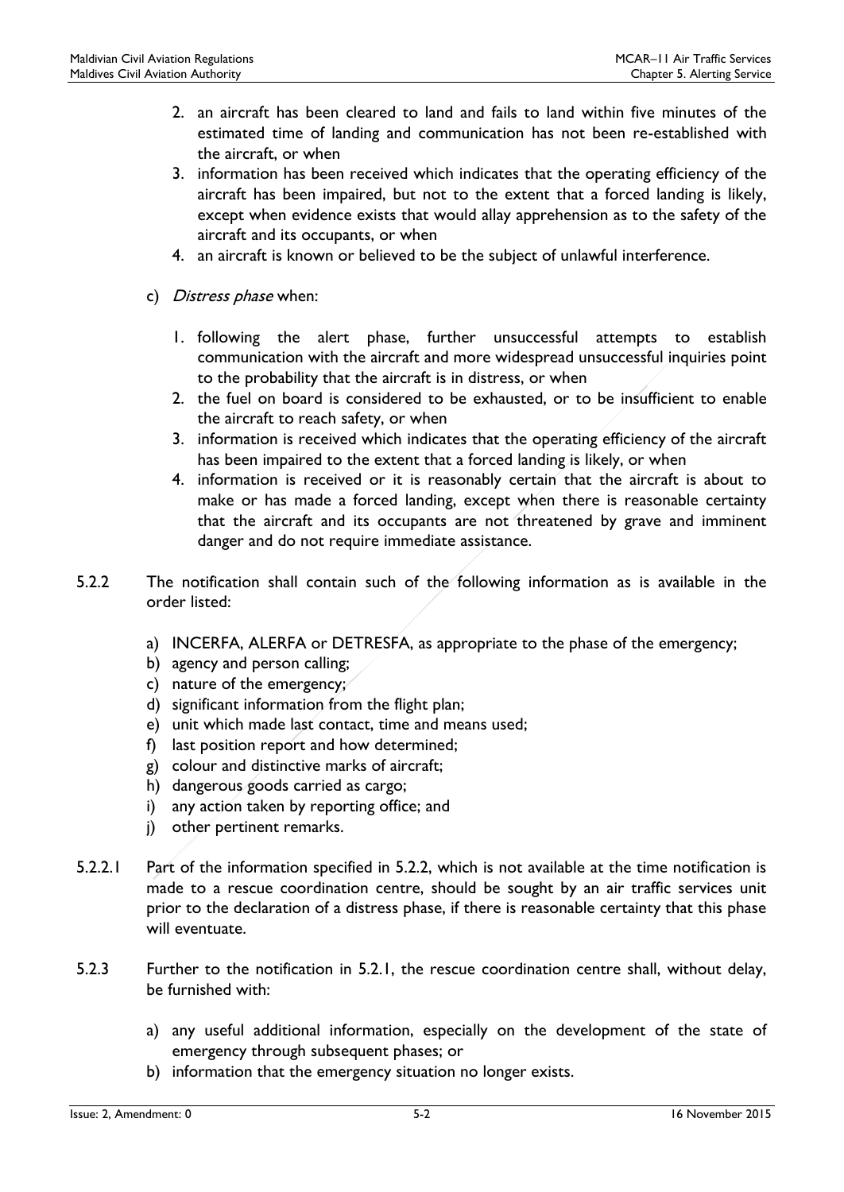2. an aircraft has been cleared to land and fails to land within five minutes of the estimated time of landing and communication has not been re-established with the aircraft, or when
3. information has been received which indicates that the operating efficiency of the aircraft has been impaired, but not to the extent that a forced landing is likely, except when evidence exists that would allay apprehension as to the safety of the aircraft and its occupants, or when
4. an aircraft is known or believed to be the subject of unlawful interference.

c) *Distress phase* when:

1. following the alert phase, further unsuccessful attempts to establish communication with the aircraft and more widespread unsuccessful inquiries point to the probability that the aircraft is in distress, or when
2. the fuel on board is considered to be exhausted, or to be insufficient to enable the aircraft to reach safety, or when
3. information is received which indicates that the operating efficiency of the aircraft has been impaired to the extent that a forced landing is likely, or when
4. information is received or it is reasonably certain that the aircraft is about to make or has made a forced landing, except when there is reasonable certainty that the aircraft and its occupants are not threatened by grave and imminent danger and do not require immediate assistance.

5.2.2 The notification shall contain such of the following information as is available in the order listed:

a) INCERFA, ALERFA or DETRESFA, as appropriate to the phase of the emergency;
b) agency and person calling;
c) nature of the emergency;
d) significant information from the flight plan;
e) unit which made last contact, time and means used;
f) last position report and how determined;
g) colour and distinctive marks of aircraft;
h) dangerous goods carried as cargo;
i) any action taken by reporting office; and
j) other pertinent remarks.

5.2.2.1 Part of the information specified in 5.2.2, which is not available at the time notification is made to a rescue coordination centre, should be sought by an air traffic services unit prior to the declaration of a distress phase, if there is reasonable certainty that this phase will eventuate.

5.2.3 Further to the notification in 5.2.1, the rescue coordination centre shall, without delay, be furnished with:

a) any useful additional information, especially on the development of the state of emergency through subsequent phases; or
b) information that the emergency situation no longer exists.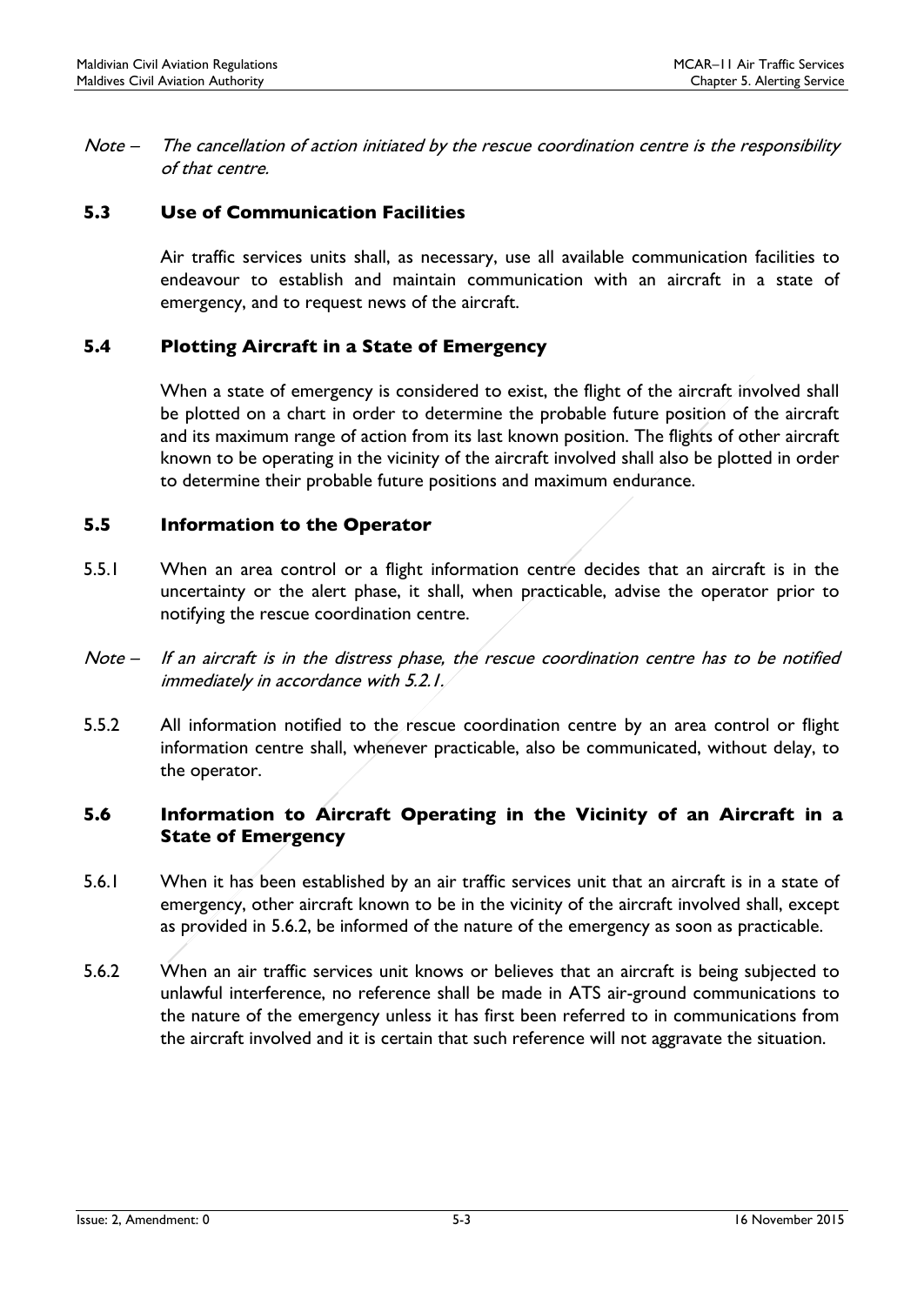*Note – The cancellation of action initiated by the rescue coordination centre is the responsibility of that centre.*

## 5.3 Use of Communication Facilities

Air traffic services units shall, as necessary, use all available communication facilities to endeavour to establish and maintain communication with an aircraft in a state of emergency, and to request news of the aircraft.

## 5.4 Plotting Aircraft in a State of Emergency

When a state of emergency is considered to exist, the flight of the aircraft involved shall be plotted on a chart in order to determine the probable future position of the aircraft and its maximum range of action from its last known position. The flights of other aircraft known to be operating in the vicinity of the aircraft involved shall also be plotted in order to determine their probable future positions and maximum endurance.

## 5.5 Information to the Operator

5.5.1 When an area control or a flight information centre decides that an aircraft is in the uncertainty or the alert phase, it shall, when practicable, advise the operator prior to notifying the rescue coordination centre.

*Note – If an aircraft is in the distress phase, the rescue coordination centre has to be notified immediately in accordance with 5.2.1.*

5.5.2 All information notified to the rescue coordination centre by an area control or flight information centre shall, whenever practicable, also be communicated, without delay, to the operator.

## 5.6 Information to Aircraft Operating in the Vicinity of an Aircraft in a State of Emergency

5.6.1 When it has been established by an air traffic services unit that an aircraft is in a state of emergency, other aircraft known to be in the vicinity of the aircraft involved shall, except as provided in 5.6.2, be informed of the nature of the emergency as soon as practicable.

5.6.2 When an air traffic services unit knows or believes that an aircraft is being subjected to unlawful interference, no reference shall be made in ATS air-ground communications to the nature of the emergency unless it has first been referred to in communications from the aircraft involved and it is certain that such reference will not aggravate the situation.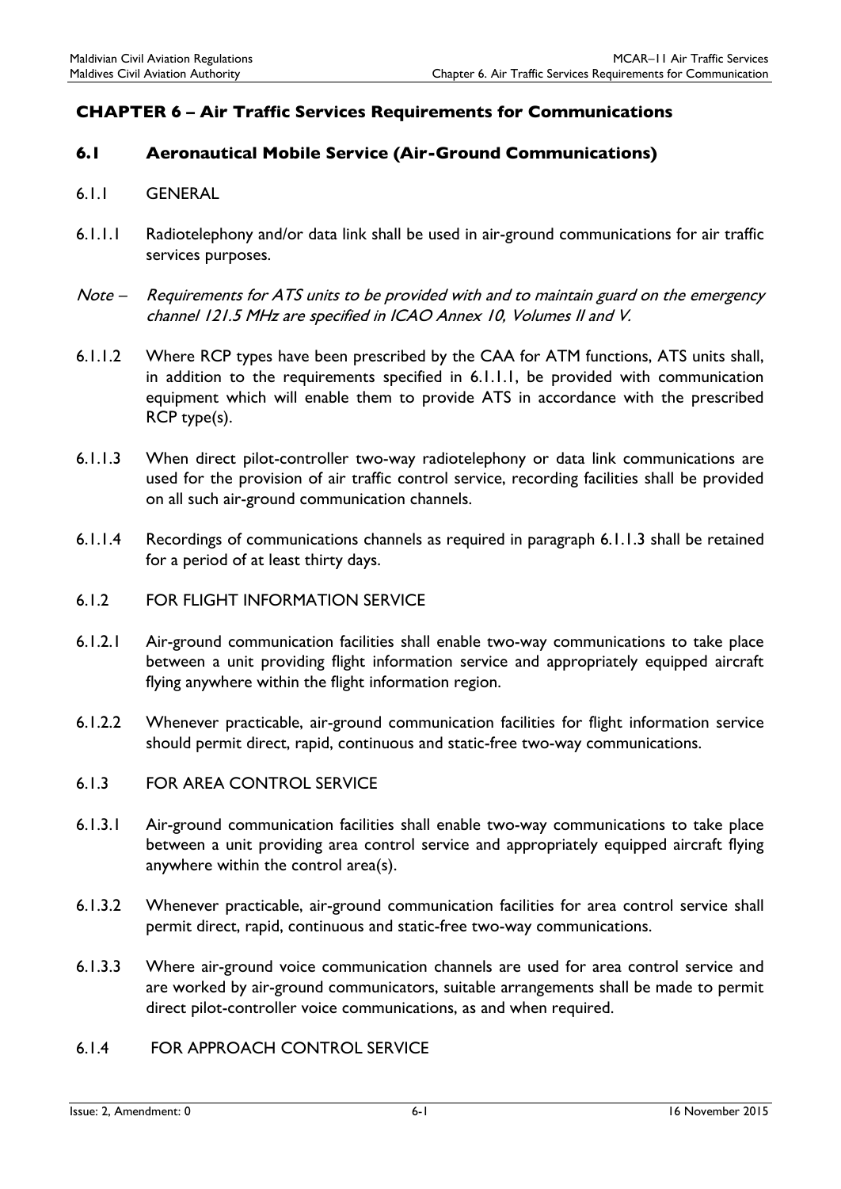# CHAPTER 6 – Air Traffic Services Requirements for Communications

## 6.1 Aeronautical Mobile Service (Air-Ground Communications)

### 6.1.1 GENERAL

6.1.1.1 Radiotelephony and/or data link shall be used in air-ground communications for air traffic services purposes.

*Note – Requirements for ATS units to be provided with and to maintain guard on the emergency channel 121.5 MHz are specified in ICAO Annex 10, Volumes II and V.*

6.1.1.2 Where RCP types have been prescribed by the CAA for ATM functions, ATS units shall, in addition to the requirements specified in 6.1.1.1, be provided with communication equipment which will enable them to provide ATS in accordance with the prescribed RCP type(s).

6.1.1.3 When direct pilot-controller two-way radiotelephony or data link communications are used for the provision of air traffic control service, recording facilities shall be provided on all such air-ground communication channels.

6.1.1.4 Recordings of communications channels as required in paragraph 6.1.1.3 shall be retained for a period of at least thirty days.

### 6.1.2 FOR FLIGHT INFORMATION SERVICE

6.1.2.1 Air-ground communication facilities shall enable two-way communications to take place between a unit providing flight information service and appropriately equipped aircraft flying anywhere within the flight information region.

6.1.2.2 Whenever practicable, air-ground communication facilities for flight information service should permit direct, rapid, continuous and static-free two-way communications.

### 6.1.3 FOR AREA CONTROL SERVICE

6.1.3.1 Air-ground communication facilities shall enable two-way communications to take place between a unit providing area control service and appropriately equipped aircraft flying anywhere within the control area(s).

6.1.3.2 Whenever practicable, air-ground communication facilities for area control service shall permit direct, rapid, continuous and static-free two-way communications.

6.1.3.3 Where air-ground voice communication channels are used for area control service and are worked by air-ground communicators, suitable arrangements shall be made to permit direct pilot-controller voice communications, as and when required.

### 6.1.4 FOR APPROACH CONTROL SERVICE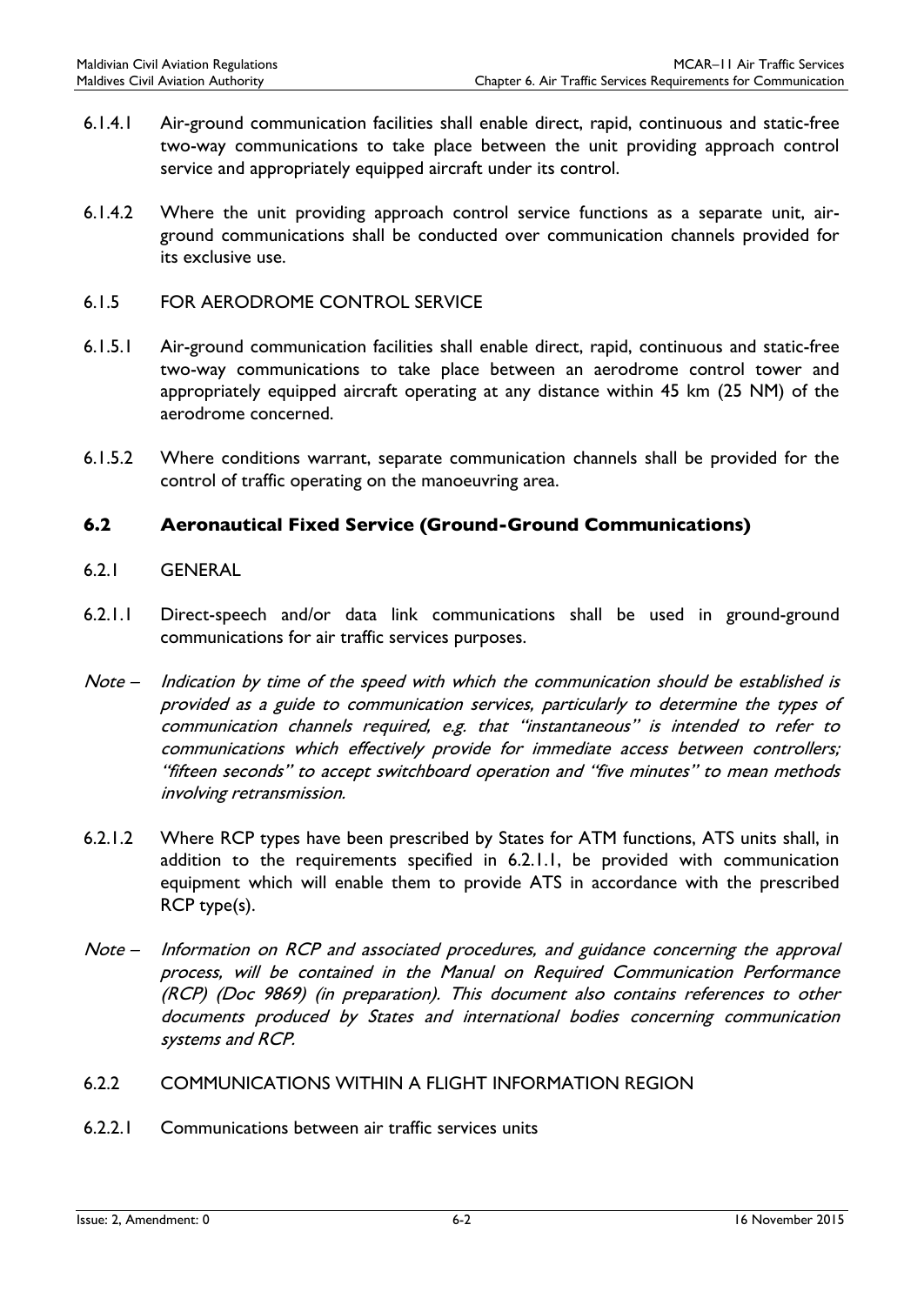6.1.4.1 Air-ground communication facilities shall enable direct, rapid, continuous and static-free two-way communications to take place between the unit providing approach control service and appropriately equipped aircraft under its control.

6.1.4.2 Where the unit providing approach control service functions as a separate unit, air-ground communications shall be conducted over communication channels provided for its exclusive use.

6.1.5 FOR AERODROME CONTROL SERVICE

6.1.5.1 Air-ground communication facilities shall enable direct, rapid, continuous and static-free two-way communications to take place between an aerodrome control tower and appropriately equipped aircraft operating at any distance within 45 km (25 NM) of the aerodrome concerned.

6.1.5.2 Where conditions warrant, separate communication channels shall be provided for the control of traffic operating on the manoeuvring area.

## 6.2 Aeronautical Fixed Service (Ground-Ground Communications)

6.2.1 GENERAL

6.2.1.1 Direct-speech and/or data link communications shall be used in ground-ground communications for air traffic services purposes.

*Note – Indication by time of the speed with which the communication should be established is provided as a guide to communication services, particularly to determine the types of communication channels required, e.g. that "instantaneous" is intended to refer to communications which effectively provide for immediate access between controllers; "fifteen seconds" to accept switchboard operation and "five minutes" to mean methods involving retransmission.*

6.2.1.2 Where RCP types have been prescribed by States for ATM functions, ATS units shall, in addition to the requirements specified in 6.2.1.1, be provided with communication equipment which will enable them to provide ATS in accordance with the prescribed RCP type(s).

*Note – Information on RCP and associated procedures, and guidance concerning the approval process, will be contained in the Manual on Required Communication Performance (RCP) (Doc 9869) (in preparation). This document also contains references to other documents produced by States and international bodies concerning communication systems and RCP.*

6.2.2 COMMUNICATIONS WITHIN A FLIGHT INFORMATION REGION

6.2.2.1 Communications between air traffic services units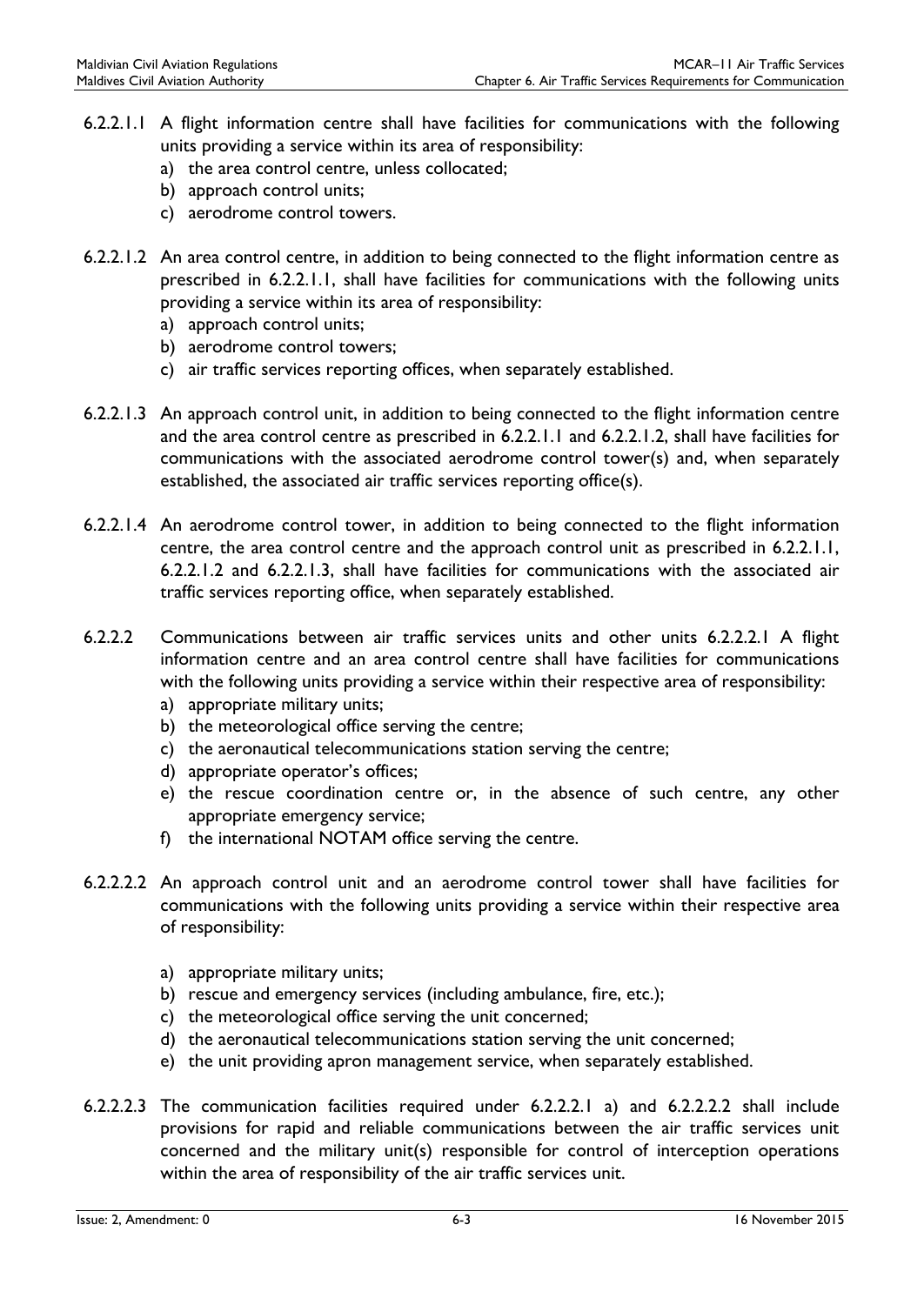6.2.2.1.1 A flight information centre shall have facilities for communications with the following units providing a service within its area of responsibility:

a) the area control centre, unless collocated;
b) approach control units;
c) aerodrome control towers.

6.2.2.1.2 An area control centre, in addition to being connected to the flight information centre as prescribed in 6.2.2.1.1, shall have facilities for communications with the following units providing a service within its area of responsibility:

a) approach control units;
b) aerodrome control towers;
c) air traffic services reporting offices, when separately established.

6.2.2.1.3 An approach control unit, in addition to being connected to the flight information centre and the area control centre as prescribed in 6.2.2.1.1 and 6.2.2.1.2, shall have facilities for communications with the associated aerodrome control tower(s) and, when separately established, the associated air traffic services reporting office(s).

6.2.2.1.4 An aerodrome control tower, in addition to being connected to the flight information centre, the area control centre and the approach control unit as prescribed in 6.2.2.1.1, 6.2.2.1.2 and 6.2.2.1.3, shall have facilities for communications with the associated air traffic services reporting office, when separately established.

6.2.2.2 Communications between air traffic services units and other units 6.2.2.2.1 A flight information centre and an area control centre shall have facilities for communications with the following units providing a service within their respective area of responsibility:

a) appropriate military units;
b) the meteorological office serving the centre;
c) the aeronautical telecommunications station serving the centre;
d) appropriate operator's offices;
e) the rescue coordination centre or, in the absence of such centre, any other appropriate emergency service;
f) the international NOTAM office serving the centre.

6.2.2.2.2 An approach control unit and an aerodrome control tower shall have facilities for communications with the following units providing a service within their respective area of responsibility:

a) appropriate military units;
b) rescue and emergency services (including ambulance, fire, etc.);
c) the meteorological office serving the unit concerned;
d) the aeronautical telecommunications station serving the unit concerned;
e) the unit providing apron management service, when separately established.

6.2.2.2.3 The communication facilities required under 6.2.2.2.1 a) and 6.2.2.2.2 shall include provisions for rapid and reliable communications between the air traffic services unit concerned and the military unit(s) responsible for control of interception operations within the area of responsibility of the air traffic services unit.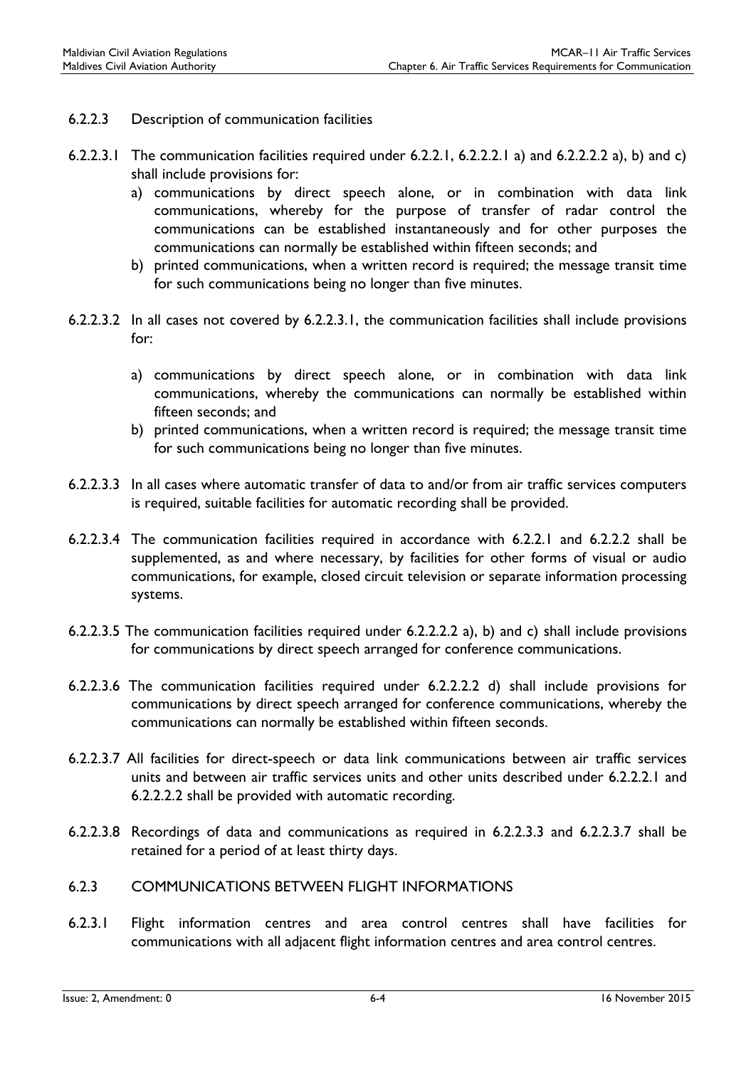### 6.2.2.3 Description of communication facilities

6.2.2.3.1 The communication facilities required under 6.2.2.1, 6.2.2.2.1 a) and 6.2.2.2.2 a), b) and c) shall include provisions for:

a) communications by direct speech alone, or in combination with data link communications, whereby for the purpose of transfer of radar control the communications can be established instantaneously and for other purposes the communications can normally be established within fifteen seconds; and
b) printed communications, when a written record is required; the message transit time for such communications being no longer than five minutes.

6.2.2.3.2 In all cases not covered by 6.2.2.3.1, the communication facilities shall include provisions for:

a) communications by direct speech alone, or in combination with data link communications, whereby the communications can normally be established within fifteen seconds; and
b) printed communications, when a written record is required; the message transit time for such communications being no longer than five minutes.

6.2.2.3.3 In all cases where automatic transfer of data to and/or from air traffic services computers is required, suitable facilities for automatic recording shall be provided.

6.2.2.3.4 The communication facilities required in accordance with 6.2.2.1 and 6.2.2.2 shall be supplemented, as and where necessary, by facilities for other forms of visual or audio communications, for example, closed circuit television or separate information processing systems.

6.2.2.3.5 The communication facilities required under 6.2.2.2.2 a), b) and c) shall include provisions for communications by direct speech arranged for conference communications.

6.2.2.3.6 The communication facilities required under 6.2.2.2.2 d) shall include provisions for communications by direct speech arranged for conference communications, whereby the communications can normally be established within fifteen seconds.

6.2.2.3.7 All facilities for direct-speech or data link communications between air traffic services units and between air traffic services units and other units described under 6.2.2.2.1 and 6.2.2.2.2 shall be provided with automatic recording.

6.2.2.3.8 Recordings of data and communications as required in 6.2.2.3.3 and 6.2.2.3.7 shall be retained for a period of at least thirty days.

## 6.2.3 COMMUNICATIONS BETWEEN FLIGHT INFORMATIONS

6.2.3.1 Flight information centres and area control centres shall have facilities for communications with all adjacent flight information centres and area control centres.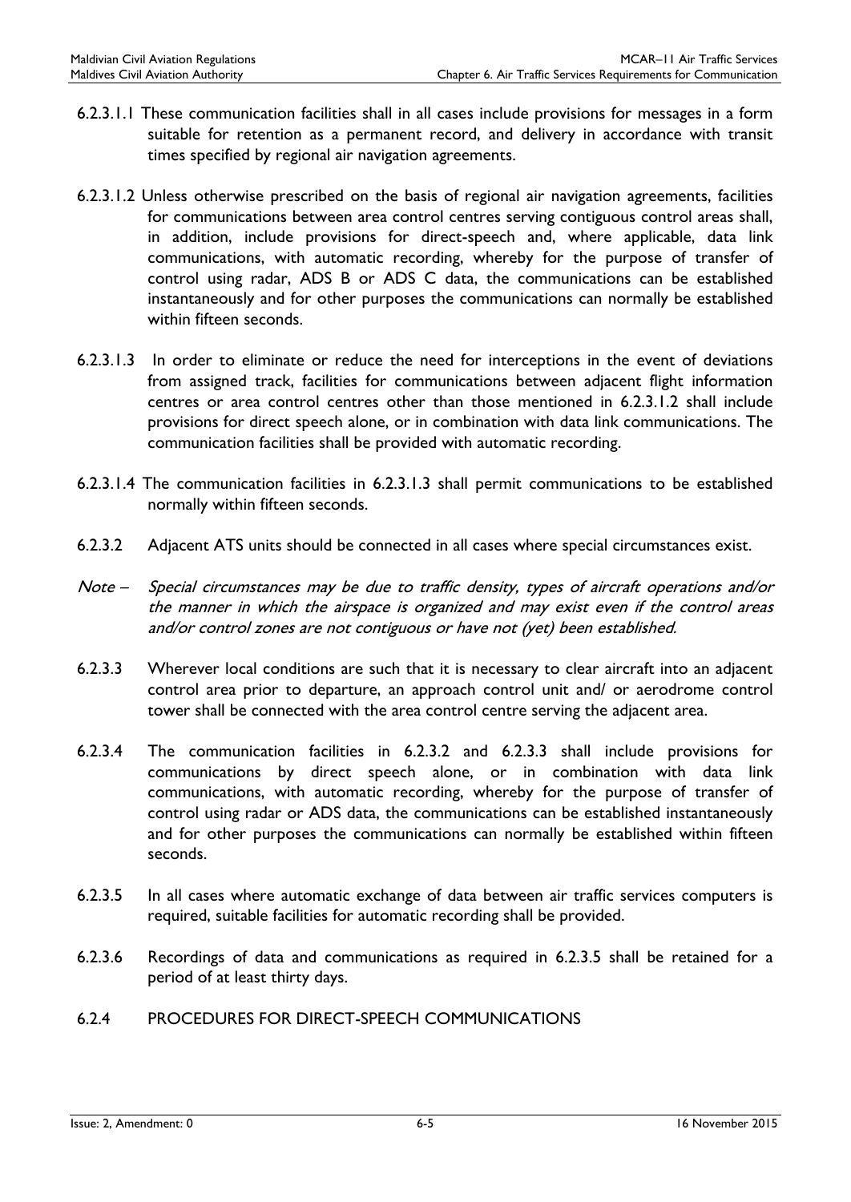6.2.3.1.1 These communication facilities shall in all cases include provisions for messages in a form suitable for retention as a permanent record, and delivery in accordance with transit times specified by regional air navigation agreements.

6.2.3.1.2 Unless otherwise prescribed on the basis of regional air navigation agreements, facilities for communications between area control centres serving contiguous control areas shall, in addition, include provisions for direct-speech and, where applicable, data link communications, with automatic recording, whereby for the purpose of transfer of control using radar, ADS B or ADS C data, the communications can be established instantaneously and for other purposes the communications can normally be established within fifteen seconds.

6.2.3.1.3 In order to eliminate or reduce the need for interceptions in the event of deviations from assigned track, facilities for communications between adjacent flight information centres or area control centres other than those mentioned in 6.2.3.1.2 shall include provisions for direct speech alone, or in combination with data link communications. The communication facilities shall be provided with automatic recording.

6.2.3.1.4 The communication facilities in 6.2.3.1.3 shall permit communications to be established normally within fifteen seconds.

6.2.3.2 Adjacent ATS units should be connected in all cases where special circumstances exist.

*Note – Special circumstances may be due to traffic density, types of aircraft operations and/or the manner in which the airspace is organized and may exist even if the control areas and/or control zones are not contiguous or have not (yet) been established.*

6.2.3.3 Wherever local conditions are such that it is necessary to clear aircraft into an adjacent control area prior to departure, an approach control unit and/ or aerodrome control tower shall be connected with the area control centre serving the adjacent area.

6.2.3.4 The communication facilities in 6.2.3.2 and 6.2.3.3 shall include provisions for communications by direct speech alone, or in combination with data link communications, with automatic recording, whereby for the purpose of transfer of control using radar or ADS data, the communications can be established instantaneously and for other purposes the communications can normally be established within fifteen seconds.

6.2.3.5 In all cases where automatic exchange of data between air traffic services computers is required, suitable facilities for automatic recording shall be provided.

6.2.3.6 Recordings of data and communications as required in 6.2.3.5 shall be retained for a period of at least thirty days.

### 6.2.4 PROCEDURES FOR DIRECT-SPEECH COMMUNICATIONS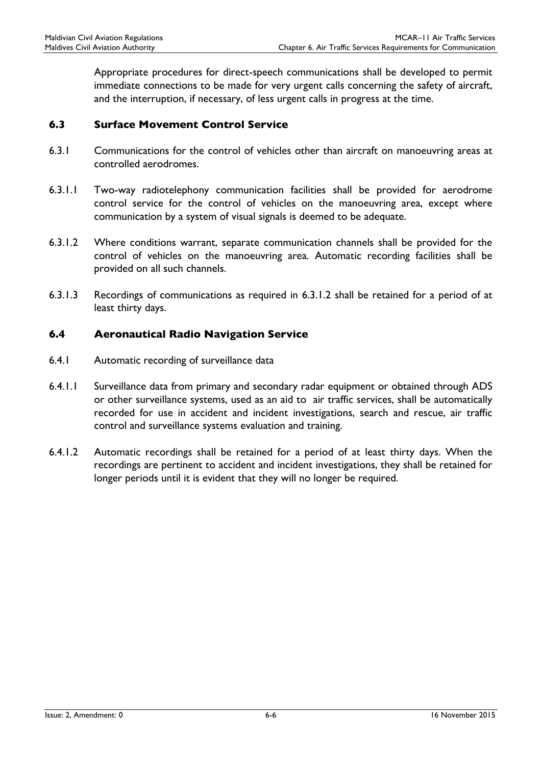Appropriate procedures for direct-speech communications shall be developed to permit immediate connections to be made for very urgent calls concerning the safety of aircraft, and the interruption, if necessary, of less urgent calls in progress at the time.

## 6.3 Surface Movement Control Service

6.3.1 Communications for the control of vehicles other than aircraft on manoeuvring areas at controlled aerodromes.

6.3.1.1 Two-way radiotelephony communication facilities shall be provided for aerodrome control service for the control of vehicles on the manoeuvring area, except where communication by a system of visual signals is deemed to be adequate.

6.3.1.2 Where conditions warrant, separate communication channels shall be provided for the control of vehicles on the manoeuvring area. Automatic recording facilities shall be provided on all such channels.

6.3.1.3 Recordings of communications as required in 6.3.1.2 shall be retained for a period of at least thirty days.

## 6.4 Aeronautical Radio Navigation Service

6.4.1 Automatic recording of surveillance data

6.4.1.1 Surveillance data from primary and secondary radar equipment or obtained through ADS or other surveillance systems, used as an aid to air traffic services, shall be automatically recorded for use in accident and incident investigations, search and rescue, air traffic control and surveillance systems evaluation and training.

6.4.1.2 Automatic recordings shall be retained for a period of at least thirty days. When the recordings are pertinent to accident and incident investigations, they shall be retained for longer periods until it is evident that they will no longer be required.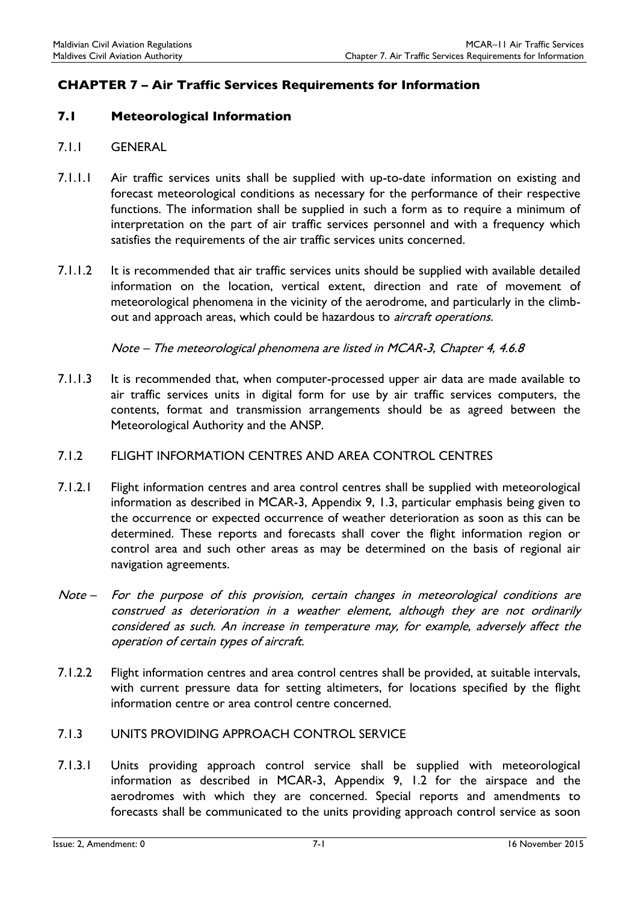## CHAPTER 7 – Air Traffic Services Requirements for Information

### 7.1 Meteorological Information

7.1.1 GENERAL

7.1.1.1 Air traffic services units shall be supplied with up-to-date information on existing and forecast meteorological conditions as necessary for the performance of their respective functions. The information shall be supplied in such a form as to require a minimum of interpretation on the part of air traffic services personnel and with a frequency which satisfies the requirements of the air traffic services units concerned.

7.1.1.2 It is recommended that air traffic services units should be supplied with available detailed information on the location, vertical extent, direction and rate of movement of meteorological phenomena in the vicinity of the aerodrome, and particularly in the climb-out and approach areas, which could be hazardous to *aircraft operations.*

*Note – The meteorological phenomena are listed in MCAR-3, Chapter 4, 4.6.8*

7.1.1.3 It is recommended that, when computer-processed upper air data are made available to air traffic services units in digital form for use by air traffic services computers, the contents, format and transmission arrangements should be as agreed between the Meteorological Authority and the ANSP.

7.1.2 FLIGHT INFORMATION CENTRES AND AREA CONTROL CENTRES

7.1.2.1 Flight information centres and area control centres shall be supplied with meteorological information as described in MCAR-3, Appendix 9, 1.3, particular emphasis being given to the occurrence or expected occurrence of weather deterioration as soon as this can be determined. These reports and forecasts shall cover the flight information region or control area and such other areas as may be determined on the basis of regional air navigation agreements.

*Note – For the purpose of this provision, certain changes in meteorological conditions are construed as deterioration in a weather element, although they are not ordinarily considered as such. An increase in temperature may, for example, adversely affect the operation of certain types of aircraft.*

7.1.2.2 Flight information centres and area control centres shall be provided, at suitable intervals, with current pressure data for setting altimeters, for locations specified by the flight information centre or area control centre concerned.

7.1.3 UNITS PROVIDING APPROACH CONTROL SERVICE

7.1.3.1 Units providing approach control service shall be supplied with meteorological information as described in MCAR-3, Appendix 9, 1.2 for the airspace and the aerodromes with which they are concerned. Special reports and amendments to forecasts shall be communicated to the units providing approach control service as soon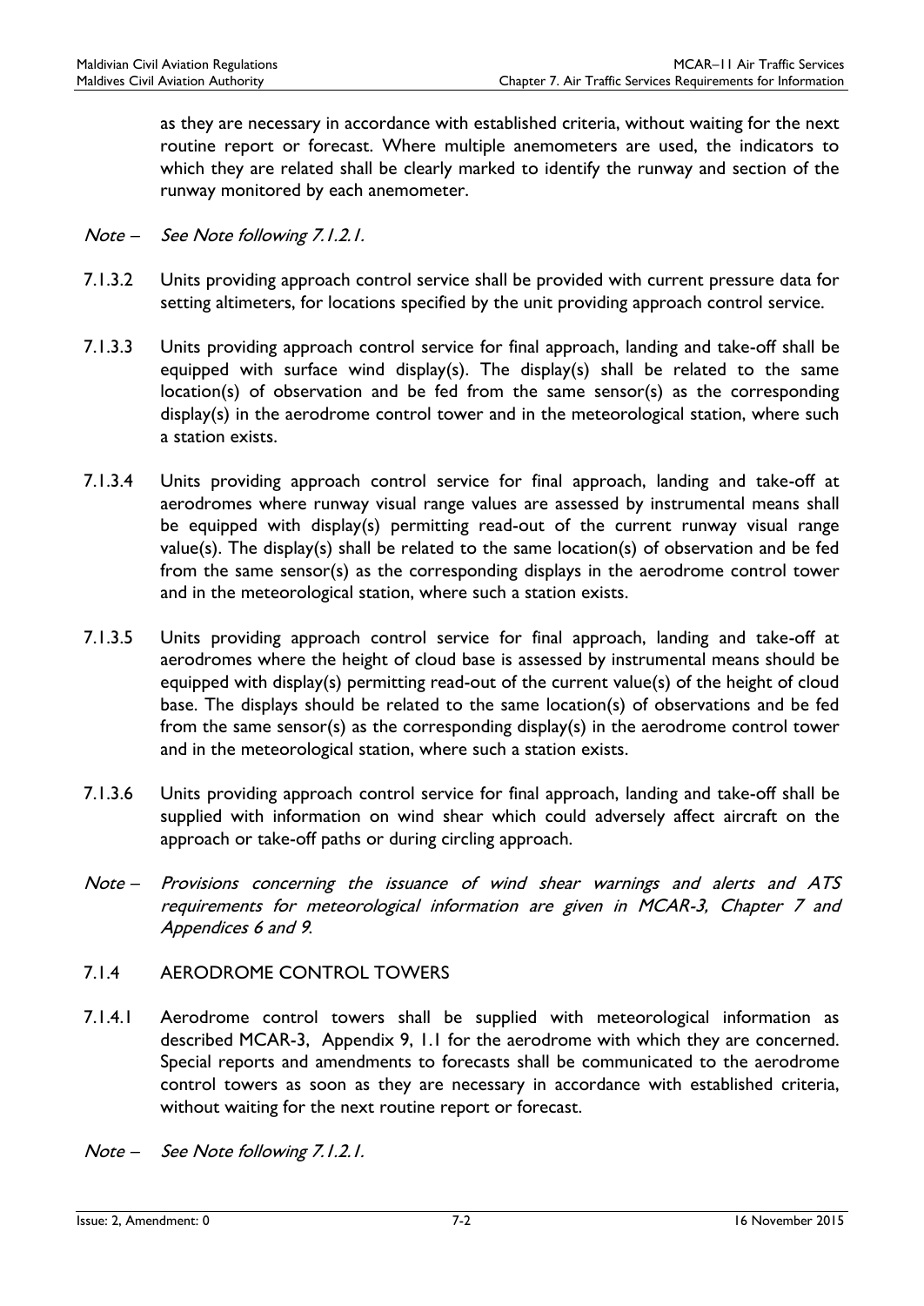as they are necessary in accordance with established criteria, without waiting for the next routine report or forecast. Where multiple anemometers are used, the indicators to which they are related shall be clearly marked to identify the runway and section of the runway monitored by each anemometer.

*Note – See Note following 7.1.2.1.*

7.1.3.2 Units providing approach control service shall be provided with current pressure data for setting altimeters, for locations specified by the unit providing approach control service.

7.1.3.3 Units providing approach control service for final approach, landing and take-off shall be equipped with surface wind display(s). The display(s) shall be related to the same location(s) of observation and be fed from the same sensor(s) as the corresponding display(s) in the aerodrome control tower and in the meteorological station, where such a station exists.

7.1.3.4 Units providing approach control service for final approach, landing and take-off at aerodromes where runway visual range values are assessed by instrumental means shall be equipped with display(s) permitting read-out of the current runway visual range value(s). The display(s) shall be related to the same location(s) of observation and be fed from the same sensor(s) as the corresponding displays in the aerodrome control tower and in the meteorological station, where such a station exists.

7.1.3.5 Units providing approach control service for final approach, landing and take-off at aerodromes where the height of cloud base is assessed by instrumental means should be equipped with display(s) permitting read-out of the current value(s) of the height of cloud base. The displays should be related to the same location(s) of observations and be fed from the same sensor(s) as the corresponding display(s) in the aerodrome control tower and in the meteorological station, where such a station exists.

7.1.3.6 Units providing approach control service for final approach, landing and take-off shall be supplied with information on wind shear which could adversely affect aircraft on the approach or take-off paths or during circling approach.

*Note – Provisions concerning the issuance of wind shear warnings and alerts and ATS requirements for meteorological information are given in MCAR-3, Chapter 7 and Appendices 6 and 9.*

### 7.1.4 AERODROME CONTROL TOWERS

7.1.4.1 Aerodrome control towers shall be supplied with meteorological information as described MCAR-3, Appendix 9, 1.1 for the aerodrome with which they are concerned. Special reports and amendments to forecasts shall be communicated to the aerodrome control towers as soon as they are necessary in accordance with established criteria, without waiting for the next routine report or forecast.

*Note – See Note following 7.1.2.1.*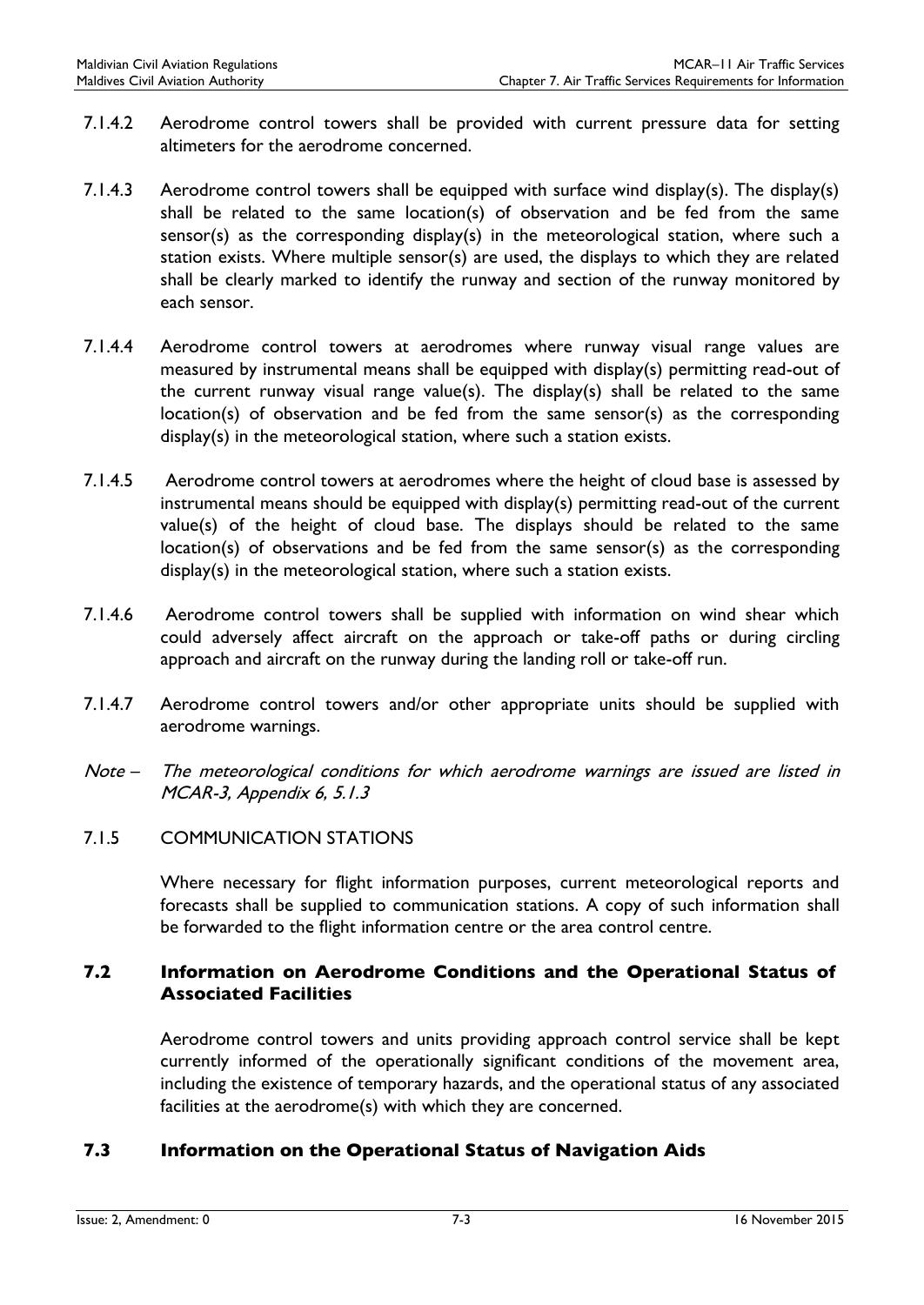7.1.4.2 Aerodrome control towers shall be provided with current pressure data for setting altimeters for the aerodrome concerned.

7.1.4.3 Aerodrome control towers shall be equipped with surface wind display(s). The display(s) shall be related to the same location(s) of observation and be fed from the same sensor(s) as the corresponding display(s) in the meteorological station, where such a station exists. Where multiple sensor(s) are used, the displays to which they are related shall be clearly marked to identify the runway and section of the runway monitored by each sensor.

7.1.4.4 Aerodrome control towers at aerodromes where runway visual range values are measured by instrumental means shall be equipped with display(s) permitting read-out of the current runway visual range value(s). The display(s) shall be related to the same location(s) of observation and be fed from the same sensor(s) as the corresponding display(s) in the meteorological station, where such a station exists.

7.1.4.5 Aerodrome control towers at aerodromes where the height of cloud base is assessed by instrumental means should be equipped with display(s) permitting read-out of the current value(s) of the height of cloud base. The displays should be related to the same location(s) of observations and be fed from the same sensor(s) as the corresponding display(s) in the meteorological station, where such a station exists.

7.1.4.6 Aerodrome control towers shall be supplied with information on wind shear which could adversely affect aircraft on the approach or take-off paths or during circling approach and aircraft on the runway during the landing roll or take-off run.

7.1.4.7 Aerodrome control towers and/or other appropriate units should be supplied with aerodrome warnings.

*Note – The meteorological conditions for which aerodrome warnings are issued are listed in MCAR-3, Appendix 6, 5.1.3*

7.1.5 COMMUNICATION STATIONS

Where necessary for flight information purposes, current meteorological reports and forecasts shall be supplied to communication stations. A copy of such information shall be forwarded to the flight information centre or the area control centre.

## 7.2 Information on Aerodrome Conditions and the Operational Status of Associated Facilities

Aerodrome control towers and units providing approach control service shall be kept currently informed of the operationally significant conditions of the movement area, including the existence of temporary hazards, and the operational status of any associated facilities at the aerodrome(s) with which they are concerned.

## 7.3 Information on the Operational Status of Navigation Aids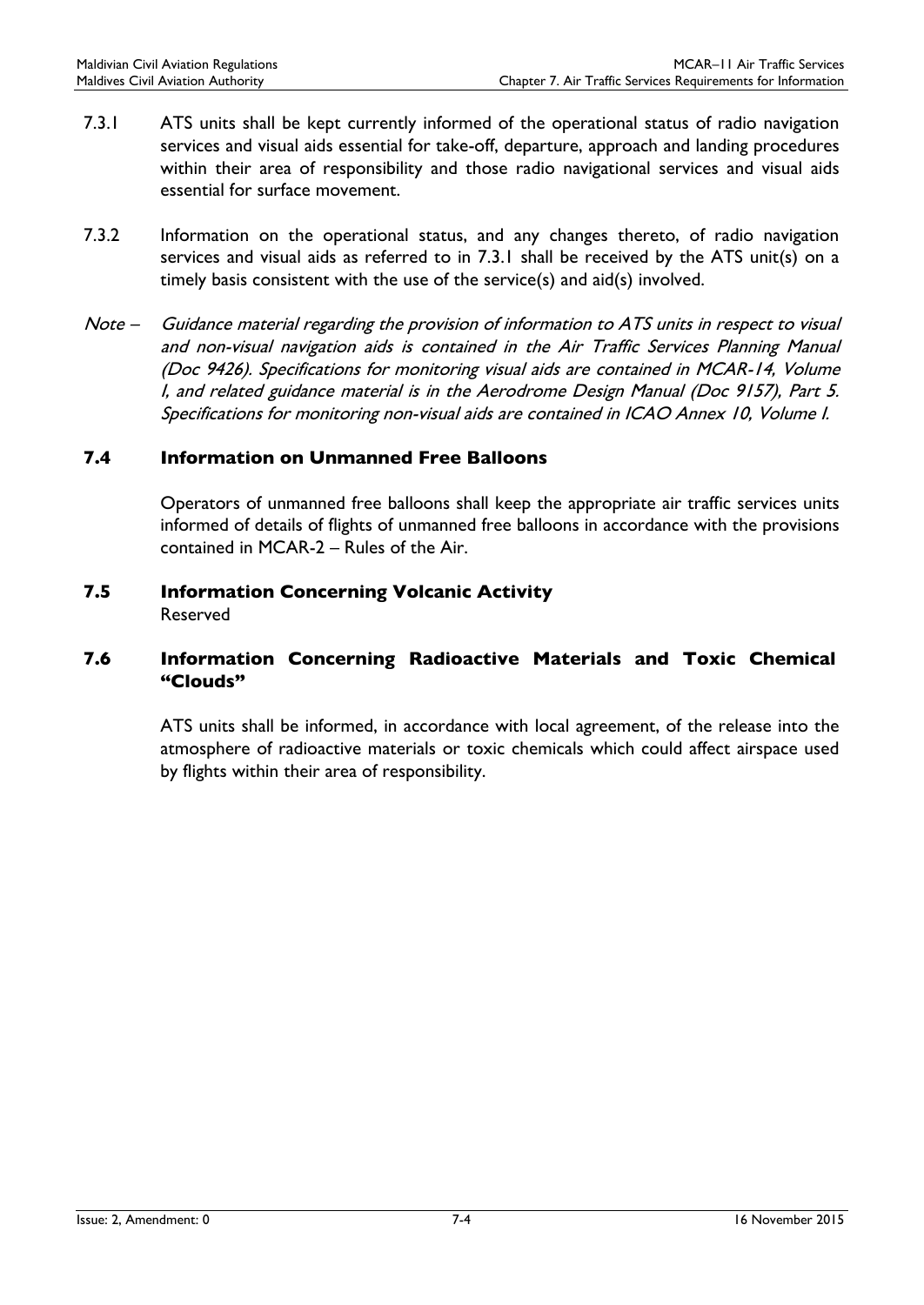7.3.1 ATS units shall be kept currently informed of the operational status of radio navigation services and visual aids essential for take-off, departure, approach and landing procedures within their area of responsibility and those radio navigational services and visual aids essential for surface movement.

7.3.2 Information on the operational status, and any changes thereto, of radio navigation services and visual aids as referred to in 7.3.1 shall be received by the ATS unit(s) on a timely basis consistent with the use of the service(s) and aid(s) involved.

*Note – Guidance material regarding the provision of information to ATS units in respect to visual and non-visual navigation aids is contained in the Air Traffic Services Planning Manual (Doc 9426). Specifications for monitoring visual aids are contained in MCAR-14, Volume I, and related guidance material is in the Aerodrome Design Manual (Doc 9157), Part 5. Specifications for monitoring non-visual aids are contained in ICAO Annex 10, Volume I.*

## 7.4 Information on Unmanned Free Balloons

Operators of unmanned free balloons shall keep the appropriate air traffic services units informed of details of flights of unmanned free balloons in accordance with the provisions contained in MCAR-2 – Rules of the Air.

## 7.5 Information Concerning Volcanic Activity

Reserved

## 7.6 Information Concerning Radioactive Materials and Toxic Chemical "Clouds"

ATS units shall be informed, in accordance with local agreement, of the release into the atmosphere of radioactive materials or toxic chemicals which could affect airspace used by flights within their area of responsibility.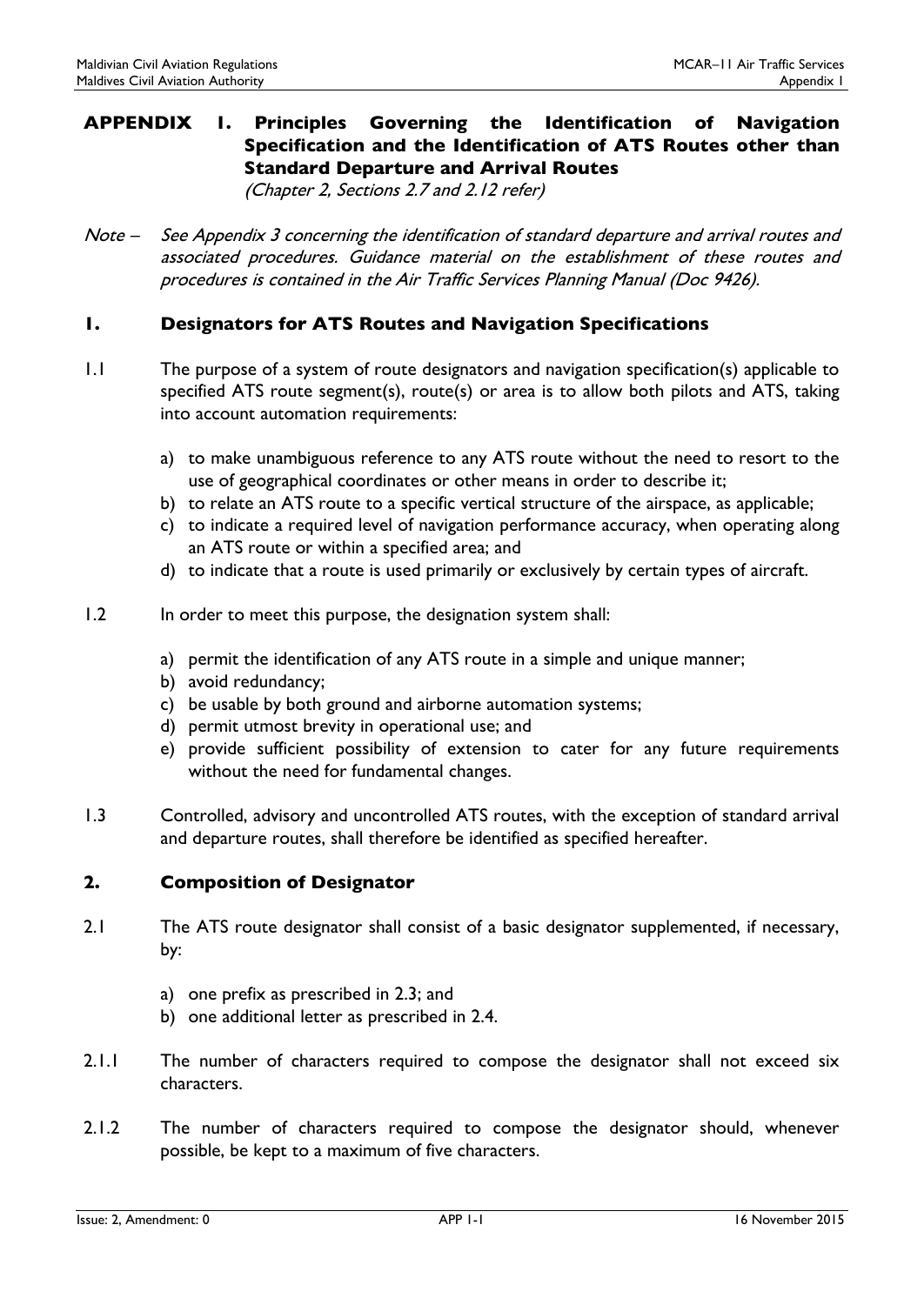# APPENDIX 1. Principles Governing the Identification of Navigation Specification and the Identification of ATS Routes other than Standard Departure and Arrival Routes

*(Chapter 2, Sections 2.7 and 2.12 refer)*

*Note – See Appendix 3 concerning the identification of standard departure and arrival routes and associated procedures. Guidance material on the establishment of these routes and procedures is contained in the Air Traffic Services Planning Manual (Doc 9426).*

## 1. Designators for ATS Routes and Navigation Specifications

1.1 The purpose of a system of route designators and navigation specification(s) applicable to specified ATS route segment(s), route(s) or area is to allow both pilots and ATS, taking into account automation requirements:

- a) to make unambiguous reference to any ATS route without the need to resort to the use of geographical coordinates or other means in order to describe it;
- b) to relate an ATS route to a specific vertical structure of the airspace, as applicable;
- c) to indicate a required level of navigation performance accuracy, when operating along an ATS route or within a specified area; and
- d) to indicate that a route is used primarily or exclusively by certain types of aircraft.

1.2 In order to meet this purpose, the designation system shall:

- a) permit the identification of any ATS route in a simple and unique manner;
- b) avoid redundancy;
- c) be usable by both ground and airborne automation systems;
- d) permit utmost brevity in operational use; and
- e) provide sufficient possibility of extension to cater for any future requirements without the need for fundamental changes.

1.3 Controlled, advisory and uncontrolled ATS routes, with the exception of standard arrival and departure routes, shall therefore be identified as specified hereafter.

## 2. Composition of Designator

2.1 The ATS route designator shall consist of a basic designator supplemented, if necessary, by:

- a) one prefix as prescribed in 2.3; and
- b) one additional letter as prescribed in 2.4.

2.1.1 The number of characters required to compose the designator shall not exceed six characters.

2.1.2 The number of characters required to compose the designator should, whenever possible, be kept to a maximum of five characters.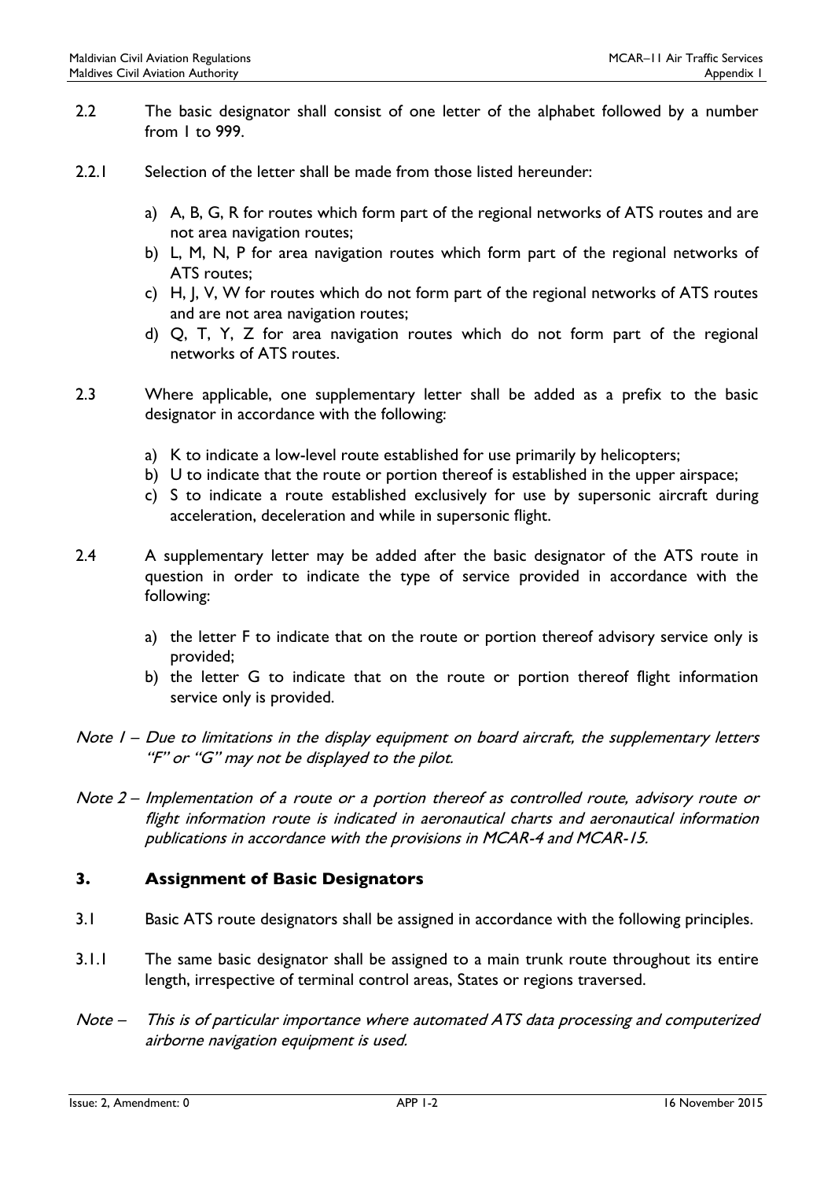2.2 The basic designator shall consist of one letter of the alphabet followed by a number from 1 to 999.

2.2.1 Selection of the letter shall be made from those listed hereunder:

a) A, B, G, R for routes which form part of the regional networks of ATS routes and are not area navigation routes;
b) L, M, N, P for area navigation routes which form part of the regional networks of ATS routes;
c) H, J, V, W for routes which do not form part of the regional networks of ATS routes and are not area navigation routes;
d) Q, T, Y, Z for area navigation routes which do not form part of the regional networks of ATS routes.

2.3 Where applicable, one supplementary letter shall be added as a prefix to the basic designator in accordance with the following:

a) K to indicate a low-level route established for use primarily by helicopters;
b) U to indicate that the route or portion thereof is established in the upper airspace;
c) S to indicate a route established exclusively for use by supersonic aircraft during acceleration, deceleration and while in supersonic flight.

2.4 A supplementary letter may be added after the basic designator of the ATS route in question in order to indicate the type of service provided in accordance with the following:

a) the letter F to indicate that on the route or portion thereof advisory service only is provided;
b) the letter G to indicate that on the route or portion thereof flight information service only is provided.

*Note 1 – Due to limitations in the display equipment on board aircraft, the supplementary letters "F" or "G" may not be displayed to the pilot.*

*Note 2 – Implementation of a route or a portion thereof as controlled route, advisory route or flight information route is indicated in aeronautical charts and aeronautical information publications in accordance with the provisions in MCAR-4 and MCAR-15.*

## 3. Assignment of Basic Designators

3.1 Basic ATS route designators shall be assigned in accordance with the following principles.

3.1.1 The same basic designator shall be assigned to a main trunk route throughout its entire length, irrespective of terminal control areas, States or regions traversed.

*Note – This is of particular importance where automated ATS data processing and computerized airborne navigation equipment is used.*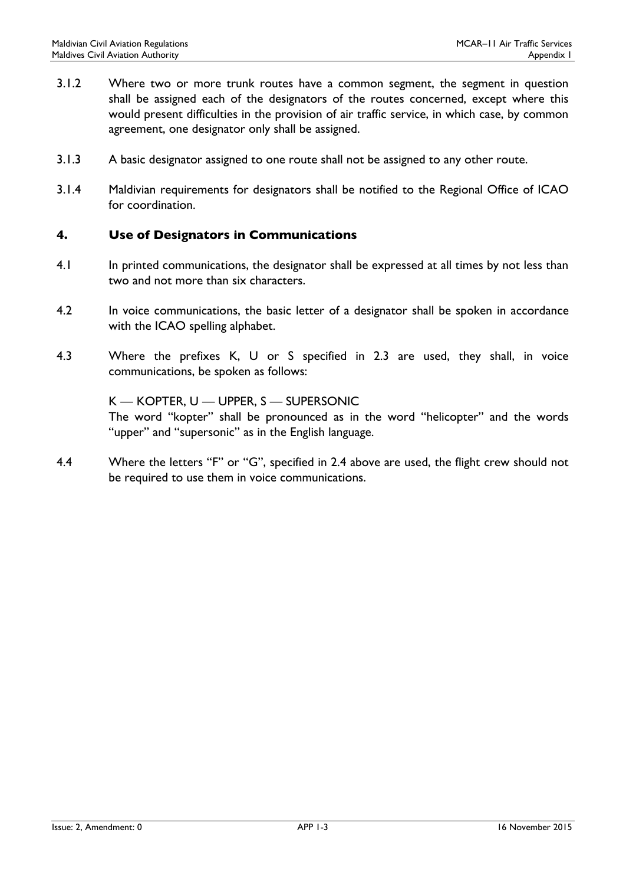3.1.2 Where two or more trunk routes have a common segment, the segment in question shall be assigned each of the designators of the routes concerned, except where this would present difficulties in the provision of air traffic service, in which case, by common agreement, one designator only shall be assigned.

3.1.3 A basic designator assigned to one route shall not be assigned to any other route.

3.1.4 Maldivian requirements for designators shall be notified to the Regional Office of ICAO for coordination.

## 4. Use of Designators in Communications

4.1 In printed communications, the designator shall be expressed at all times by not less than two and not more than six characters.

4.2 In voice communications, the basic letter of a designator shall be spoken in accordance with the ICAO spelling alphabet.

4.3 Where the prefixes K, U or S specified in 2.3 are used, they shall, in voice communications, be spoken as follows:

K — KOPTER, U — UPPER, S — SUPERSONIC
The word "kopter" shall be pronounced as in the word "helicopter" and the words "upper" and "supersonic" as in the English language.

4.4 Where the letters "F" or "G", specified in 2.4 above are used, the flight crew should not be required to use them in voice communications.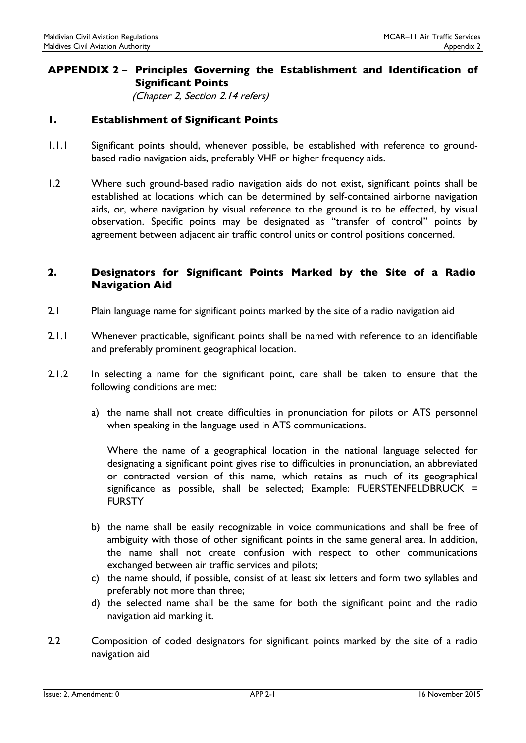# APPENDIX 2 – Principles Governing the Establishment and Identification of Significant Points

*(Chapter 2, Section 2.14 refers)*

## 1. Establishment of Significant Points

1.1.1 Significant points should, whenever possible, be established with reference to ground-based radio navigation aids, preferably VHF or higher frequency aids.

1.2 Where such ground-based radio navigation aids do not exist, significant points shall be established at locations which can be determined by self-contained airborne navigation aids, or, where navigation by visual reference to the ground is to be effected, by visual observation. Specific points may be designated as "transfer of control" points by agreement between adjacent air traffic control units or control positions concerned.

## 2. Designators for Significant Points Marked by the Site of a Radio Navigation Aid

2.1 Plain language name for significant points marked by the site of a radio navigation aid

2.1.1 Whenever practicable, significant points shall be named with reference to an identifiable and preferably prominent geographical location.

2.1.2 In selecting a name for the significant point, care shall be taken to ensure that the following conditions are met:

a) the name shall not create difficulties in pronunciation for pilots or ATS personnel when speaking in the language used in ATS communications.

   Where the name of a geographical location in the national language selected for designating a significant point gives rise to difficulties in pronunciation, an abbreviated or contracted version of this name, which retains as much of its geographical significance as possible, shall be selected; Example: FUERSTENFELDBRUCK = FURSTY

b) the name shall be easily recognizable in voice communications and shall be free of ambiguity with those of other significant points in the same general area. In addition, the name shall not create confusion with respect to other communications exchanged between air traffic services and pilots;

c) the name should, if possible, consist of at least six letters and form two syllables and preferably not more than three;

d) the selected name shall be the same for both the significant point and the radio navigation aid marking it.

2.2 Composition of coded designators for significant points marked by the site of a radio navigation aid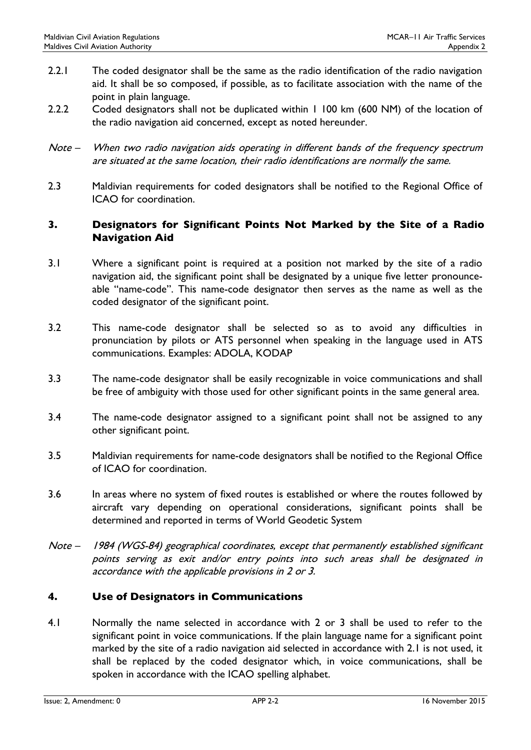2.2.1 The coded designator shall be the same as the radio identification of the radio navigation aid. It shall be so composed, if possible, as to facilitate association with the name of the point in plain language.

2.2.2 Coded designators shall not be duplicated within 1 100 km (600 NM) of the location of the radio navigation aid concerned, except as noted hereunder.

*Note – When two radio navigation aids operating in different bands of the frequency spectrum are situated at the same location, their radio identifications are normally the same.*

2.3 Maldivian requirements for coded designators shall be notified to the Regional Office of ICAO for coordination.

## 3. Designators for Significant Points Not Marked by the Site of a Radio Navigation Aid

3.1 Where a significant point is required at a position not marked by the site of a radio navigation aid, the significant point shall be designated by a unique five letter pronounceable "name-code". This name-code designator then serves as the name as well as the coded designator of the significant point.

3.2 This name-code designator shall be selected so as to avoid any difficulties in pronunciation by pilots or ATS personnel when speaking in the language used in ATS communications. Examples: ADOLA, KODAP

3.3 The name-code designator shall be easily recognizable in voice communications and shall be free of ambiguity with those used for other significant points in the same general area.

3.4 The name-code designator assigned to a significant point shall not be assigned to any other significant point.

3.5 Maldivian requirements for name-code designators shall be notified to the Regional Office of ICAO for coordination.

3.6 In areas where no system of fixed routes is established or where the routes followed by aircraft vary depending on operational considerations, significant points shall be determined and reported in terms of World Geodetic System

*Note – 1984 (WGS-84) geographical coordinates, except that permanently established significant points serving as exit and/or entry points into such areas shall be designated in accordance with the applicable provisions in 2 or 3.*

## 4. Use of Designators in Communications

4.1 Normally the name selected in accordance with 2 or 3 shall be used to refer to the significant point in voice communications. If the plain language name for a significant point marked by the site of a radio navigation aid selected in accordance with 2.1 is not used, it shall be replaced by the coded designator which, in voice communications, shall be spoken in accordance with the ICAO spelling alphabet.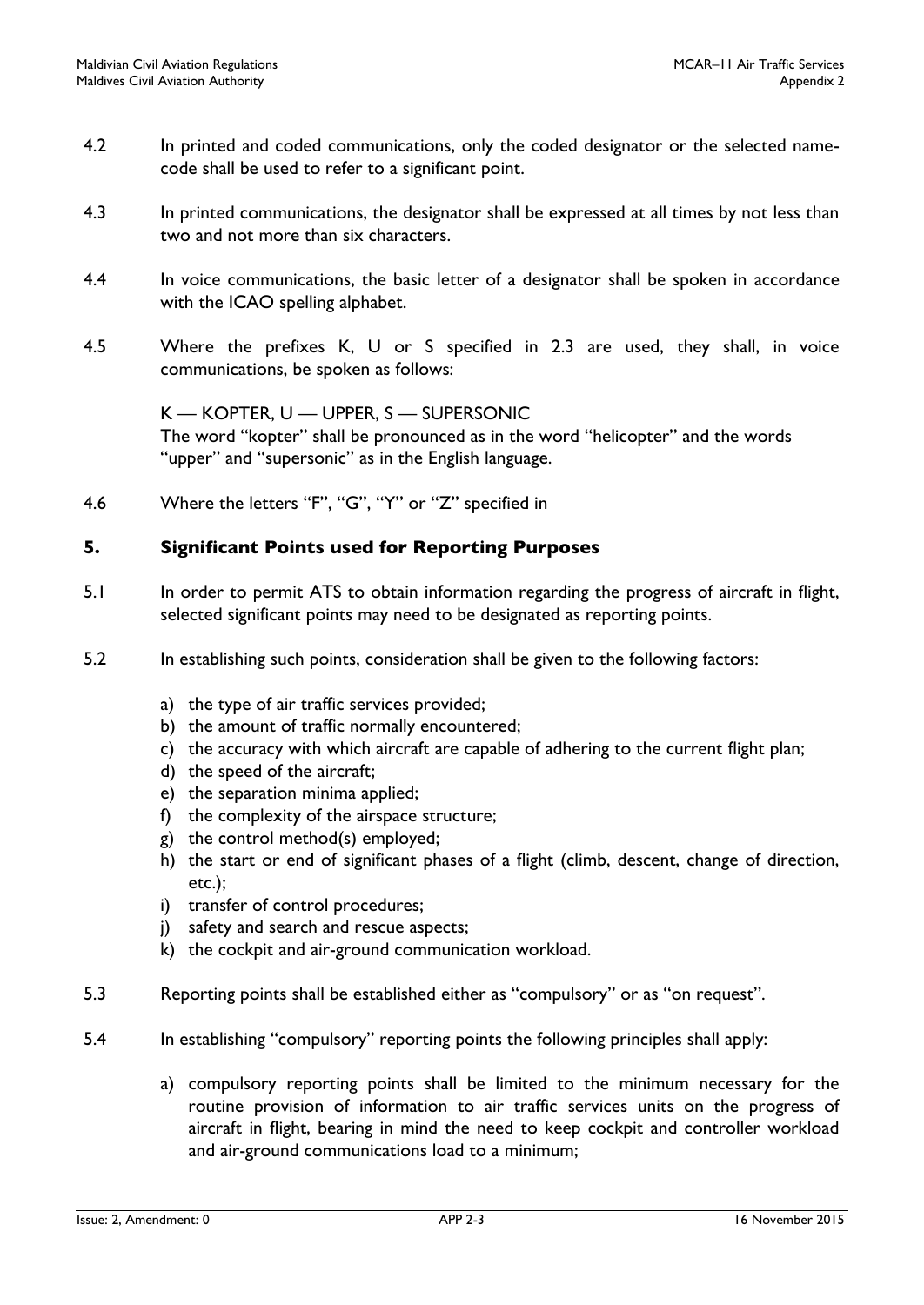4.2 In printed and coded communications, only the coded designator or the selected name-code shall be used to refer to a significant point.

4.3 In printed communications, the designator shall be expressed at all times by not less than two and not more than six characters.

4.4 In voice communications, the basic letter of a designator shall be spoken in accordance with the ICAO spelling alphabet.

4.5 Where the prefixes K, U or S specified in 2.3 are used, they shall, in voice communications, be spoken as follows:

K — KOPTER, U — UPPER, S — SUPERSONIC
The word "kopter" shall be pronounced as in the word "helicopter" and the words "upper" and "supersonic" as in the English language.

4.6 Where the letters "F", "G", "Y" or "Z" specified in

## 5. Significant Points used for Reporting Purposes

5.1 In order to permit ATS to obtain information regarding the progress of aircraft in flight, selected significant points may need to be designated as reporting points.

5.2 In establishing such points, consideration shall be given to the following factors:

a) the type of air traffic services provided;
b) the amount of traffic normally encountered;
c) the accuracy with which aircraft are capable of adhering to the current flight plan;
d) the speed of the aircraft;
e) the separation minima applied;
f) the complexity of the airspace structure;
g) the control method(s) employed;
h) the start or end of significant phases of a flight (climb, descent, change of direction, etc.);
i) transfer of control procedures;
j) safety and search and rescue aspects;
k) the cockpit and air-ground communication workload.

5.3 Reporting points shall be established either as "compulsory" or as "on request".

5.4 In establishing "compulsory" reporting points the following principles shall apply:

a) compulsory reporting points shall be limited to the minimum necessary for the routine provision of information to air traffic services units on the progress of aircraft in flight, bearing in mind the need to keep cockpit and controller workload and air-ground communications load to a minimum;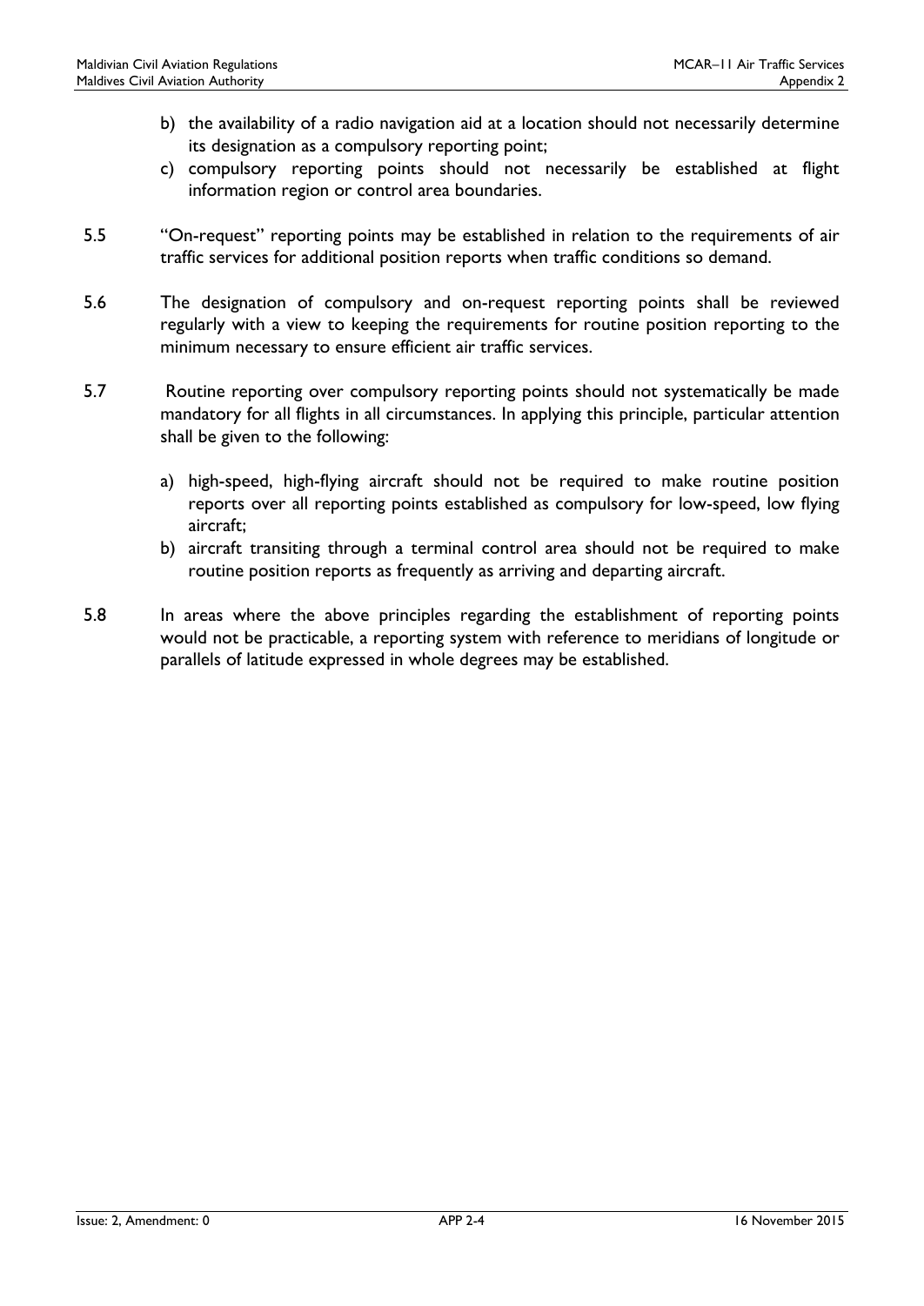b) the availability of a radio navigation aid at a location should not necessarily determine its designation as a compulsory reporting point;

c) compulsory reporting points should not necessarily be established at flight information region or control area boundaries.

5.5 "On-request" reporting points may be established in relation to the requirements of air traffic services for additional position reports when traffic conditions so demand.

5.6 The designation of compulsory and on-request reporting points shall be reviewed regularly with a view to keeping the requirements for routine position reporting to the minimum necessary to ensure efficient air traffic services.

5.7 Routine reporting over compulsory reporting points should not systematically be made mandatory for all flights in all circumstances. In applying this principle, particular attention shall be given to the following:

a) high-speed, high-flying aircraft should not be required to make routine position reports over all reporting points established as compulsory for low-speed, low flying aircraft;

b) aircraft transiting through a terminal control area should not be required to make routine position reports as frequently as arriving and departing aircraft.

5.8 In areas where the above principles regarding the establishment of reporting points would not be practicable, a reporting system with reference to meridians of longitude or parallels of latitude expressed in whole degrees may be established.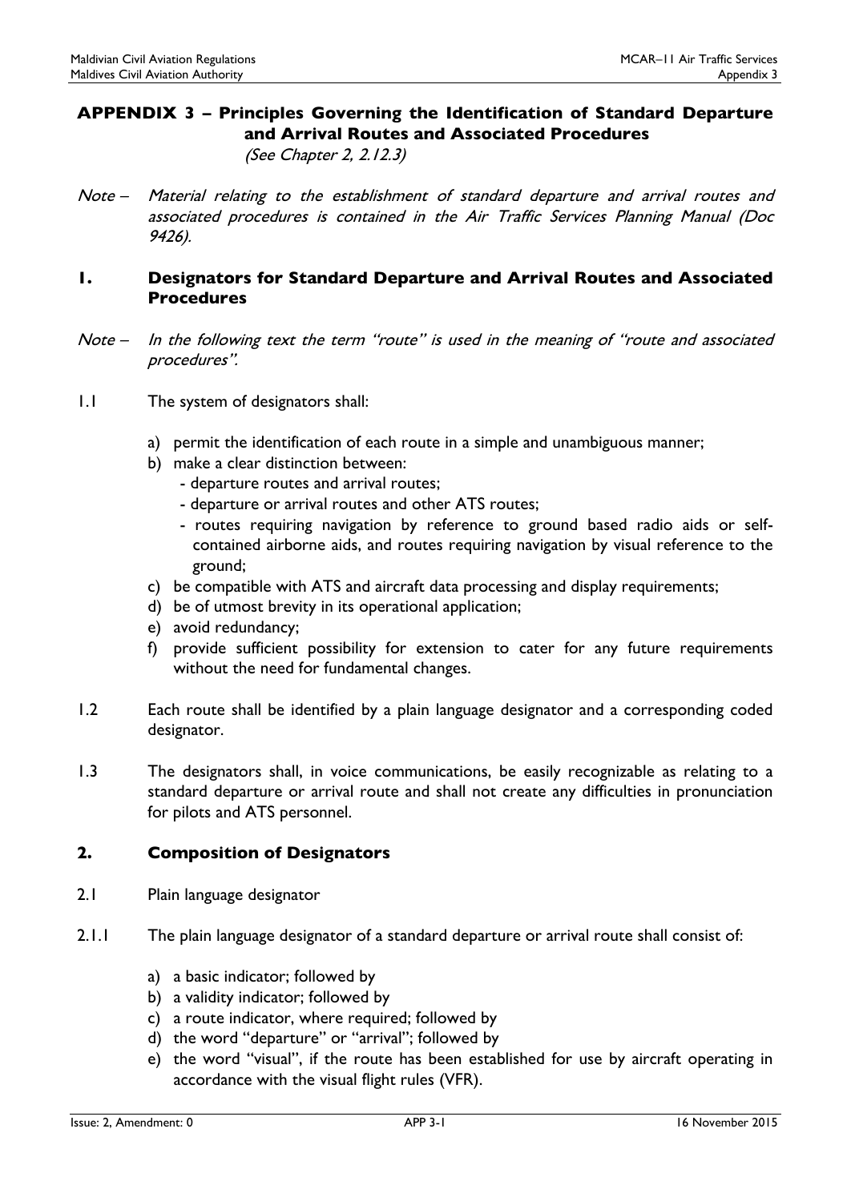# APPENDIX 3 – Principles Governing the Identification of Standard Departure and Arrival Routes and Associated Procedures

*(See Chapter 2, 2.12.3)*

*Note – Material relating to the establishment of standard departure and arrival routes and associated procedures is contained in the Air Traffic Services Planning Manual (Doc 9426).*

## 1. Designators for Standard Departure and Arrival Routes and Associated Procedures

*Note – In the following text the term "route" is used in the meaning of "route and associated procedures".*

1.1 The system of designators shall:

a) permit the identification of each route in a simple and unambiguous manner;

b) make a clear distinction between:
   - departure routes and arrival routes;
   - departure or arrival routes and other ATS routes;
   - routes requiring navigation by reference to ground based radio aids or self-contained airborne aids, and routes requiring navigation by visual reference to the ground;

c) be compatible with ATS and aircraft data processing and display requirements;

d) be of utmost brevity in its operational application;

e) avoid redundancy;

f) provide sufficient possibility for extension to cater for any future requirements without the need for fundamental changes.

1.2 Each route shall be identified by a plain language designator and a corresponding coded designator.

1.3 The designators shall, in voice communications, be easily recognizable as relating to a standard departure or arrival route and shall not create any difficulties in pronunciation for pilots and ATS personnel.

## 2. Composition of Designators

2.1 Plain language designator

2.1.1 The plain language designator of a standard departure or arrival route shall consist of:

a) a basic indicator; followed by

b) a validity indicator; followed by

c) a route indicator, where required; followed by

d) the word "departure" or "arrival"; followed by

e) the word "visual", if the route has been established for use by aircraft operating in accordance with the visual flight rules (VFR).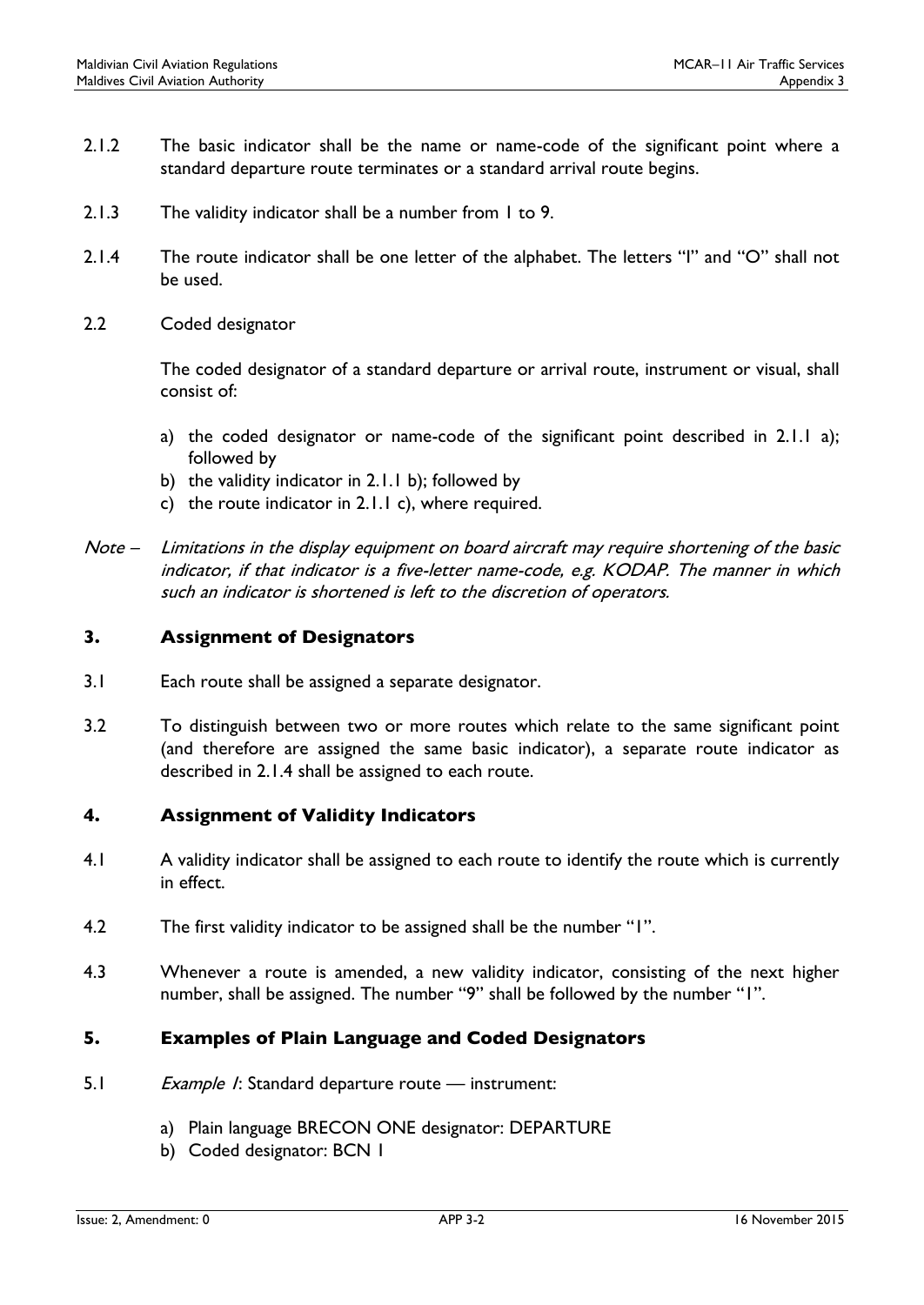2.1.2 The basic indicator shall be the name or name-code of the significant point where a standard departure route terminates or a standard arrival route begins.

2.1.3 The validity indicator shall be a number from 1 to 9.

2.1.4 The route indicator shall be one letter of the alphabet. The letters "I" and "O" shall not be used.

2.2 Coded designator

The coded designator of a standard departure or arrival route, instrument or visual, shall consist of:

a) the coded designator or name-code of the significant point described in 2.1.1 a); followed by
b) the validity indicator in 2.1.1 b); followed by
c) the route indicator in 2.1.1 c), where required.

*Note – Limitations in the display equipment on board aircraft may require shortening of the basic indicator, if that indicator is a five-letter name-code, e.g. KODAP. The manner in which such an indicator is shortened is left to the discretion of operators.*

## 3. Assignment of Designators

3.1 Each route shall be assigned a separate designator.

3.2 To distinguish between two or more routes which relate to the same significant point (and therefore are assigned the same basic indicator), a separate route indicator as described in 2.1.4 shall be assigned to each route.

## 4. Assignment of Validity Indicators

4.1 A validity indicator shall be assigned to each route to identify the route which is currently in effect.

4.2 The first validity indicator to be assigned shall be the number "1".

4.3 Whenever a route is amended, a new validity indicator, consisting of the next higher number, shall be assigned. The number "9" shall be followed by the number "1".

## 5. Examples of Plain Language and Coded Designators

5.1 *Example 1*: Standard departure route — instrument:

a) Plain language BRECON ONE designator: DEPARTURE
b) Coded designator: BCN 1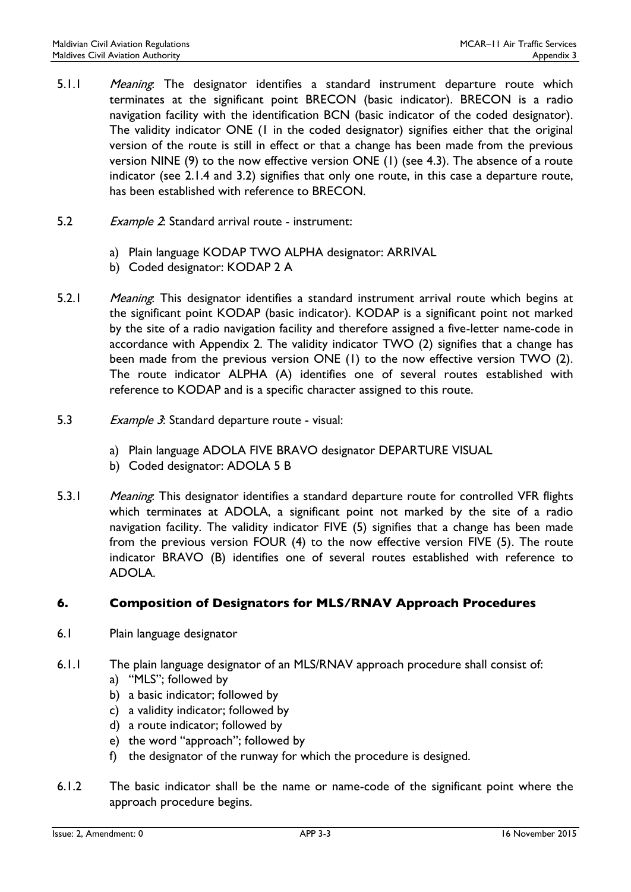5.1.1 *Meaning*: The designator identifies a standard instrument departure route which terminates at the significant point BRECON (basic indicator). BRECON is a radio navigation facility with the identification BCN (basic indicator of the coded designator). The validity indicator ONE (1 in the coded designator) signifies either that the original version of the route is still in effect or that a change has been made from the previous version NINE (9) to the now effective version ONE (1) (see 4.3). The absence of a route indicator (see 2.1.4 and 3.2) signifies that only one route, in this case a departure route, has been established with reference to BRECON.

5.2 *Example 2*: Standard arrival route - instrument:

a) Plain language KODAP TWO ALPHA designator: ARRIVAL
b) Coded designator: KODAP 2 A

5.2.1 *Meaning*: This designator identifies a standard instrument arrival route which begins at the significant point KODAP (basic indicator). KODAP is a significant point not marked by the site of a radio navigation facility and therefore assigned a five-letter name-code in accordance with Appendix 2. The validity indicator TWO (2) signifies that a change has been made from the previous version ONE (1) to the now effective version TWO (2). The route indicator ALPHA (A) identifies one of several routes established with reference to KODAP and is a specific character assigned to this route.

5.3 *Example 3*: Standard departure route - visual:

a) Plain language ADOLA FIVE BRAVO designator DEPARTURE VISUAL
b) Coded designator: ADOLA 5 B

5.3.1 *Meaning*: This designator identifies a standard departure route for controlled VFR flights which terminates at ADOLA, a significant point not marked by the site of a radio navigation facility. The validity indicator FIVE (5) signifies that a change has been made from the previous version FOUR (4) to the now effective version FIVE (5). The route indicator BRAVO (B) identifies one of several routes established with reference to ADOLA.

## 6. Composition of Designators for MLS/RNAV Approach Procedures

6.1 Plain language designator

6.1.1 The plain language designator of an MLS/RNAV approach procedure shall consist of:

a) "MLS"; followed by
b) a basic indicator; followed by
c) a validity indicator; followed by
d) a route indicator; followed by
e) the word "approach"; followed by
f) the designator of the runway for which the procedure is designed.

6.1.2 The basic indicator shall be the name or name-code of the significant point where the approach procedure begins.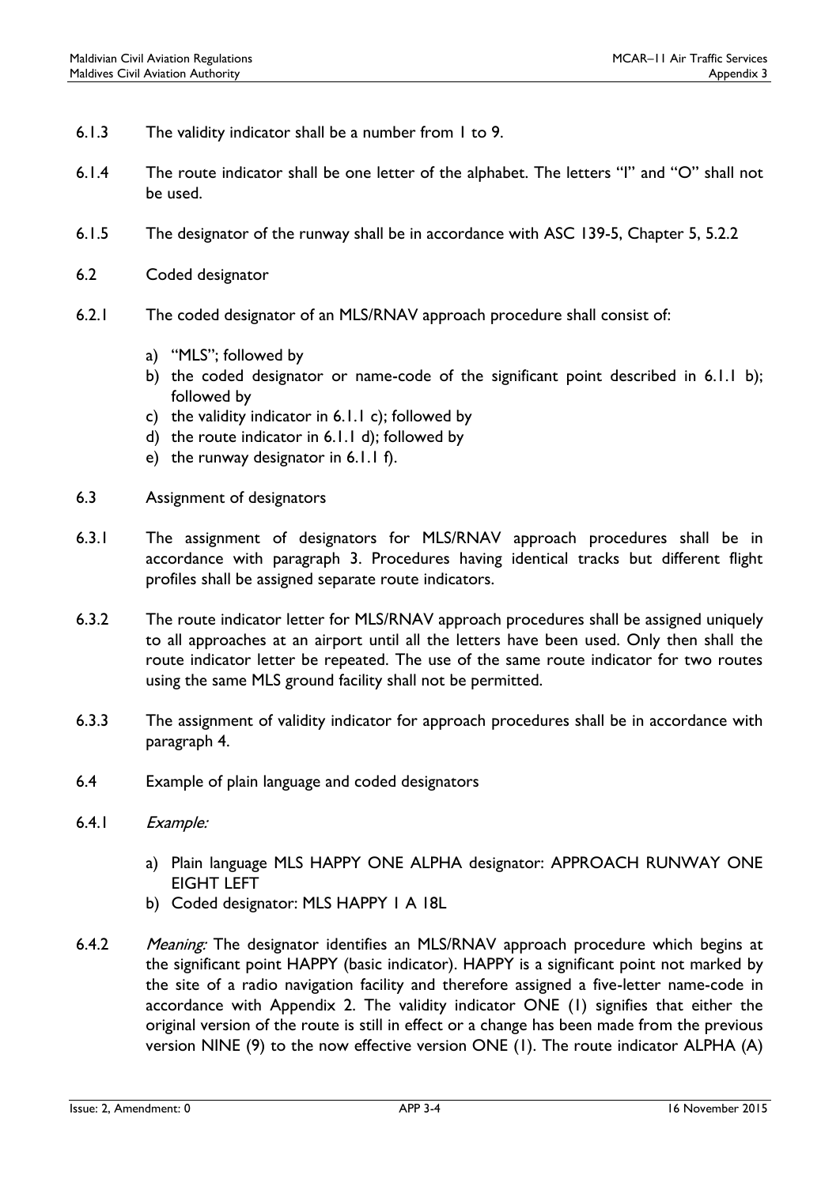6.1.3 The validity indicator shall be a number from 1 to 9.

6.1.4 The route indicator shall be one letter of the alphabet. The letters "I" and "O" shall not be used.

6.1.5 The designator of the runway shall be in accordance with ASC 139-5, Chapter 5, 5.2.2

6.2 Coded designator

6.2.1 The coded designator of an MLS/RNAV approach procedure shall consist of:

a) "MLS"; followed by
b) the coded designator or name-code of the significant point described in 6.1.1 b); followed by
c) the validity indicator in 6.1.1 c); followed by
d) the route indicator in 6.1.1 d); followed by
e) the runway designator in 6.1.1 f).

6.3 Assignment of designators

6.3.1 The assignment of designators for MLS/RNAV approach procedures shall be in accordance with paragraph 3. Procedures having identical tracks but different flight profiles shall be assigned separate route indicators.

6.3.2 The route indicator letter for MLS/RNAV approach procedures shall be assigned uniquely to all approaches at an airport until all the letters have been used. Only then shall the route indicator letter be repeated. The use of the same route indicator for two routes using the same MLS ground facility shall not be permitted.

6.3.3 The assignment of validity indicator for approach procedures shall be in accordance with paragraph 4.

6.4 Example of plain language and coded designators

6.4.1 *Example:*

a) Plain language MLS HAPPY ONE ALPHA designator: APPROACH RUNWAY ONE EIGHT LEFT
b) Coded designator: MLS HAPPY 1 A 18L

6.4.2 *Meaning:* The designator identifies an MLS/RNAV approach procedure which begins at the significant point HAPPY (basic indicator). HAPPY is a significant point not marked by the site of a radio navigation facility and therefore assigned a five-letter name-code in accordance with Appendix 2. The validity indicator ONE (1) signifies that either the original version of the route is still in effect or a change has been made from the previous version NINE (9) to the now effective version ONE (1). The route indicator ALPHA (A)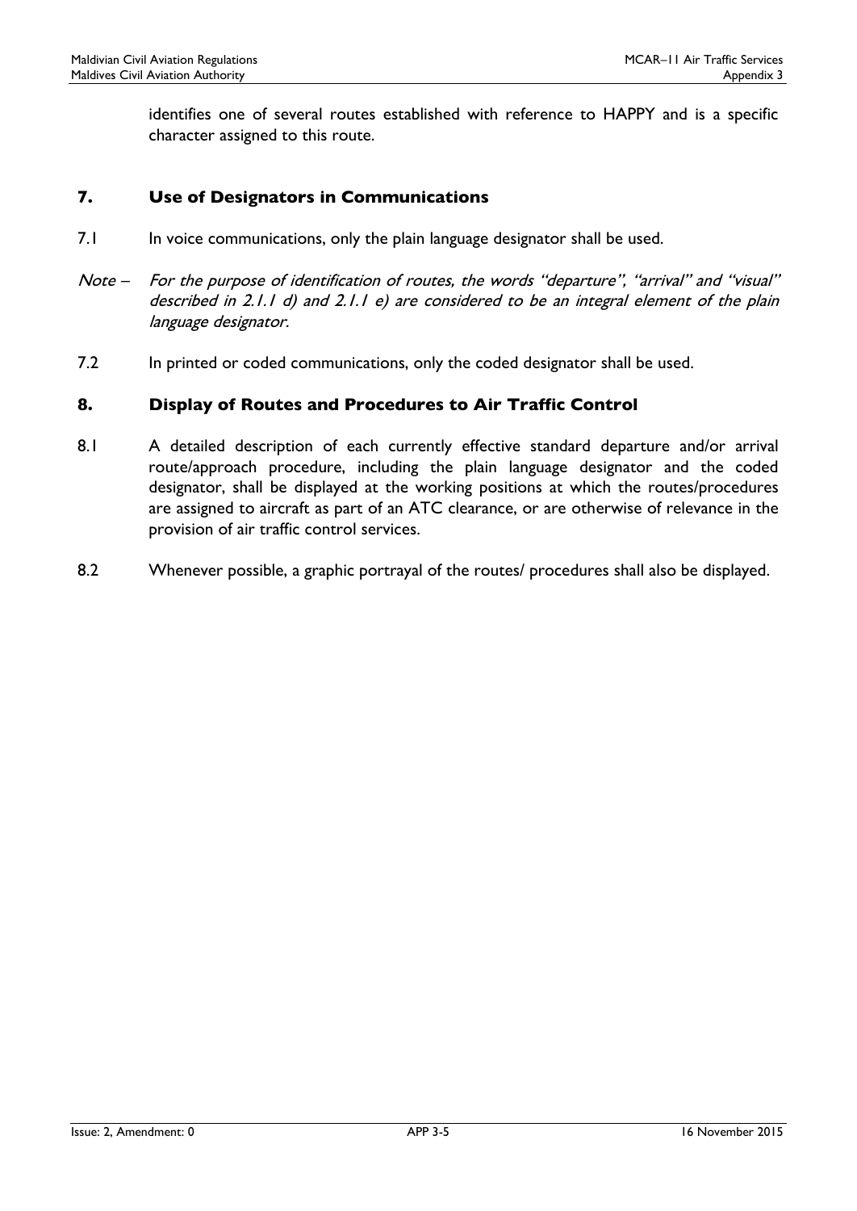identifies one of several routes established with reference to HAPPY and is a specific character assigned to this route.

## 7. Use of Designators in Communications

7.1 In voice communications, only the plain language designator shall be used.

*Note – For the purpose of identification of routes, the words "departure", "arrival" and "visual" described in 2.1.1 d) and 2.1.1 e) are considered to be an integral element of the plain language designator.*

7.2 In printed or coded communications, only the coded designator shall be used.

## 8. Display of Routes and Procedures to Air Traffic Control

8.1 A detailed description of each currently effective standard departure and/or arrival route/approach procedure, including the plain language designator and the coded designator, shall be displayed at the working positions at which the routes/procedures are assigned to aircraft as part of an ATC clearance, or are otherwise of relevance in the provision of air traffic control services.

8.2 Whenever possible, a graphic portrayal of the routes/ procedures shall also be displayed.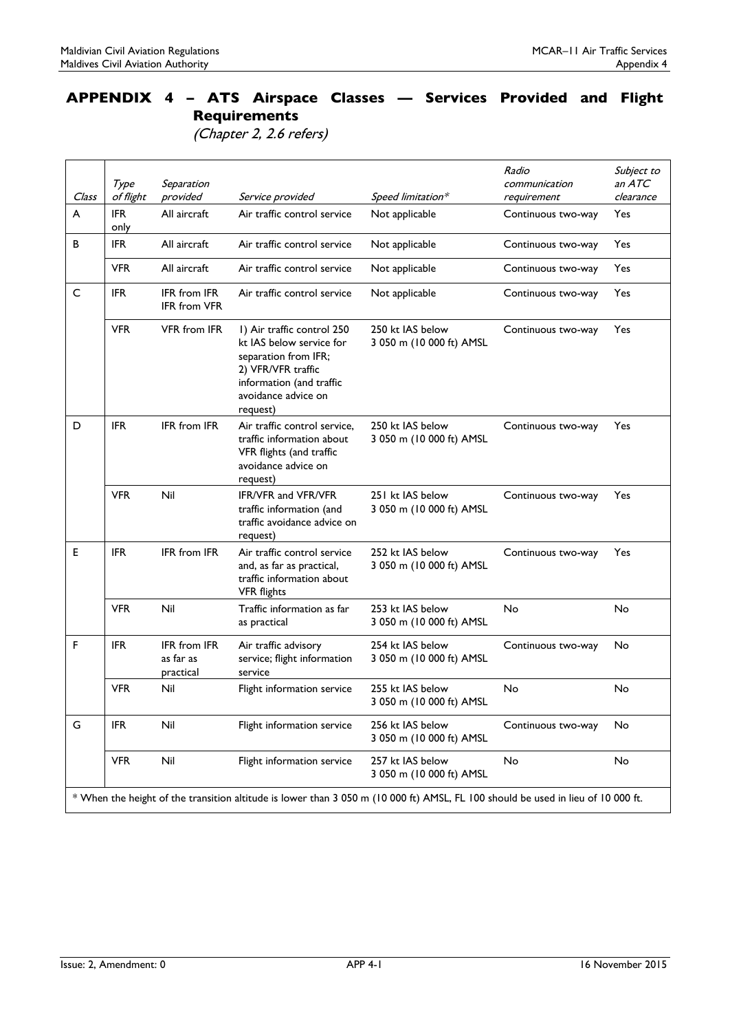# APPENDIX 4 – ATS Airspace Classes — Services Provided and Flight Requirements

*(Chapter 2, 2.6 refers)*

| *Class* | *Type of flight* | *Separation provided* | *Service provided* | *Speed limitation\** | *Radio communication requirement* | *Subject to an ATC clearance* |
|---|---|---|---|---|---|---|
| A | IFR only | All aircraft | Air traffic control service | Not applicable | Continuous two-way | Yes |
| B | IFR | All aircraft | Air traffic control service | Not applicable | Continuous two-way | Yes |
| | VFR | All aircraft | Air traffic control service | Not applicable | Continuous two-way | Yes |
| C | IFR | IFR from IFR IFR from VFR | Air traffic control service | Not applicable | Continuous two-way | Yes |
| | VFR | VFR from IFR | 1) Air traffic control 250 kt IAS below service for separation from IFR; 2) VFR/VFR traffic information (and traffic avoidance advice on request) | 250 kt IAS below 3 050 m (10 000 ft) AMSL | Continuous two-way | Yes |
| D | IFR | IFR from IFR | Air traffic control service, traffic information about VFR flights (and traffic avoidance advice on request) | 250 kt IAS below 3 050 m (10 000 ft) AMSL | Continuous two-way | Yes |
| | VFR | Nil | IFR/VFR and VFR/VFR traffic information (and traffic avoidance advice on request) | 251 kt IAS below 3 050 m (10 000 ft) AMSL | Continuous two-way | Yes |
| E | IFR | IFR from IFR | Air traffic control service and, as far as practical, traffic information about VFR flights | 252 kt IAS below 3 050 m (10 000 ft) AMSL | Continuous two-way | Yes |
| | VFR | Nil | Traffic information as far as practical | 253 kt IAS below 3 050 m (10 000 ft) AMSL | No | No |
| F | IFR | IFR from IFR as far as practical | Air traffic advisory service; flight information service | 254 kt IAS below 3 050 m (10 000 ft) AMSL | Continuous two-way | No |
| | VFR | Nil | Flight information service | 255 kt IAS below 3 050 m (10 000 ft) AMSL | No | No |
| G | IFR | Nil | Flight information service | 256 kt IAS below 3 050 m (10 000 ft) AMSL | Continuous two-way | No |
| | VFR | Nil | Flight information service | 257 kt IAS below 3 050 m (10 000 ft) AMSL | No | No |

\* When the height of the transition altitude is lower than 3 050 m (10 000 ft) AMSL, FL 100 should be used in lieu of 10 000 ft.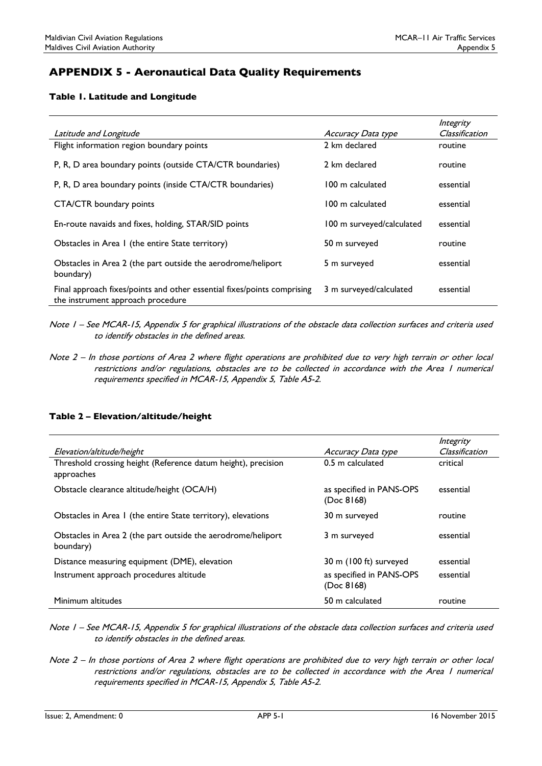# APPENDIX 5 - Aeronautical Data Quality Requirements

### Table 1. Latitude and Longitude

| *Latitude and Longitude* | *Accuracy Data type* | *Integrity Classification* |
|---|---|---|
| Flight information region boundary points | 2 km declared | routine |
| P, R, D area boundary points (outside CTA/CTR boundaries) | 2 km declared | routine |
| P, R, D area boundary points (inside CTA/CTR boundaries) | 100 m calculated | essential |
| CTA/CTR boundary points | 100 m calculated | essential |
| En-route navaids and fixes, holding, STAR/SID points | 100 m surveyed/calculated | essential |
| Obstacles in Area 1 (the entire State territory) | 50 m surveyed | routine |
| Obstacles in Area 2 (the part outside the aerodrome/heliport boundary) | 5 m surveyed | essential |
| Final approach fixes/points and other essential fixes/points comprising the instrument approach procedure | 3 m surveyed/calculated | essential |

*Note 1 – See MCAR-15, Appendix 5 for graphical illustrations of the obstacle data collection surfaces and criteria used to identify obstacles in the defined areas.*

*Note 2 – In those portions of Area 2 where flight operations are prohibited due to very high terrain or other local restrictions and/or regulations, obstacles are to be collected in accordance with the Area 1 numerical requirements specified in MCAR-15, Appendix 5, Table A5-2.*

### Table 2 – Elevation/altitude/height

| *Elevation/altitude/height* | *Accuracy Data type* | *Integrity Classification* |
|---|---|---|
| Threshold crossing height (Reference datum height), precision approaches | 0.5 m calculated | critical |
| Obstacle clearance altitude/height (OCA/H) | as specified in PANS-OPS (Doc 8168) | essential |
| Obstacles in Area 1 (the entire State territory), elevations | 30 m surveyed | routine |
| Obstacles in Area 2 (the part outside the aerodrome/heliport boundary) | 3 m surveyed | essential |
| Distance measuring equipment (DME), elevation | 30 m (100 ft) surveyed | essential |
| Instrument approach procedures altitude | as specified in PANS-OPS (Doc 8168) | essential |
| Minimum altitudes | 50 m calculated | routine |

*Note 1 – See MCAR-15, Appendix 5 for graphical illustrations of the obstacle data collection surfaces and criteria used to identify obstacles in the defined areas.*

*Note 2 – In those portions of Area 2 where flight operations are prohibited due to very high terrain or other local restrictions and/or regulations, obstacles are to be collected in accordance with the Area 1 numerical requirements specified in MCAR-15, Appendix 5, Table A5-2.*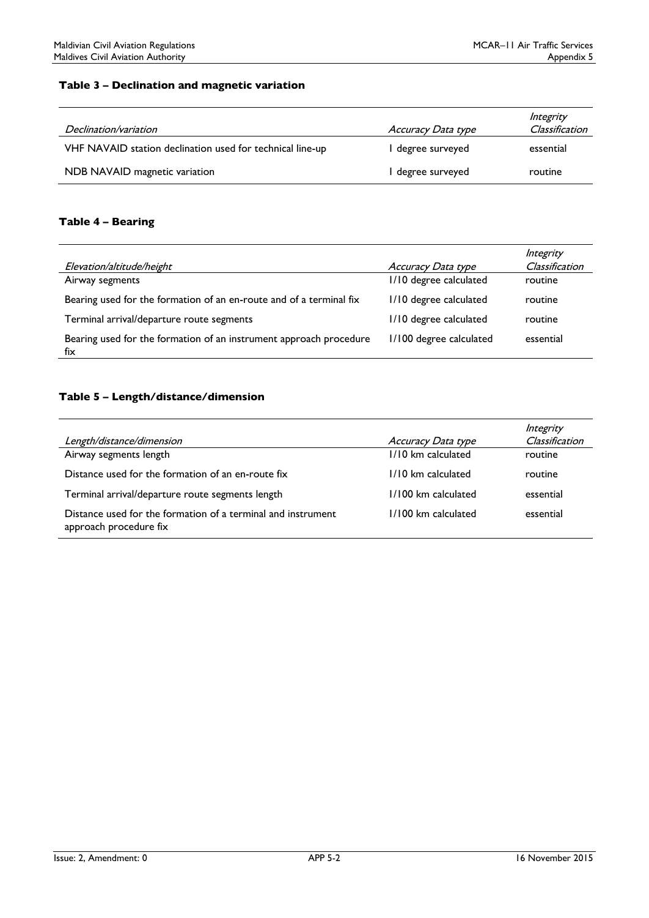**Table 3 – Declination and magnetic variation**

| *Declination/variation* | *Accuracy Data type* | *Integrity Classification* |
|---|---|---|
| VHF NAVAID station declination used for technical line-up | 1 degree surveyed | essential |
| NDB NAVAID magnetic variation | 1 degree surveyed | routine |

**Table 4 – Bearing**

| *Elevation/altitude/height* | *Accuracy Data type* | *Integrity Classification* |
|---|---|---|
| Airway segments | 1/10 degree calculated | routine |
| Bearing used for the formation of an en-route and of a terminal fix | 1/10 degree calculated | routine |
| Terminal arrival/departure route segments | 1/10 degree calculated | routine |
| Bearing used for the formation of an instrument approach procedure fix | 1/100 degree calculated | essential |

**Table 5 – Length/distance/dimension**

| *Length/distance/dimension* | *Accuracy Data type* | *Integrity Classification* |
|---|---|---|
| Airway segments length | 1/10 km calculated | routine |
| Distance used for the formation of an en-route fix | 1/10 km calculated | routine |
| Terminal arrival/departure route segments length | 1/100 km calculated | essential |
| Distance used for the formation of a terminal and instrument approach procedure fix | 1/100 km calculated | essential |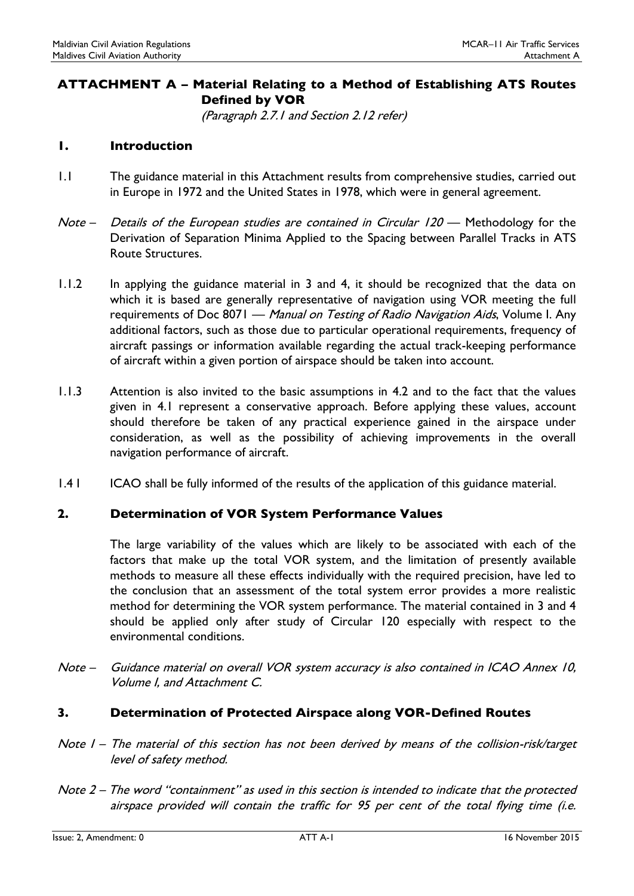## ATTACHMENT A – Material Relating to a Method of Establishing ATS Routes Defined by VOR

*(Paragraph 2.7.1 and Section 2.12 refer)*

### 1. Introduction

1.1 The guidance material in this Attachment results from comprehensive studies, carried out in Europe in 1972 and the United States in 1978, which were in general agreement.

*Note – Details of the European studies are contained in Circular 120* — Methodology for the Derivation of Separation Minima Applied to the Spacing between Parallel Tracks in ATS Route Structures.

1.1.2 In applying the guidance material in 3 and 4, it should be recognized that the data on which it is based are generally representative of navigation using VOR meeting the full requirements of Doc 8071 — *Manual on Testing of Radio Navigation Aids*, Volume I. Any additional factors, such as those due to particular operational requirements, frequency of aircraft passings or information available regarding the actual track-keeping performance of aircraft within a given portion of airspace should be taken into account.

1.1.3 Attention is also invited to the basic assumptions in 4.2 and to the fact that the values given in 4.1 represent a conservative approach. Before applying these values, account should therefore be taken of any practical experience gained in the airspace under consideration, as well as the possibility of achieving improvements in the overall navigation performance of aircraft.

1.4 I ICAO shall be fully informed of the results of the application of this guidance material.

### 2. Determination of VOR System Performance Values

The large variability of the values which are likely to be associated with each of the factors that make up the total VOR system, and the limitation of presently available methods to measure all these effects individually with the required precision, have led to the conclusion that an assessment of the total system error provides a more realistic method for determining the VOR system performance. The material contained in 3 and 4 should be applied only after study of Circular 120 especially with respect to the environmental conditions.

*Note – Guidance material on overall VOR system accuracy is also contained in ICAO Annex 10, Volume I, and Attachment C.*

### 3. Determination of Protected Airspace along VOR-Defined Routes

*Note 1 – The material of this section has not been derived by means of the collision-risk/target level of safety method.*

*Note 2 – The word "containment" as used in this section is intended to indicate that the protected airspace provided will contain the traffic for 95 per cent of the total flying time (i.e.*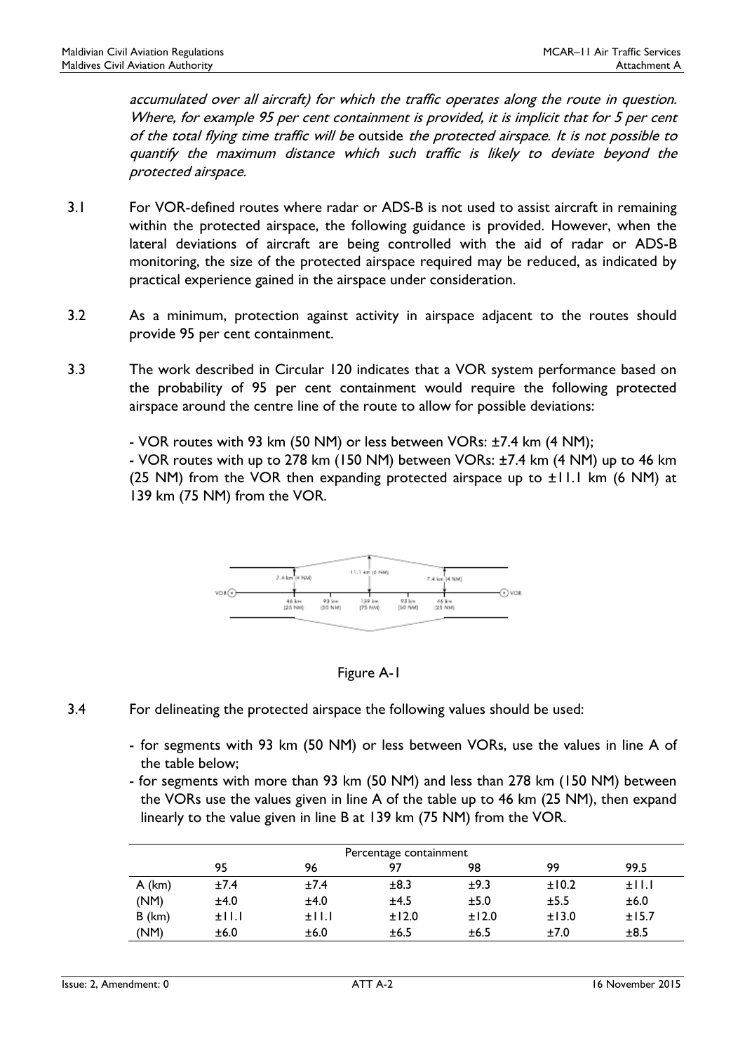*accumulated over all aircraft) for which the traffic operates along the route in question. Where, for example 95 per cent containment is provided, it is implicit that for 5 per cent of the total flying time traffic will be* outside *the protected airspace. It is not possible to quantify the maximum distance which such traffic is likely to deviate beyond the protected airspace.*

3.1 For VOR-defined routes where radar or ADS-B is not used to assist aircraft in remaining within the protected airspace, the following guidance is provided. However, when the lateral deviations of aircraft are being controlled with the aid of radar or ADS-B monitoring, the size of the protected airspace required may be reduced, as indicated by practical experience gained in the airspace under consideration.

3.2 As a minimum, protection against activity in airspace adjacent to the routes should provide 95 per cent containment.

3.3 The work described in Circular 120 indicates that a VOR system performance based on the probability of 95 per cent containment would require the following protected airspace around the centre line of the route to allow for possible deviations:

- VOR routes with 93 km (50 NM) or less between VORs: ±7.4 km (4 NM);
- VOR routes with up to 278 km (150 NM) between VORs: ±7.4 km (4 NM) up to 46 km (25 NM) from the VOR then expanding protected airspace up to ±11.1 km (6 NM) at 139 km (75 NM) from the VOR.

7.4 km (4 NM) — 11.1 km (6 NM) — 7.4 km (4 NM)

VOR — 46 km (25 NM) — 93 km (50 NM) — 139 km (75 NM) — 93 km (50 NM) — 46 km (25 NM) — VOR

Figure A-1

3.4 For delineating the protected airspace the following values should be used:

- for segments with 93 km (50 NM) or less between VORs, use the values in line A of the table below;
- for segments with more than 93 km (50 NM) and less than 278 km (150 NM) between the VORs use the values given in line A of the table up to 46 km (25 NM), then expand linearly to the value given in line B at 139 km (75 NM) from the VOR.

| | Percentage containment | | | | | |
|---|---|---|---|---|---|---|
| | 95 | 96 | 97 | 98 | 99 | 99.5 |
| A (km) | ±7.4 | ±7.4 | ±8.3 | ±9.3 | ±10.2 | ±11.1 |
| (NM) | ±4.0 | ±4.0 | ±4.5 | ±5.0 | ±5.5 | ±6.0 |
| B (km) | ±11.1 | ±11.1 | ±12.0 | ±12.0 | ±13.0 | ±15.7 |
| (NM) | ±6.0 | ±6.0 | ±6.5 | ±6.5 | ±7.0 | ±8.5 |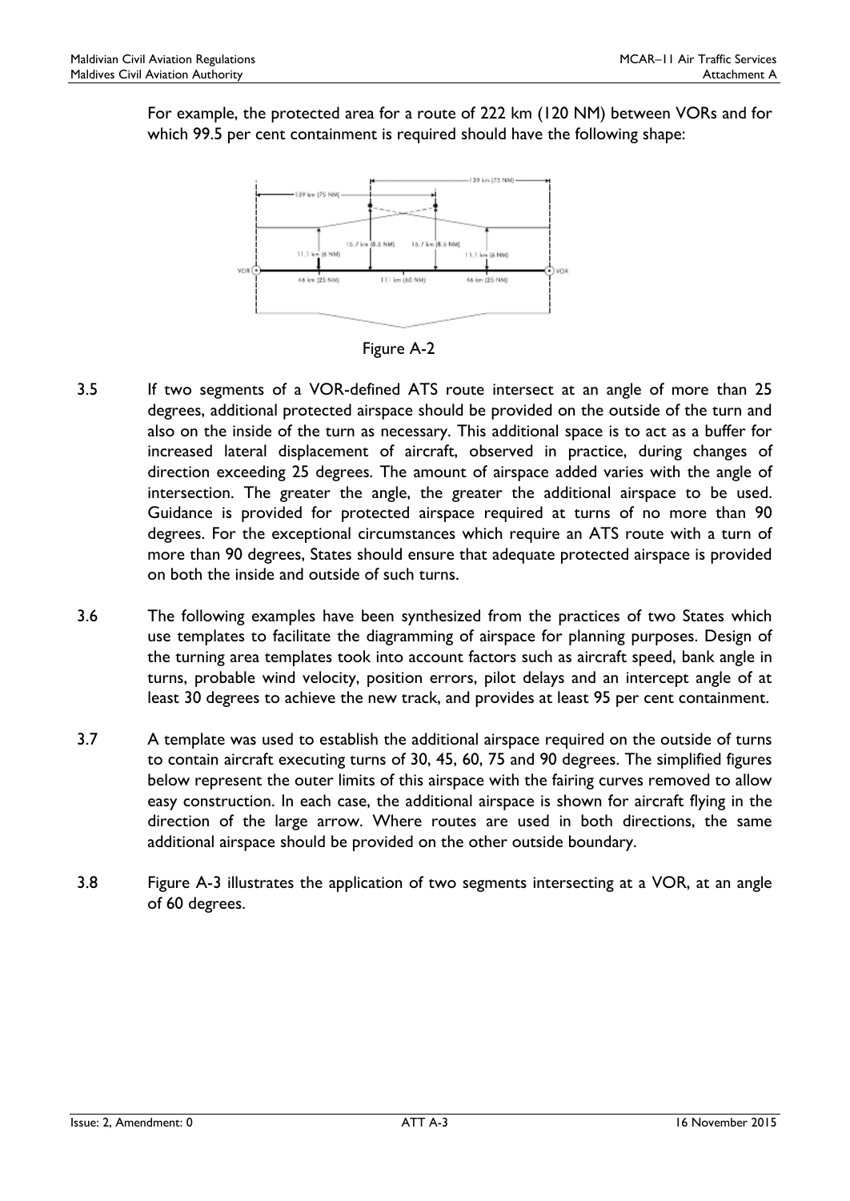For example, the protected area for a route of 222 km (120 NM) between VORs and for which 99.5 per cent containment is required should have the following shape:

Figure A-2

3.5 If two segments of a VOR-defined ATS route intersect at an angle of more than 25 degrees, additional protected airspace should be provided on the outside of the turn and also on the inside of the turn as necessary. This additional space is to act as a buffer for increased lateral displacement of aircraft, observed in practice, during changes of direction exceeding 25 degrees. The amount of airspace added varies with the angle of intersection. The greater the angle, the greater the additional airspace to be used. Guidance is provided for protected airspace required at turns of no more than 90 degrees. For the exceptional circumstances which require an ATS route with a turn of more than 90 degrees, States should ensure that adequate protected airspace is provided on both the inside and outside of such turns.

3.6 The following examples have been synthesized from the practices of two States which use templates to facilitate the diagramming of airspace for planning purposes. Design of the turning area templates took into account factors such as aircraft speed, bank angle in turns, probable wind velocity, position errors, pilot delays and an intercept angle of at least 30 degrees to achieve the new track, and provides at least 95 per cent containment.

3.7 A template was used to establish the additional airspace required on the outside of turns to contain aircraft executing turns of 30, 45, 60, 75 and 90 degrees. The simplified figures below represent the outer limits of this airspace with the fairing curves removed to allow easy construction. In each case, the additional airspace is shown for aircraft flying in the direction of the large arrow. Where routes are used in both directions, the same additional airspace should be provided on the other outside boundary.

3.8 Figure A-3 illustrates the application of two segments intersecting at a VOR, at an angle of 60 degrees.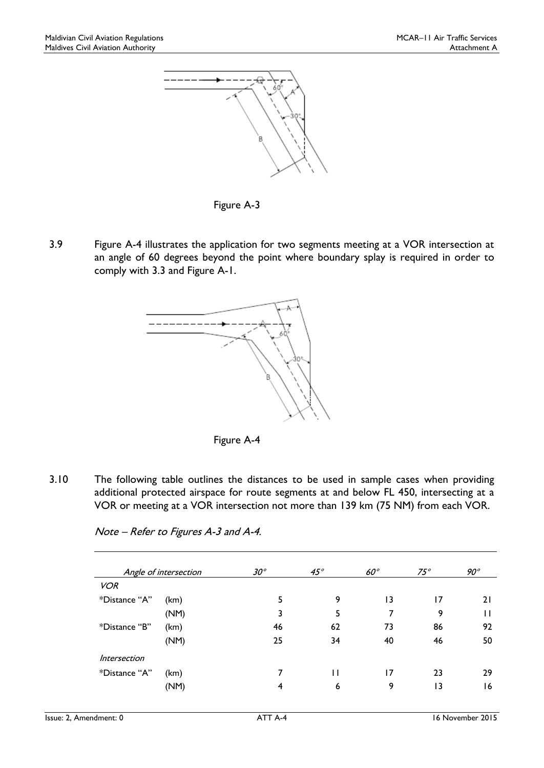Figure A-3

3.9 Figure A-4 illustrates the application for two segments meeting at a VOR intersection at an angle of 60 degrees beyond the point where boundary splay is required in order to comply with 3.3 and Figure A-1.

Figure A-4

3.10 The following table outlines the distances to be used in sample cases when providing additional protected airspace for route segments at and below FL 450, intersecting at a VOR or meeting at a VOR intersection not more than 139 km (75 NM) from each VOR.

*Note – Refer to Figures A-3 and A-4.*

| *Angle of intersection* | | *30°* | *45°* | *60°* | *75°* | *90°* |
|---|---|---|---|---|---|---|
| *VOR* | | | | | | |
| *Distance "A" | (km) | 5 | 9 | 13 | 17 | 21 |
| | (NM) | 3 | 5 | 7 | 9 | 11 |
| *Distance "B" | (km) | 46 | 62 | 73 | 86 | 92 |
| | (NM) | 25 | 34 | 40 | 46 | 50 |
| *Intersection* | | | | | | |
| *Distance "A" | (km) | 7 | 11 | 17 | 23 | 29 |
| | (NM) | 4 | 6 | 9 | 13 | 16 |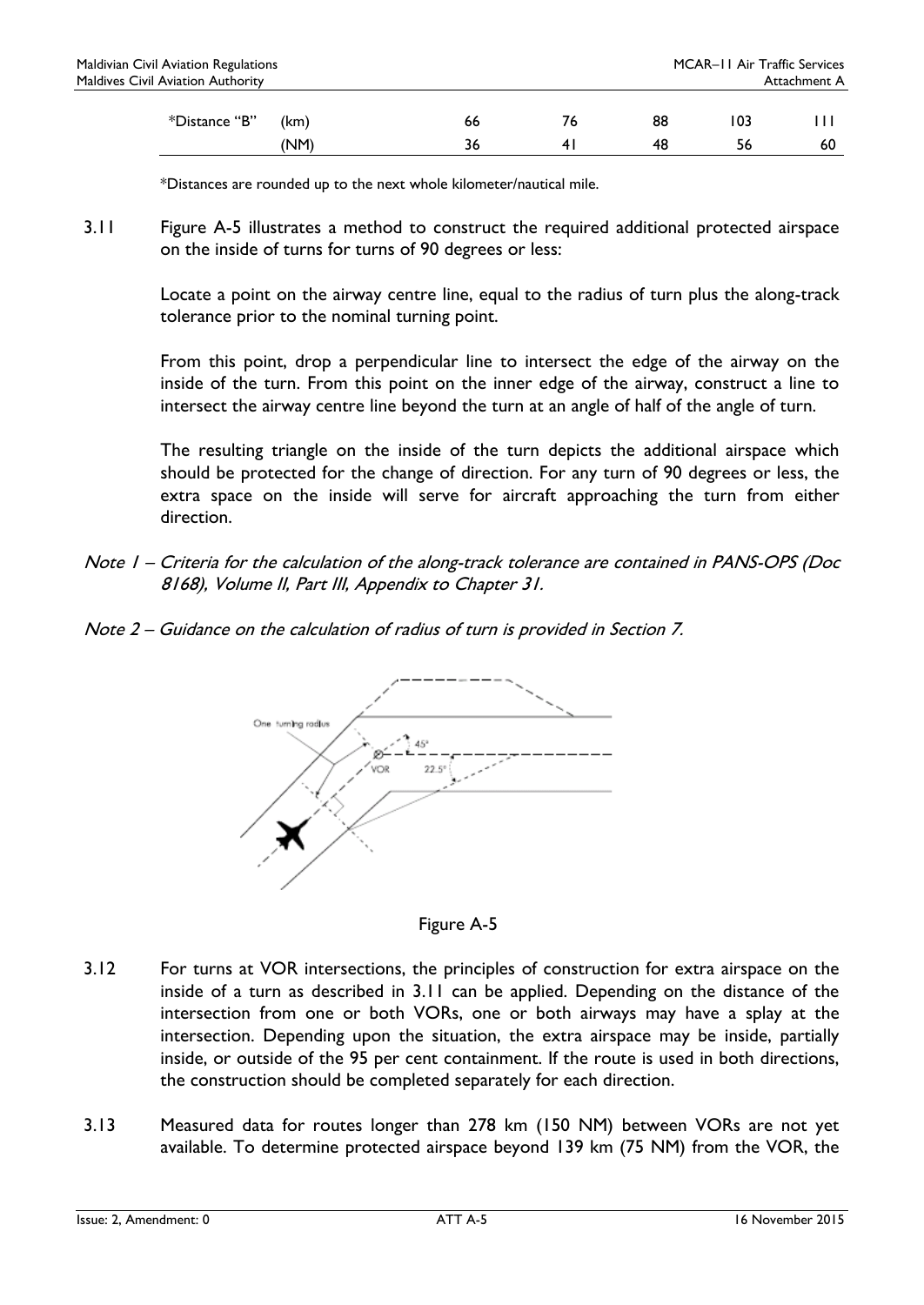| *Distance "B" | (km) | 66 | 76 | 88 | 103 | 111 |
|---|---|---|---|---|---|---|
| | (NM) | 36 | 41 | 48 | 56 | 60 |

*Distances are rounded up to the next whole kilometer/nautical mile.

3.11 Figure A-5 illustrates a method to construct the required additional protected airspace on the inside of turns for turns of 90 degrees or less:

Locate a point on the airway centre line, equal to the radius of turn plus the along-track tolerance prior to the nominal turning point.

From this point, drop a perpendicular line to intersect the edge of the airway on the inside of the turn. From this point on the inner edge of the airway, construct a line to intersect the airway centre line beyond the turn at an angle of half of the angle of turn.

The resulting triangle on the inside of the turn depicts the additional airspace which should be protected for the change of direction. For any turn of 90 degrees or less, the extra space on the inside will serve for aircraft approaching the turn from either direction.

*Note 1 – Criteria for the calculation of the along-track tolerance are contained in PANS-OPS (Doc 8168), Volume II, Part III, Appendix to Chapter 31.*

*Note 2 – Guidance on the calculation of radius of turn is provided in Section 7.*

Figure A-5

3.12 For turns at VOR intersections, the principles of construction for extra airspace on the inside of a turn as described in 3.11 can be applied. Depending on the distance of the intersection from one or both VORs, one or both airways may have a splay at the intersection. Depending upon the situation, the extra airspace may be inside, partially inside, or outside of the 95 per cent containment. If the route is used in both directions, the construction should be completed separately for each direction.

3.13 Measured data for routes longer than 278 km (150 NM) between VORs are not yet available. To determine protected airspace beyond 139 km (75 NM) from the VOR, the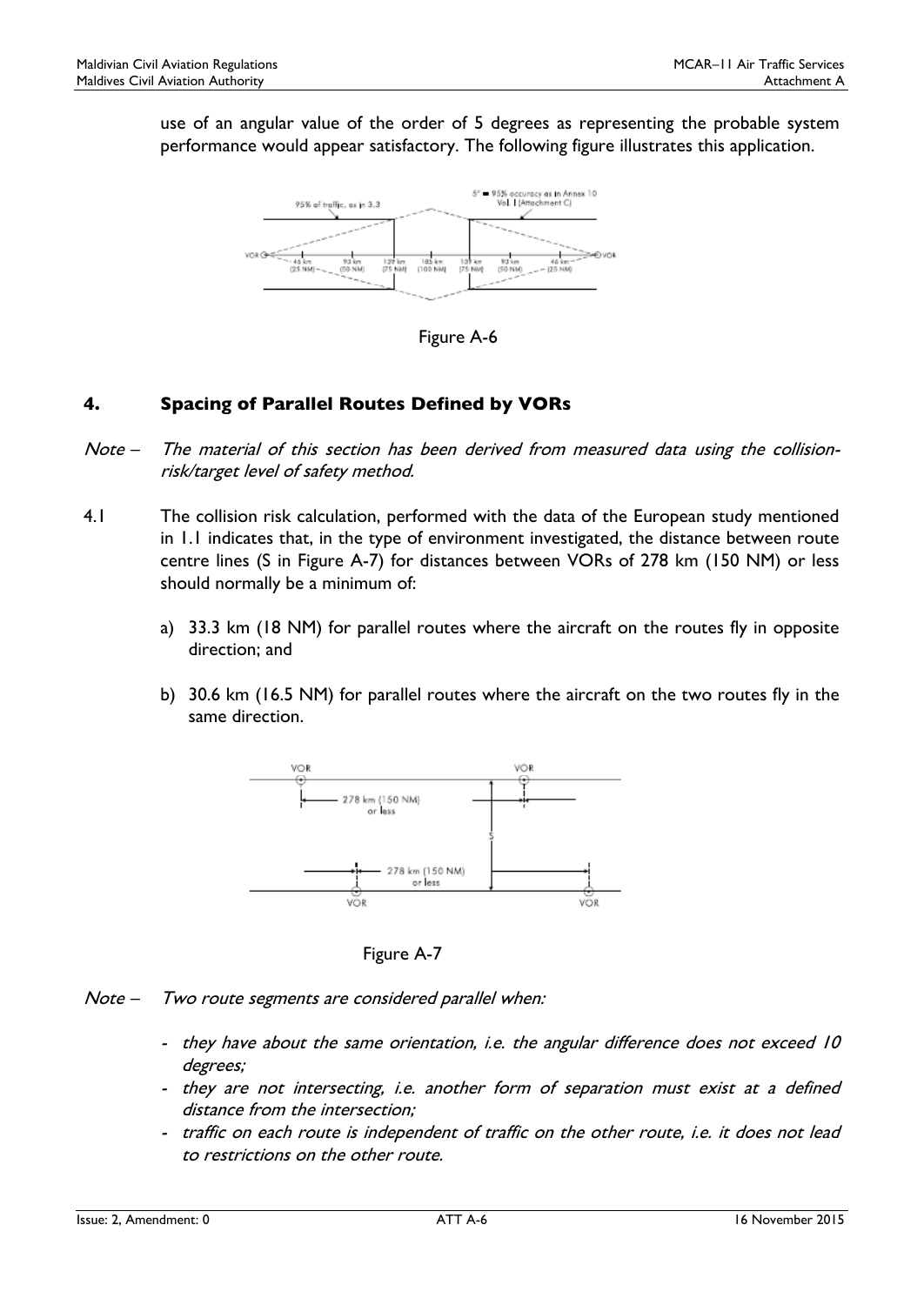use of an angular value of the order of 5 degrees as representing the probable system performance would appear satisfactory. The following figure illustrates this application.

Figure A-6

## 4. Spacing of Parallel Routes Defined by VORs

*Note – The material of this section has been derived from measured data using the collision-risk/target level of safety method.*

4.1 The collision risk calculation, performed with the data of the European study mentioned in 1.1 indicates that, in the type of environment investigated, the distance between route centre lines (S in Figure A-7) for distances between VORs of 278 km (150 NM) or less should normally be a minimum of:

a) 33.3 km (18 NM) for parallel routes where the aircraft on the routes fly in opposite direction; and

b) 30.6 km (16.5 NM) for parallel routes where the aircraft on the two routes fly in the same direction.

Figure A-7

*Note – Two route segments are considered parallel when:*

- *they have about the same orientation, i.e. the angular difference does not exceed 10 degrees;*
- *they are not intersecting, i.e. another form of separation must exist at a defined distance from the intersection;*
- *traffic on each route is independent of traffic on the other route, i.e. it does not lead to restrictions on the other route.*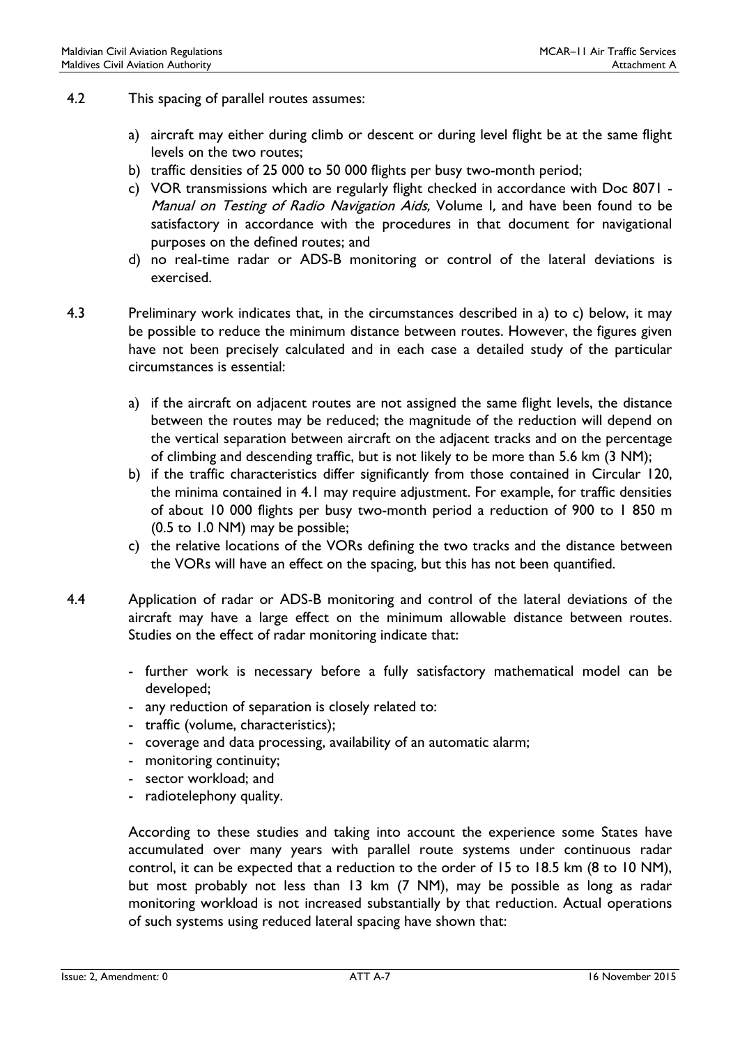4.2 This spacing of parallel routes assumes:

a) aircraft may either during climb or descent or during level flight be at the same flight levels on the two routes;
b) traffic densities of 25 000 to 50 000 flights per busy two-month period;
c) VOR transmissions which are regularly flight checked in accordance with Doc 8071 - *Manual on Testing of Radio Navigation Aids,* Volume I, and have been found to be satisfactory in accordance with the procedures in that document for navigational purposes on the defined routes; and
d) no real-time radar or ADS-B monitoring or control of the lateral deviations is exercised.

4.3 Preliminary work indicates that, in the circumstances described in a) to c) below, it may be possible to reduce the minimum distance between routes. However, the figures given have not been precisely calculated and in each case a detailed study of the particular circumstances is essential:

a) if the aircraft on adjacent routes are not assigned the same flight levels, the distance between the routes may be reduced; the magnitude of the reduction will depend on the vertical separation between aircraft on the adjacent tracks and on the percentage of climbing and descending traffic, but is not likely to be more than 5.6 km (3 NM);
b) if the traffic characteristics differ significantly from those contained in Circular 120, the minima contained in 4.1 may require adjustment. For example, for traffic densities of about 10 000 flights per busy two-month period a reduction of 900 to 1 850 m (0.5 to 1.0 NM) may be possible;
c) the relative locations of the VORs defining the two tracks and the distance between the VORs will have an effect on the spacing, but this has not been quantified.

4.4 Application of radar or ADS-B monitoring and control of the lateral deviations of the aircraft may have a large effect on the minimum allowable distance between routes. Studies on the effect of radar monitoring indicate that:

- further work is necessary before a fully satisfactory mathematical model can be developed;
- any reduction of separation is closely related to:
- traffic (volume, characteristics);
- coverage and data processing, availability of an automatic alarm;
- monitoring continuity;
- sector workload; and
- radiotelephony quality.

According to these studies and taking into account the experience some States have accumulated over many years with parallel route systems under continuous radar control, it can be expected that a reduction to the order of 15 to 18.5 km (8 to 10 NM), but most probably not less than 13 km (7 NM), may be possible as long as radar monitoring workload is not increased substantially by that reduction. Actual operations of such systems using reduced lateral spacing have shown that: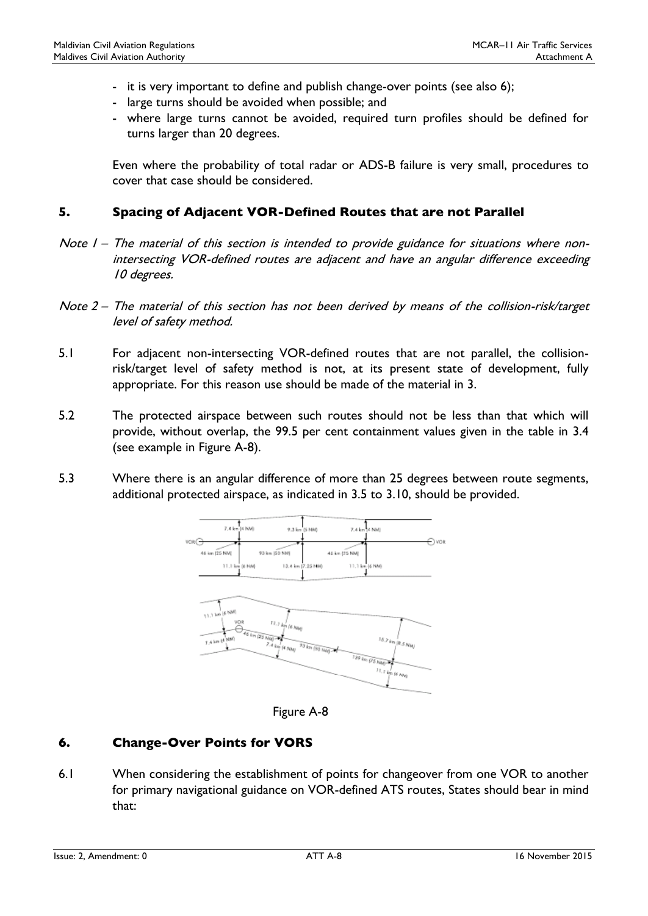- it is very important to define and publish change-over points (see also 6);
- large turns should be avoided when possible; and
- where large turns cannot be avoided, required turn profiles should be defined for turns larger than 20 degrees.

Even where the probability of total radar or ADS-B failure is very small, procedures to cover that case should be considered.

## 5. Spacing of Adjacent VOR-Defined Routes that are not Parallel

*Note 1 – The material of this section is intended to provide guidance for situations where non-intersecting VOR-defined routes are adjacent and have an angular difference exceeding 10 degrees.*

*Note 2 – The material of this section has not been derived by means of the collision-risk/target level of safety method.*

5.1 For adjacent non-intersecting VOR-defined routes that are not parallel, the collision-risk/target level of safety method is not, at its present state of development, fully appropriate. For this reason use should be made of the material in 3.

5.2 The protected airspace between such routes should not be less than that which will provide, without overlap, the 99.5 per cent containment values given in the table in 3.4 (see example in Figure A-8).

5.3 Where there is an angular difference of more than 25 degrees between route segments, additional protected airspace, as indicated in 3.5 to 3.10, should be provided.

Figure A-8

## 6. Change-Over Points for VORS

6.1 When considering the establishment of points for changeover from one VOR to another for primary navigational guidance on VOR-defined ATS routes, States should bear in mind that: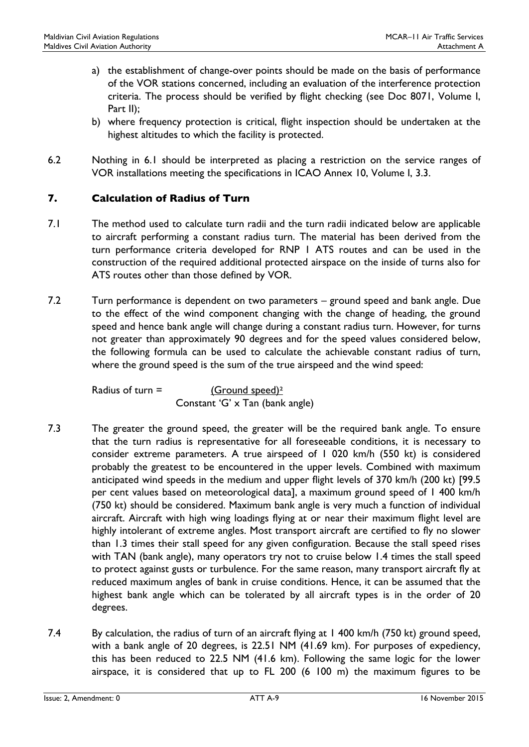a) the establishment of change-over points should be made on the basis of performance of the VOR stations concerned, including an evaluation of the interference protection criteria. The process should be verified by flight checking (see Doc 8071, Volume I, Part II);

b) where frequency protection is critical, flight inspection should be undertaken at the highest altitudes to which the facility is protected.

6.2 Nothing in 6.1 should be interpreted as placing a restriction on the service ranges of VOR installations meeting the specifications in ICAO Annex 10, Volume I, 3.3.

## 7. Calculation of Radius of Turn

7.1 The method used to calculate turn radii and the turn radii indicated below are applicable to aircraft performing a constant radius turn. The material has been derived from the turn performance criteria developed for RNP 1 ATS routes and can be used in the construction of the required additional protected airspace on the inside of turns also for ATS routes other than those defined by VOR.

7.2 Turn performance is dependent on two parameters – ground speed and bank angle. Due to the effect of the wind component changing with the change of heading, the ground speed and hence bank angle will change during a constant radius turn. However, for turns not greater than approximately 90 degrees and for the speed values considered below, the following formula can be used to calculate the achievable constant radius of turn, where the ground speed is the sum of the true airspeed and the wind speed:

$$\text{Radius of turn} = \frac{(\text{Ground speed})^2}{\text{Constant 'G'} \times \text{Tan (bank angle)}}$$

7.3 The greater the ground speed, the greater will be the required bank angle. To ensure that the turn radius is representative for all foreseeable conditions, it is necessary to consider extreme parameters. A true airspeed of 1 020 km/h (550 kt) is considered probably the greatest to be encountered in the upper levels. Combined with maximum anticipated wind speeds in the medium and upper flight levels of 370 km/h (200 kt) [99.5 per cent values based on meteorological data], a maximum ground speed of 1 400 km/h (750 kt) should be considered. Maximum bank angle is very much a function of individual aircraft. Aircraft with high wing loadings flying at or near their maximum flight level are highly intolerant of extreme angles. Most transport aircraft are certified to fly no slower than 1.3 times their stall speed for any given configuration. Because the stall speed rises with TAN (bank angle), many operators try not to cruise below 1.4 times the stall speed to protect against gusts or turbulence. For the same reason, many transport aircraft fly at reduced maximum angles of bank in cruise conditions. Hence, it can be assumed that the highest bank angle which can be tolerated by all aircraft types is in the order of 20 degrees.

7.4 By calculation, the radius of turn of an aircraft flying at 1 400 km/h (750 kt) ground speed, with a bank angle of 20 degrees, is 22.51 NM (41.69 km). For purposes of expediency, this has been reduced to 22.5 NM (41.6 km). Following the same logic for the lower airspace, it is considered that up to FL 200 (6 100 m) the maximum figures to be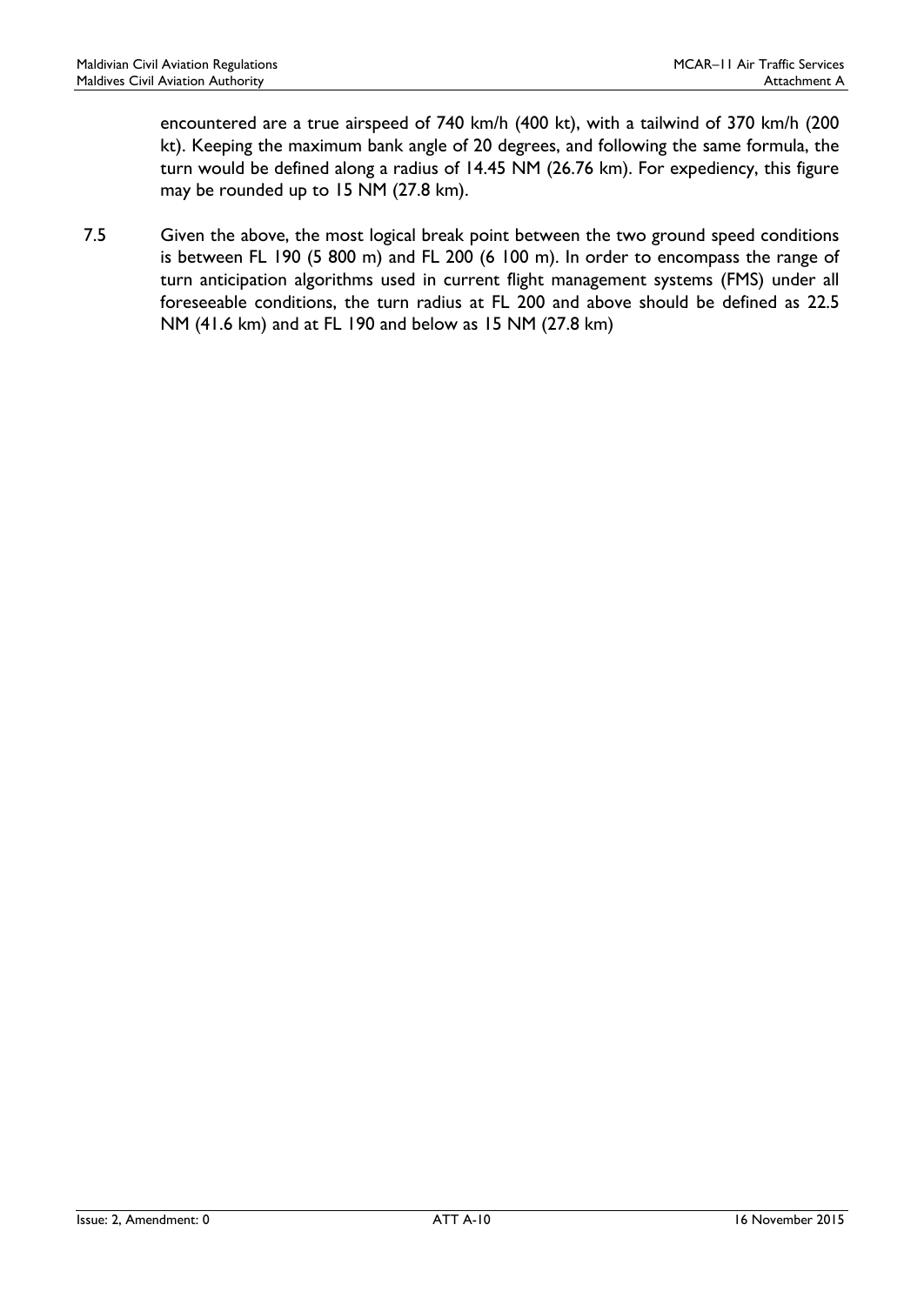encountered are a true airspeed of 740 km/h (400 kt), with a tailwind of 370 km/h (200 kt). Keeping the maximum bank angle of 20 degrees, and following the same formula, the turn would be defined along a radius of 14.45 NM (26.76 km). For expediency, this figure may be rounded up to 15 NM (27.8 km).

7.5 Given the above, the most logical break point between the two ground speed conditions is between FL 190 (5 800 m) and FL 200 (6 100 m). In order to encompass the range of turn anticipation algorithms used in current flight management systems (FMS) under all foreseeable conditions, the turn radius at FL 200 and above should be defined as 22.5 NM (41.6 km) and at FL 190 and below as 15 NM (27.8 km)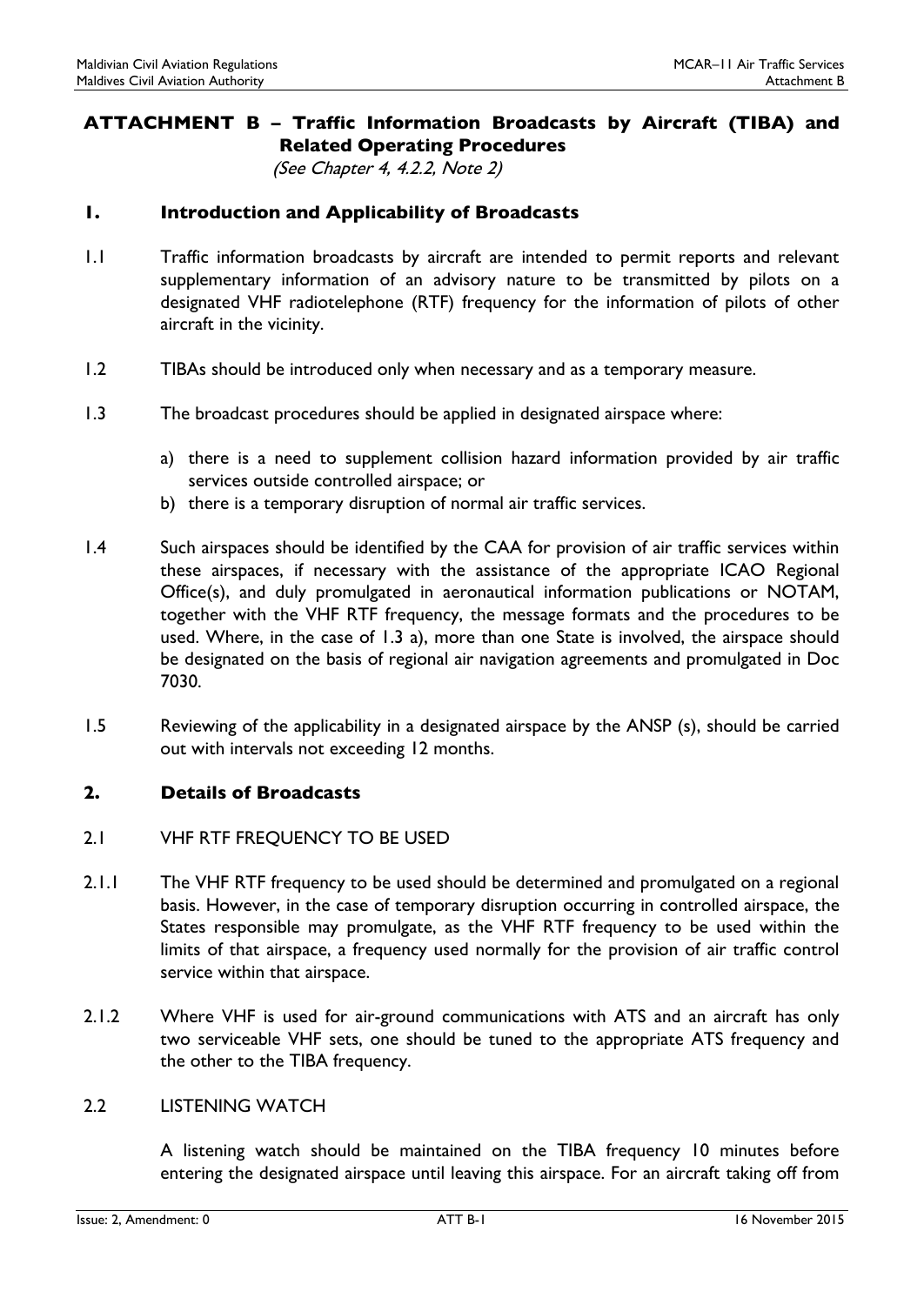## ATTACHMENT B – Traffic Information Broadcasts by Aircraft (TIBA) and Related Operating Procedures

*(See Chapter 4, 4.2.2, Note 2)*

### 1. Introduction and Applicability of Broadcasts

1.1 Traffic information broadcasts by aircraft are intended to permit reports and relevant supplementary information of an advisory nature to be transmitted by pilots on a designated VHF radiotelephone (RTF) frequency for the information of pilots of other aircraft in the vicinity.

1.2 TIBAs should be introduced only when necessary and as a temporary measure.

1.3 The broadcast procedures should be applied in designated airspace where:

a) there is a need to supplement collision hazard information provided by air traffic services outside controlled airspace; or
b) there is a temporary disruption of normal air traffic services.

1.4 Such airspaces should be identified by the CAA for provision of air traffic services within these airspaces, if necessary with the assistance of the appropriate ICAO Regional Office(s), and duly promulgated in aeronautical information publications or NOTAM, together with the VHF RTF frequency, the message formats and the procedures to be used. Where, in the case of 1.3 a), more than one State is involved, the airspace should be designated on the basis of regional air navigation agreements and promulgated in Doc 7030.

1.5 Reviewing of the applicability in a designated airspace by the ANSP (s), should be carried out with intervals not exceeding 12 months.

### 2. Details of Broadcasts

2.1 VHF RTF FREQUENCY TO BE USED

2.1.1 The VHF RTF frequency to be used should be determined and promulgated on a regional basis. However, in the case of temporary disruption occurring in controlled airspace, the States responsible may promulgate, as the VHF RTF frequency to be used within the limits of that airspace, a frequency used normally for the provision of air traffic control service within that airspace.

2.1.2 Where VHF is used for air-ground communications with ATS and an aircraft has only two serviceable VHF sets, one should be tuned to the appropriate ATS frequency and the other to the TIBA frequency.

2.2 LISTENING WATCH

A listening watch should be maintained on the TIBA frequency 10 minutes before entering the designated airspace until leaving this airspace. For an aircraft taking off from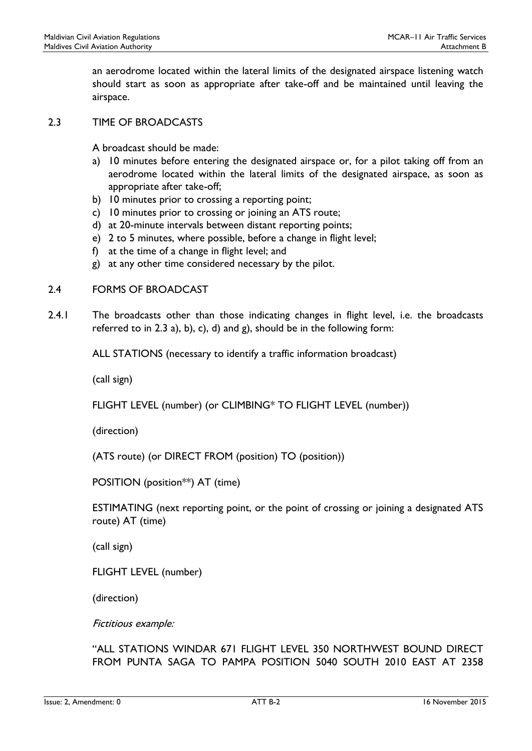an aerodrome located within the lateral limits of the designated airspace listening watch should start as soon as appropriate after take-off and be maintained until leaving the airspace.

## 2.3 TIME OF BROADCASTS

A broadcast should be made:

a) 10 minutes before entering the designated airspace or, for a pilot taking off from an aerodrome located within the lateral limits of the designated airspace, as soon as appropriate after take-off;
b) 10 minutes prior to crossing a reporting point;
c) 10 minutes prior to crossing or joining an ATS route;
d) at 20-minute intervals between distant reporting points;
e) 2 to 5 minutes, where possible, before a change in flight level;
f) at the time of a change in flight level; and
g) at any other time considered necessary by the pilot.

## 2.4 FORMS OF BROADCAST

2.4.1 The broadcasts other than those indicating changes in flight level, i.e. the broadcasts referred to in 2.3 a), b), c), d) and g), should be in the following form:

ALL STATIONS (necessary to identify a traffic information broadcast)

(call sign)

FLIGHT LEVEL (number) (or CLIMBING* TO FLIGHT LEVEL (number))

(direction)

(ATS route) (or DIRECT FROM (position) TO (position))

POSITION (position**) AT (time)

ESTIMATING (next reporting point, or the point of crossing or joining a designated ATS route) AT (time)

(call sign)

FLIGHT LEVEL (number)

(direction)

*Fictitious example:*

"ALL STATIONS WINDAR 671 FLIGHT LEVEL 350 NORTHWEST BOUND DIRECT FROM PUNTA SAGA TO PAMPA POSITION 5040 SOUTH 2010 EAST AT 2358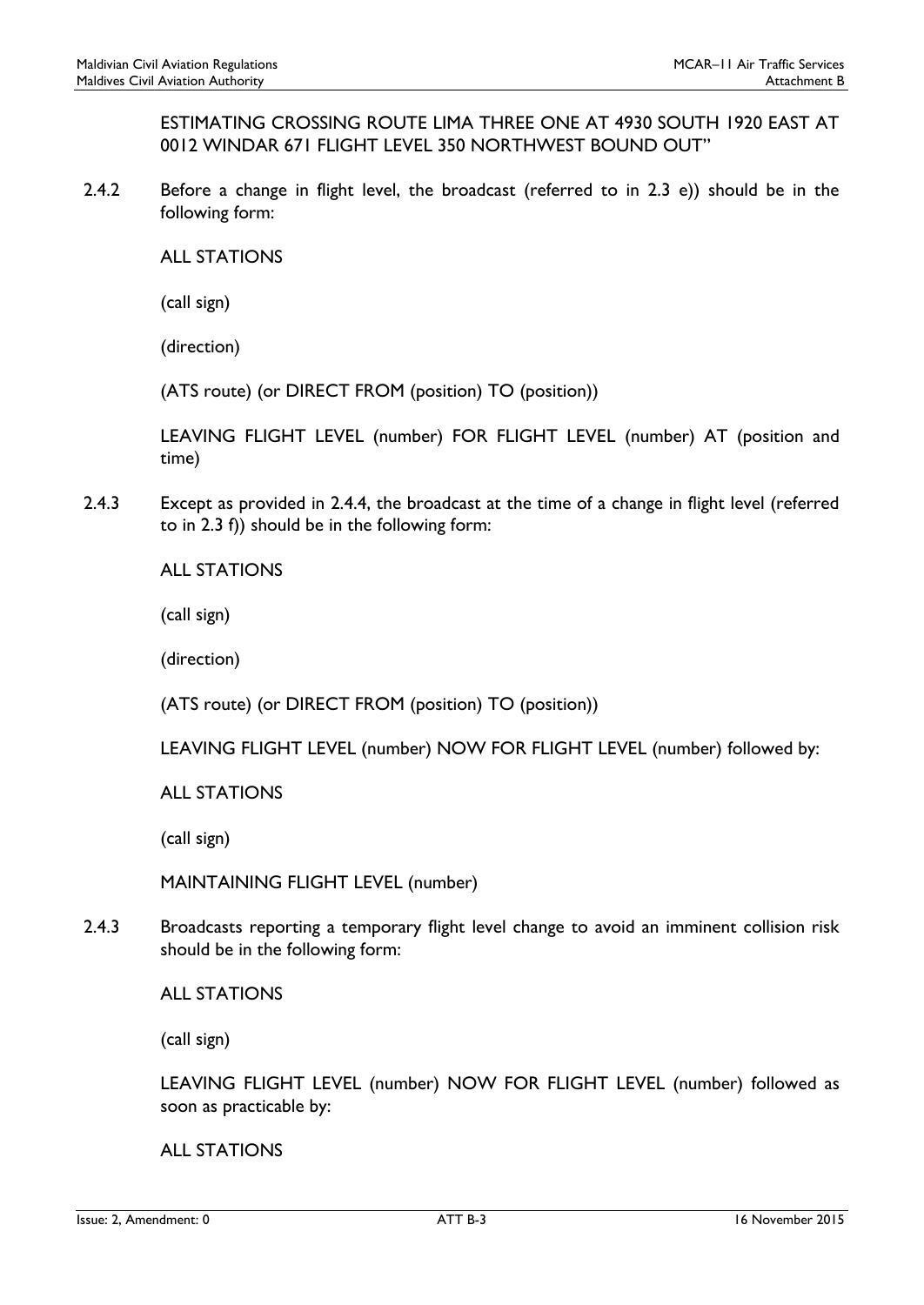ESTIMATING CROSSING ROUTE LIMA THREE ONE AT 4930 SOUTH 1920 EAST AT 0012 WINDAR 671 FLIGHT LEVEL 350 NORTHWEST BOUND OUT"

2.4.2 Before a change in flight level, the broadcast (referred to in 2.3 e)) should be in the following form:

ALL STATIONS

(call sign)

(direction)

(ATS route) (or DIRECT FROM (position) TO (position))

LEAVING FLIGHT LEVEL (number) FOR FLIGHT LEVEL (number) AT (position and time)

2.4.3 Except as provided in 2.4.4, the broadcast at the time of a change in flight level (referred to in 2.3 f)) should be in the following form:

ALL STATIONS

(call sign)

(direction)

(ATS route) (or DIRECT FROM (position) TO (position))

LEAVING FLIGHT LEVEL (number) NOW FOR FLIGHT LEVEL (number) followed by:

ALL STATIONS

(call sign)

MAINTAINING FLIGHT LEVEL (number)

2.4.3 Broadcasts reporting a temporary flight level change to avoid an imminent collision risk should be in the following form:

ALL STATIONS

(call sign)

LEAVING FLIGHT LEVEL (number) NOW FOR FLIGHT LEVEL (number) followed as soon as practicable by:

ALL STATIONS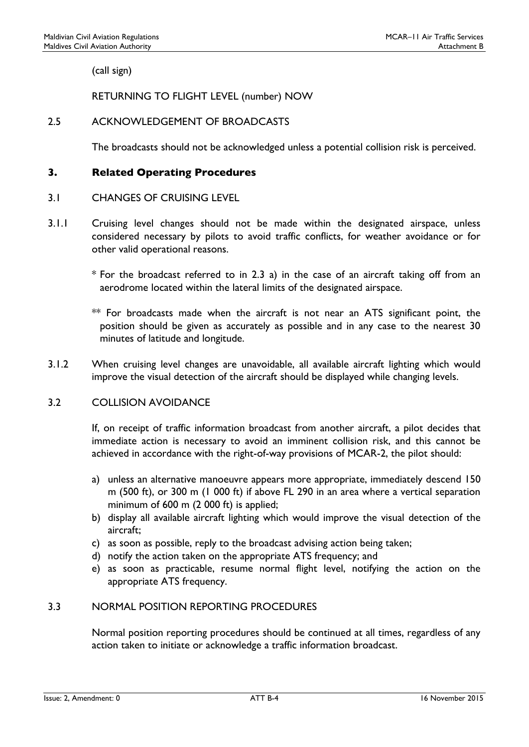(call sign)

RETURNING TO FLIGHT LEVEL (number) NOW

2.5 ACKNOWLEDGEMENT OF BROADCASTS

The broadcasts should not be acknowledged unless a potential collision risk is perceived.

## 3. Related Operating Procedures

3.1 CHANGES OF CRUISING LEVEL

3.1.1 Cruising level changes should not be made within the designated airspace, unless considered necessary by pilots to avoid traffic conflicts, for weather avoidance or for other valid operational reasons.

\* For the broadcast referred to in 2.3 a) in the case of an aircraft taking off from an aerodrome located within the lateral limits of the designated airspace.

\*\* For broadcasts made when the aircraft is not near an ATS significant point, the position should be given as accurately as possible and in any case to the nearest 30 minutes of latitude and longitude.

3.1.2 When cruising level changes are unavoidable, all available aircraft lighting which would improve the visual detection of the aircraft should be displayed while changing levels.

3.2 COLLISION AVOIDANCE

If, on receipt of traffic information broadcast from another aircraft, a pilot decides that immediate action is necessary to avoid an imminent collision risk, and this cannot be achieved in accordance with the right-of-way provisions of MCAR-2, the pilot should:

a) unless an alternative manoeuvre appears more appropriate, immediately descend 150 m (500 ft), or 300 m (1 000 ft) if above FL 290 in an area where a vertical separation minimum of 600 m (2 000 ft) is applied;
b) display all available aircraft lighting which would improve the visual detection of the aircraft;
c) as soon as possible, reply to the broadcast advising action being taken;
d) notify the action taken on the appropriate ATS frequency; and
e) as soon as practicable, resume normal flight level, notifying the action on the appropriate ATS frequency.

3.3 NORMAL POSITION REPORTING PROCEDURES

Normal position reporting procedures should be continued at all times, regardless of any action taken to initiate or acknowledge a traffic information broadcast.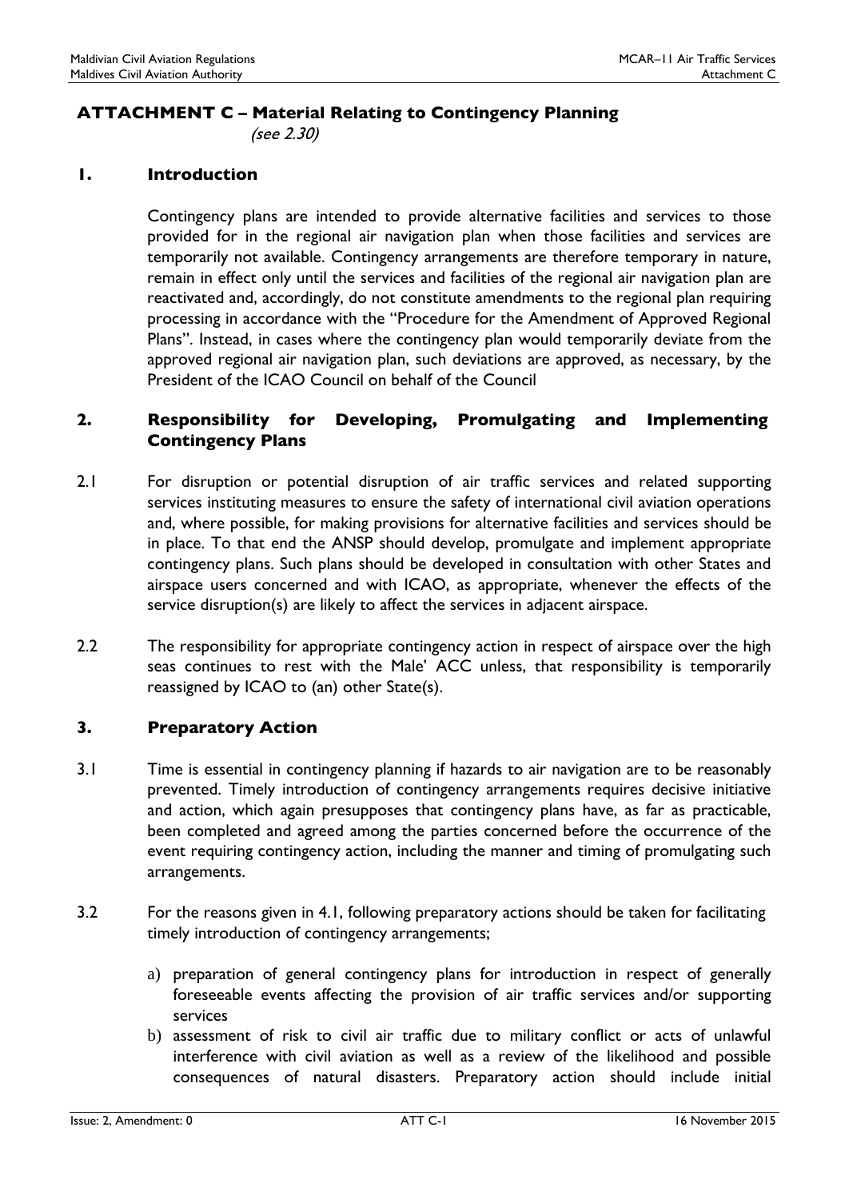# ATTACHMENT C – Material Relating to Contingency Planning

*(see 2.30)*

## 1. Introduction

Contingency plans are intended to provide alternative facilities and services to those provided for in the regional air navigation plan when those facilities and services are temporarily not available. Contingency arrangements are therefore temporary in nature, remain in effect only until the services and facilities of the regional air navigation plan are reactivated and, accordingly, do not constitute amendments to the regional plan requiring processing in accordance with the "Procedure for the Amendment of Approved Regional Plans". Instead, in cases where the contingency plan would temporarily deviate from the approved regional air navigation plan, such deviations are approved, as necessary, by the President of the ICAO Council on behalf of the Council

## 2. Responsibility for Developing, Promulgating and Implementing Contingency Plans

2.1 For disruption or potential disruption of air traffic services and related supporting services instituting measures to ensure the safety of international civil aviation operations and, where possible, for making provisions for alternative facilities and services should be in place. To that end the ANSP should develop, promulgate and implement appropriate contingency plans. Such plans should be developed in consultation with other States and airspace users concerned and with ICAO, as appropriate, whenever the effects of the service disruption(s) are likely to affect the services in adjacent airspace.

2.2 The responsibility for appropriate contingency action in respect of airspace over the high seas continues to rest with the Male' ACC unless, that responsibility is temporarily reassigned by ICAO to (an) other State(s).

## 3. Preparatory Action

3.1 Time is essential in contingency planning if hazards to air navigation are to be reasonably prevented. Timely introduction of contingency arrangements requires decisive initiative and action, which again presupposes that contingency plans have, as far as practicable, been completed and agreed among the parties concerned before the occurrence of the event requiring contingency action, including the manner and timing of promulgating such arrangements.

3.2 For the reasons given in 4.1, following preparatory actions should be taken for facilitating timely introduction of contingency arrangements;

a) preparation of general contingency plans for introduction in respect of generally foreseeable events affecting the provision of air traffic services and/or supporting services

b) assessment of risk to civil air traffic due to military conflict or acts of unlawful interference with civil aviation as well as a review of the likelihood and possible consequences of natural disasters. Preparatory action should include initial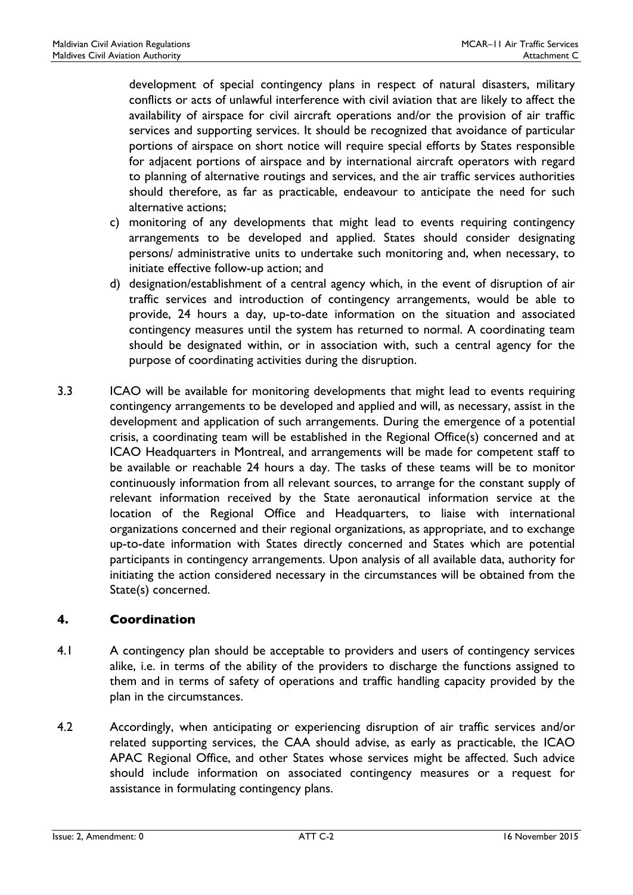development of special contingency plans in respect of natural disasters, military conflicts or acts of unlawful interference with civil aviation that are likely to affect the availability of airspace for civil aircraft operations and/or the provision of air traffic services and supporting services. It should be recognized that avoidance of particular portions of airspace on short notice will require special efforts by States responsible for adjacent portions of airspace and by international aircraft operators with regard to planning of alternative routings and services, and the air traffic services authorities should therefore, as far as practicable, endeavour to anticipate the need for such alternative actions;

c) monitoring of any developments that might lead to events requiring contingency arrangements to be developed and applied. States should consider designating persons/ administrative units to undertake such monitoring and, when necessary, to initiate effective follow-up action; and

d) designation/establishment of a central agency which, in the event of disruption of air traffic services and introduction of contingency arrangements, would be able to provide, 24 hours a day, up-to-date information on the situation and associated contingency measures until the system has returned to normal. A coordinating team should be designated within, or in association with, such a central agency for the purpose of coordinating activities during the disruption.

3.3 ICAO will be available for monitoring developments that might lead to events requiring contingency arrangements to be developed and applied and will, as necessary, assist in the development and application of such arrangements. During the emergence of a potential crisis, a coordinating team will be established in the Regional Office(s) concerned and at ICAO Headquarters in Montreal, and arrangements will be made for competent staff to be available or reachable 24 hours a day. The tasks of these teams will be to monitor continuously information from all relevant sources, to arrange for the constant supply of relevant information received by the State aeronautical information service at the location of the Regional Office and Headquarters, to liaise with international organizations concerned and their regional organizations, as appropriate, and to exchange up-to-date information with States directly concerned and States which are potential participants in contingency arrangements. Upon analysis of all available data, authority for initiating the action considered necessary in the circumstances will be obtained from the State(s) concerned.

## 4. Coordination

4.1 A contingency plan should be acceptable to providers and users of contingency services alike, i.e. in terms of the ability of the providers to discharge the functions assigned to them and in terms of safety of operations and traffic handling capacity provided by the plan in the circumstances.

4.2 Accordingly, when anticipating or experiencing disruption of air traffic services and/or related supporting services, the CAA should advise, as early as practicable, the ICAO APAC Regional Office, and other States whose services might be affected. Such advice should include information on associated contingency measures or a request for assistance in formulating contingency plans.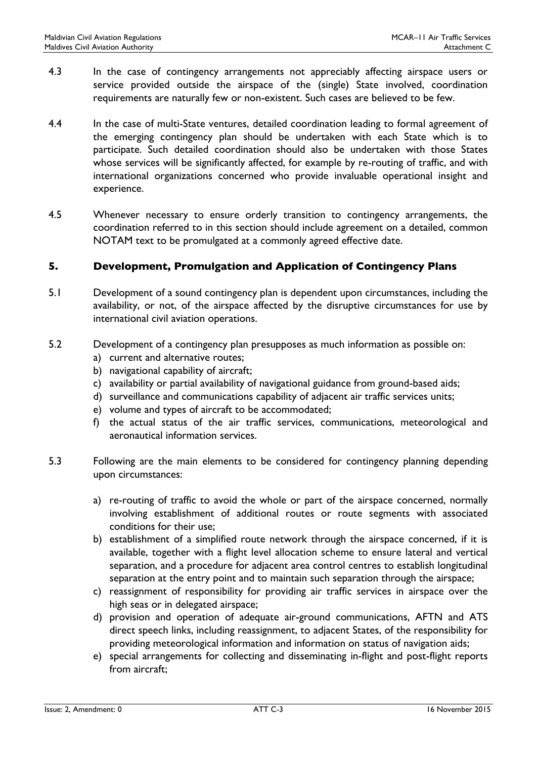4.3 In the case of contingency arrangements not appreciably affecting airspace users or service provided outside the airspace of the (single) State involved, coordination requirements are naturally few or non-existent. Such cases are believed to be few.

4.4 In the case of multi-State ventures, detailed coordination leading to formal agreement of the emerging contingency plan should be undertaken with each State which is to participate. Such detailed coordination should also be undertaken with those States whose services will be significantly affected, for example by re-routing of traffic, and with international organizations concerned who provide invaluable operational insight and experience.

4.5 Whenever necessary to ensure orderly transition to contingency arrangements, the coordination referred to in this section should include agreement on a detailed, common NOTAM text to be promulgated at a commonly agreed effective date.

## 5. Development, Promulgation and Application of Contingency Plans

5.1 Development of a sound contingency plan is dependent upon circumstances, including the availability, or not, of the airspace affected by the disruptive circumstances for use by international civil aviation operations.

5.2 Development of a contingency plan presupposes as much information as possible on:

a) current and alternative routes;
b) navigational capability of aircraft;
c) availability or partial availability of navigational guidance from ground-based aids;
d) surveillance and communications capability of adjacent air traffic services units;
e) volume and types of aircraft to be accommodated;
f) the actual status of the air traffic services, communications, meteorological and aeronautical information services.

5.3 Following are the main elements to be considered for contingency planning depending upon circumstances:

a) re-routing of traffic to avoid the whole or part of the airspace concerned, normally involving establishment of additional routes or route segments with associated conditions for their use;
b) establishment of a simplified route network through the airspace concerned, if it is available, together with a flight level allocation scheme to ensure lateral and vertical separation, and a procedure for adjacent area control centres to establish longitudinal separation at the entry point and to maintain such separation through the airspace;
c) reassignment of responsibility for providing air traffic services in airspace over the high seas or in delegated airspace;
d) provision and operation of adequate air-ground communications, AFTN and ATS direct speech links, including reassignment, to adjacent States, of the responsibility for providing meteorological information and information on status of navigation aids;
e) special arrangements for collecting and disseminating in-flight and post-flight reports from aircraft;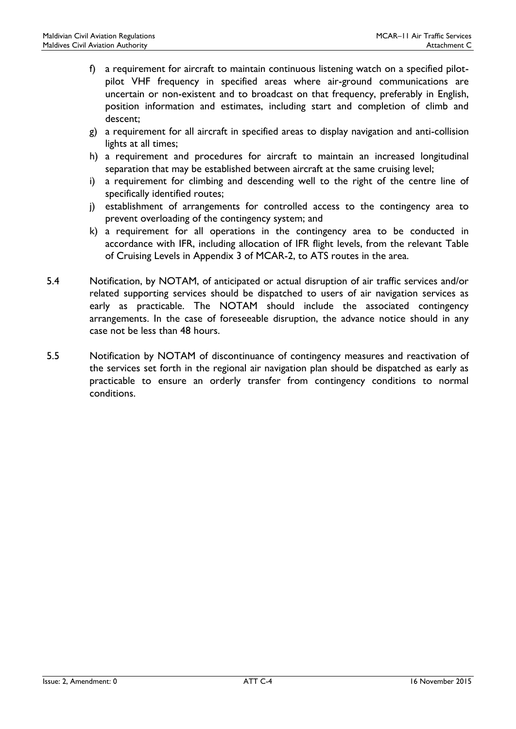f) a requirement for aircraft to maintain continuous listening watch on a specified pilot-pilot VHF frequency in specified areas where air-ground communications are uncertain or non-existent and to broadcast on that frequency, preferably in English, position information and estimates, including start and completion of climb and descent;

g) a requirement for all aircraft in specified areas to display navigation and anti-collision lights at all times;

h) a requirement and procedures for aircraft to maintain an increased longitudinal separation that may be established between aircraft at the same cruising level;

i) a requirement for climbing and descending well to the right of the centre line of specifically identified routes;

j) establishment of arrangements for controlled access to the contingency area to prevent overloading of the contingency system; and

k) a requirement for all operations in the contingency area to be conducted in accordance with IFR, including allocation of IFR flight levels, from the relevant Table of Cruising Levels in Appendix 3 of MCAR-2, to ATS routes in the area.

5.4 Notification, by NOTAM, of anticipated or actual disruption of air traffic services and/or related supporting services should be dispatched to users of air navigation services as early as practicable. The NOTAM should include the associated contingency arrangements. In the case of foreseeable disruption, the advance notice should in any case not be less than 48 hours.

5.5 Notification by NOTAM of discontinuance of contingency measures and reactivation of the services set forth in the regional air navigation plan should be dispatched as early as practicable to ensure an orderly transfer from contingency conditions to normal conditions.